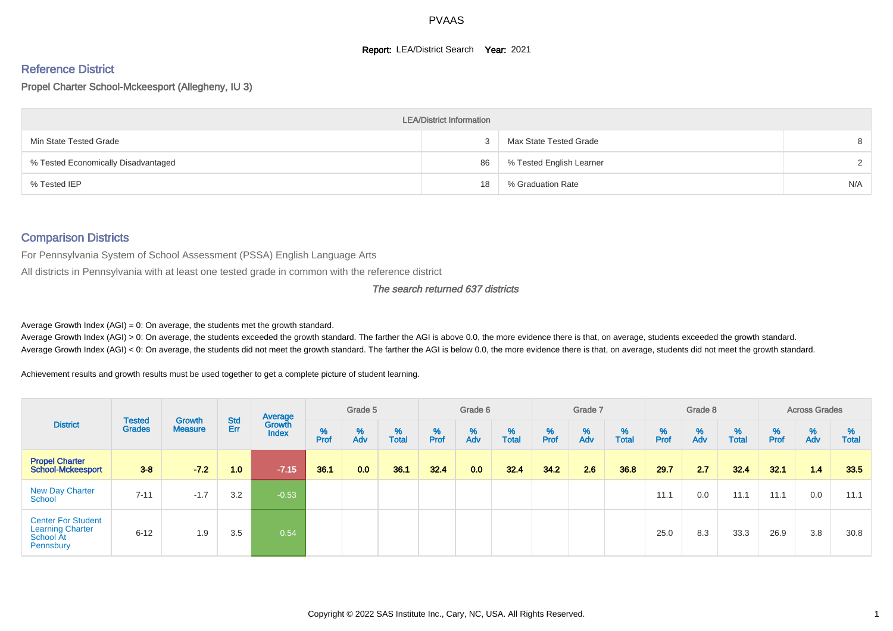PVAAS

**Report:** LEA/District Search **Year:** 2021

## Reference District

Propel Charter School-Mckeesport (Allegheny, IU 3)

| LEA/District Information | | | |
|---|---|---|---|
| Min State Tested Grade | 3 | Max State Tested Grade | 8 |
| % Tested Economically Disadvantaged | 86 | % Tested English Learner | 2 |
| % Tested IEP | 18 | % Graduation Rate | N/A |

## Comparison Districts

For Pennsylvania System of School Assessment (PSSA) English Language Arts

All districts in Pennsylvania with at least one tested grade in common with the reference district

*The search returned 637 districts*

Average Growth Index (AGI) = 0: On average, the students met the growth standard.

Average Growth Index (AGI) > 0: On average, the students exceeded the growth standard. The farther the AGI is above 0.0, the more evidence there is that, on average, students exceeded the growth standard.

Average Growth Index (AGI) < 0: On average, the students did not meet the growth standard. The farther the AGI is below 0.0, the more evidence there is that, on average, students did not meet the growth standard.

Achievement results and growth results must be used together to get a complete picture of student learning.

| District | Tested Grades | Growth Measure | Std Err | Average Growth Index | Grade 5 | | | Grade 6 | | | Grade 7 | | | Grade 8 | | | Across Grades | | |
|---|---|---|---|---|---|---|---|---|---|---|---|---|---|---|---|---|---|---|---|
| | | | | | % Prof | % Adv | % Total | % Prof | % Adv | % Total | % Prof | % Adv | % Total | % Prof | % Adv | % Total | % Prof | % Adv | % Total |
| **Propel Charter School-Mckeesport** | **3-8** | **-7.2** | **1.0** | **-7.15** | **36.1** | **0.0** | **36.1** | **32.4** | **0.0** | **32.4** | **34.2** | **2.6** | **36.8** | **29.7** | **2.7** | **32.4** | **32.1** | **1.4** | **33.5** |
| New Day Charter School | 7-11 | -1.7 | 3.2 | -0.53 | | | | | | | | | | 11.1 | 0.0 | 11.1 | 11.1 | 0.0 | 11.1 |
| Center For Student Learning Charter School At Pennsbury | 6-12 | 1.9 | 3.5 | 0.54 | | | | | | | | | | 25.0 | 8.3 | 33.3 | 26.9 | 3.8 | 30.8 |

Copyright © 2022 SAS Institute Inc., Cary, NC, USA. All Rights Reserved.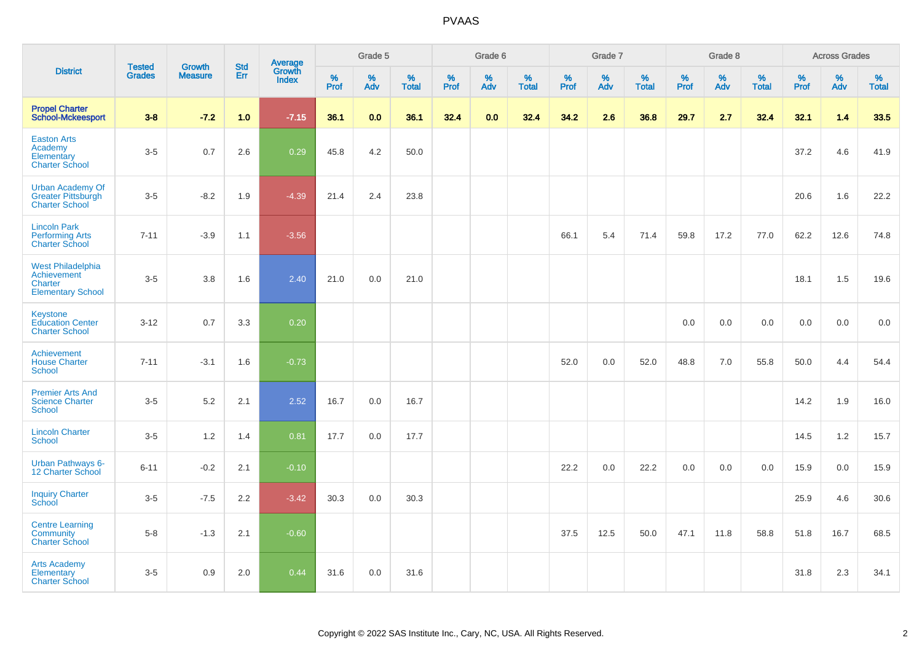| District | Tested Grades | Growth Measure | Std Err | Average Growth Index | Grade 5 | | | Grade 6 | | | Grade 7 | | | Grade 8 | | | Across Grades | | |
|---|---|---|---|---|---|---|---|---|---|---|---|---|---|---|---|---|---|---|---|
| | | | | | % Prof | % Adv | % Total | % Prof | % Adv | % Total | % Prof | % Adv | % Total | % Prof | % Adv | % Total | % Prof | % Adv | % Total |
| **Propel Charter School-Mckeesport** | **3-8** | **-7.2** | **1.0** | **-7.15** | **36.1** | **0.0** | **36.1** | **32.4** | **0.0** | **32.4** | **34.2** | **2.6** | **36.8** | **29.7** | **2.7** | **32.4** | **32.1** | **1.4** | **33.5** |
| Easton Arts Academy Elementary Charter School | 3-5 | 0.7 | 2.6 | 0.29 | 45.8 | 4.2 | 50.0 | | | | | | | | | | 37.2 | 4.6 | 41.9 |
| Urban Academy Of Greater Pittsburgh Charter School | 3-5 | -8.2 | 1.9 | -4.39 | 21.4 | 2.4 | 23.8 | | | | | | | | | | 20.6 | 1.6 | 22.2 |
| Lincoln Park Performing Arts Charter School | 7-11 | -3.9 | 1.1 | -3.56 | | | | | | | 66.1 | 5.4 | 71.4 | 59.8 | 17.2 | 77.0 | 62.2 | 12.6 | 74.8 |
| West Philadelphia Achievement Charter Elementary School | 3-5 | 3.8 | 1.6 | 2.40 | 21.0 | 0.0 | 21.0 | | | | | | | | | | 18.1 | 1.5 | 19.6 |
| Keystone Education Center Charter School | 3-12 | 0.7 | 3.3 | 0.20 | | | | | | | | | | 0.0 | 0.0 | 0.0 | 0.0 | 0.0 | 0.0 |
| Achievement House Charter School | 7-11 | -3.1 | 1.6 | -0.73 | | | | | | | 52.0 | 0.0 | 52.0 | 48.8 | 7.0 | 55.8 | 50.0 | 4.4 | 54.4 |
| Premier Arts And Science Charter School | 3-5 | 5.2 | 2.1 | 2.52 | 16.7 | 0.0 | 16.7 | | | | | | | | | | 14.2 | 1.9 | 16.0 |
| Lincoln Charter School | 3-5 | 1.2 | 1.4 | 0.81 | 17.7 | 0.0 | 17.7 | | | | | | | | | | 14.5 | 1.2 | 15.7 |
| Urban Pathways 6-12 Charter School | 6-11 | -0.2 | 2.1 | -0.10 | | | | | | | 22.2 | 0.0 | 22.2 | 0.0 | 0.0 | 0.0 | 15.9 | 0.0 | 15.9 |
| Inquiry Charter School | 3-5 | -7.5 | 2.2 | -3.42 | 30.3 | 0.0 | 30.3 | | | | | | | | | | 25.9 | 4.6 | 30.6 |
| Centre Learning Community Charter School | 5-8 | -1.3 | 2.1 | -0.60 | | | | | | | 37.5 | 12.5 | 50.0 | 47.1 | 11.8 | 58.8 | 51.8 | 16.7 | 68.5 |
| Arts Academy Elementary Charter School | 3-5 | 0.9 | 2.0 | 0.44 | 31.6 | 0.0 | 31.6 | | | | | | | | | | 31.8 | 2.3 | 34.1 |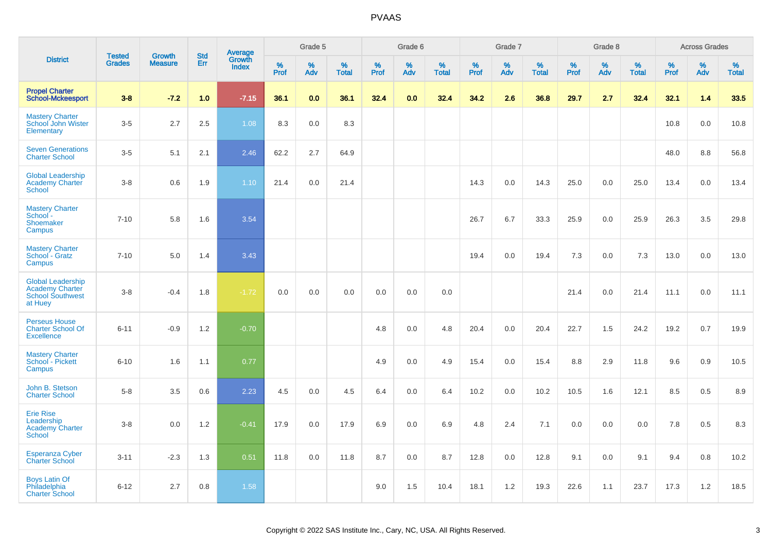# PVAAS

| District | Tested Grades | Growth Measure | Std Err | Average Growth Index | Grade 5 | | | Grade 6 | | | Grade 7 | | | Grade 8 | | | Across Grades | | |
|---|---|---|---|---|---|---|---|---|---|---|---|---|---|---|---|---|---|---|---|
| | | | | | % Prof | % Adv | % Total | % Prof | % Adv | % Total | % Prof | % Adv | % Total | % Prof | % Adv | % Total | % Prof | % Adv | % Total |
| **Propel Charter School-Mckeesport** | **3-8** | **-7.2** | **1.0** | **-7.15** | **36.1** | **0.0** | **36.1** | **32.4** | **0.0** | **32.4** | **34.2** | **2.6** | **36.8** | **29.7** | **2.7** | **32.4** | **32.1** | **1.4** | **33.5** |
| Mastery Charter School John Wister Elementary | 3-5 | 2.7 | 2.5 | 1.08 | 8.3 | 0.0 | 8.3 | | | | | | | | | | 10.8 | 0.0 | 10.8 |
| Seven Generations Charter School | 3-5 | 5.1 | 2.1 | 2.46 | 62.2 | 2.7 | 64.9 | | | | | | | | | | 48.0 | 8.8 | 56.8 |
| Global Leadership Academy Charter School | 3-8 | 0.6 | 1.9 | 1.10 | 21.4 | 0.0 | 21.4 | | | | 14.3 | 0.0 | 14.3 | 25.0 | 0.0 | 25.0 | 13.4 | 0.0 | 13.4 |
| Mastery Charter School - Shoemaker Campus | 7-10 | 5.8 | 1.6 | 3.54 | | | | | | | 26.7 | 6.7 | 33.3 | 25.9 | 0.0 | 25.9 | 26.3 | 3.5 | 29.8 |
| Mastery Charter School - Gratz Campus | 7-10 | 5.0 | 1.4 | 3.43 | | | | | | | 19.4 | 0.0 | 19.4 | 7.3 | 0.0 | 7.3 | 13.0 | 0.0 | 13.0 |
| Global Leadership Academy Charter School Southwest at Huey | 3-8 | -0.4 | 1.8 | -1.72 | 0.0 | 0.0 | 0.0 | 0.0 | 0.0 | 0.0 | | | | 21.4 | 0.0 | 21.4 | 11.1 | 0.0 | 11.1 |
| Perseus House Charter School Of Excellence | 6-11 | -0.9 | 1.2 | -0.70 | | | | 4.8 | 0.0 | 4.8 | 20.4 | 0.0 | 20.4 | 22.7 | 1.5 | 24.2 | 19.2 | 0.7 | 19.9 |
| Mastery Charter School - Pickett Campus | 6-10 | 1.6 | 1.1 | 0.77 | | | | 4.9 | 0.0 | 4.9 | 15.4 | 0.0 | 15.4 | 8.8 | 2.9 | 11.8 | 9.6 | 0.9 | 10.5 |
| John B. Stetson Charter School | 5-8 | 3.5 | 0.6 | 2.23 | 4.5 | 0.0 | 4.5 | 6.4 | 0.0 | 6.4 | 10.2 | 0.0 | 10.2 | 10.5 | 1.6 | 12.1 | 8.5 | 0.5 | 8.9 |
| Erie Rise Leadership Academy Charter School | 3-8 | 0.0 | 1.2 | -0.41 | 17.9 | 0.0 | 17.9 | 6.9 | 0.0 | 6.9 | 4.8 | 2.4 | 7.1 | 0.0 | 0.0 | 0.0 | 7.8 | 0.5 | 8.3 |
| Esperanza Cyber Charter School | 3-11 | -2.3 | 1.3 | 0.51 | 11.8 | 0.0 | 11.8 | 8.7 | 0.0 | 8.7 | 12.8 | 0.0 | 12.8 | 9.1 | 0.0 | 9.1 | 9.4 | 0.8 | 10.2 |
| Boys Latin Of Philadelphia Charter School | 6-12 | 2.7 | 0.8 | 1.58 | | | | 9.0 | 1.5 | 10.4 | 18.1 | 1.2 | 19.3 | 22.6 | 1.1 | 23.7 | 17.3 | 1.2 | 18.5 |

Copyright © 2022 SAS Institute Inc., Cary, NC, USA. All Rights Reserved.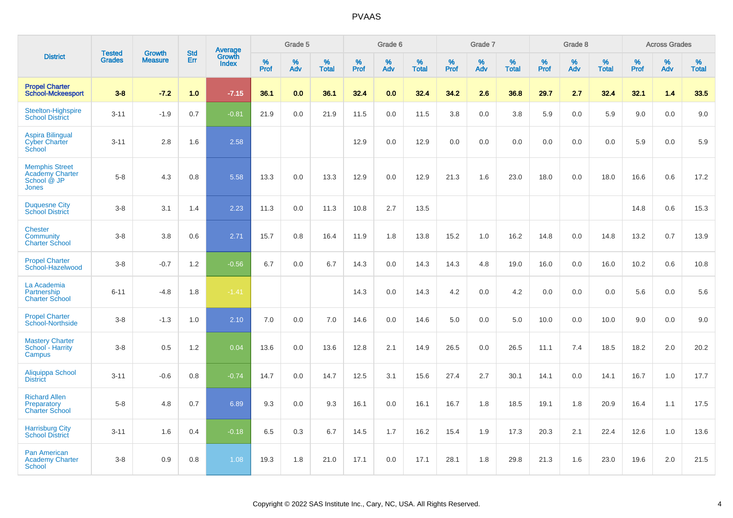# PVAAS

| District | Tested Grades | Growth Measure | Std Err | Average Growth Index | Grade 5 | | | Grade 6 | | | Grade 7 | | | Grade 8 | | | Across Grades | | |
|---|---|---|---|---|---|---|---|---|---|---|---|---|---|---|---|---|---|---|---|
| | | | | | % Prof | % Adv | % Total | % Prof | % Adv | % Total | % Prof | % Adv | % Total | % Prof | % Adv | % Total | % Prof | % Adv | % Total |
| **Propel Charter School-Mckeesport** | **3-8** | **-7.2** | **1.0** | **-7.15** | **36.1** | **0.0** | **36.1** | **32.4** | **0.0** | **32.4** | **34.2** | **2.6** | **36.8** | **29.7** | **2.7** | **32.4** | **32.1** | **1.4** | **33.5** |
| Steelton-Highspire School District | 3-11 | -1.9 | 0.7 | -0.81 | 21.9 | 0.0 | 21.9 | 11.5 | 0.0 | 11.5 | 3.8 | 0.0 | 3.8 | 5.9 | 0.0 | 5.9 | 9.0 | 0.0 | 9.0 |
| Aspira Bilingual Cyber Charter School | 3-11 | 2.8 | 1.6 | 2.58 | | | | 12.9 | 0.0 | 12.9 | 0.0 | 0.0 | 0.0 | 0.0 | 0.0 | 0.0 | 5.9 | 0.0 | 5.9 |
| Memphis Street Academy Charter School @ JP Jones | 5-8 | 4.3 | 0.8 | 5.58 | 13.3 | 0.0 | 13.3 | 12.9 | 0.0 | 12.9 | 21.3 | 1.6 | 23.0 | 18.0 | 0.0 | 18.0 | 16.6 | 0.6 | 17.2 |
| Duquesne City School District | 3-8 | 3.1 | 1.4 | 2.23 | 11.3 | 0.0 | 11.3 | 10.8 | 2.7 | 13.5 | | | | | | | 14.8 | 0.6 | 15.3 |
| Chester Community Charter School | 3-8 | 3.8 | 0.6 | 2.71 | 15.7 | 0.8 | 16.4 | 11.9 | 1.8 | 13.8 | 15.2 | 1.0 | 16.2 | 14.8 | 0.0 | 14.8 | 13.2 | 0.7 | 13.9 |
| Propel Charter School-Hazelwood | 3-8 | -0.7 | 1.2 | -0.56 | 6.7 | 0.0 | 6.7 | 14.3 | 0.0 | 14.3 | 14.3 | 4.8 | 19.0 | 16.0 | 0.0 | 16.0 | 10.2 | 0.6 | 10.8 |
| La Academia Partnership Charter School | 6-11 | -4.8 | 1.8 | -1.41 | | | | 14.3 | 0.0 | 14.3 | 4.2 | 0.0 | 4.2 | 0.0 | 0.0 | 0.0 | 5.6 | 0.0 | 5.6 |
| Propel Charter School-Northside | 3-8 | -1.3 | 1.0 | 2.10 | 7.0 | 0.0 | 7.0 | 14.6 | 0.0 | 14.6 | 5.0 | 0.0 | 5.0 | 10.0 | 0.0 | 10.0 | 9.0 | 0.0 | 9.0 |
| Mastery Charter School - Harrity Campus | 3-8 | 0.5 | 1.2 | 0.04 | 13.6 | 0.0 | 13.6 | 12.8 | 2.1 | 14.9 | 26.5 | 0.0 | 26.5 | 11.1 | 7.4 | 18.5 | 18.2 | 2.0 | 20.2 |
| Aliquippa School District | 3-11 | -0.6 | 0.8 | -0.74 | 14.7 | 0.0 | 14.7 | 12.5 | 3.1 | 15.6 | 27.4 | 2.7 | 30.1 | 14.1 | 0.0 | 14.1 | 16.7 | 1.0 | 17.7 |
| Richard Allen Preparatory Charter School | 5-8 | 4.8 | 0.7 | 6.89 | 9.3 | 0.0 | 9.3 | 16.1 | 0.0 | 16.1 | 16.7 | 1.8 | 18.5 | 19.1 | 1.8 | 20.9 | 16.4 | 1.1 | 17.5 |
| Harrisburg City School District | 3-11 | 1.6 | 0.4 | -0.18 | 6.5 | 0.3 | 6.7 | 14.5 | 1.7 | 16.2 | 15.4 | 1.9 | 17.3 | 20.3 | 2.1 | 22.4 | 12.6 | 1.0 | 13.6 |
| Pan American Academy Charter School | 3-8 | 0.9 | 0.8 | 1.08 | 19.3 | 1.8 | 21.0 | 17.1 | 0.0 | 17.1 | 28.1 | 1.8 | 29.8 | 21.3 | 1.6 | 23.0 | 19.6 | 2.0 | 21.5 |

Copyright © 2022 SAS Institute Inc., Cary, NC, USA. All Rights Reserved.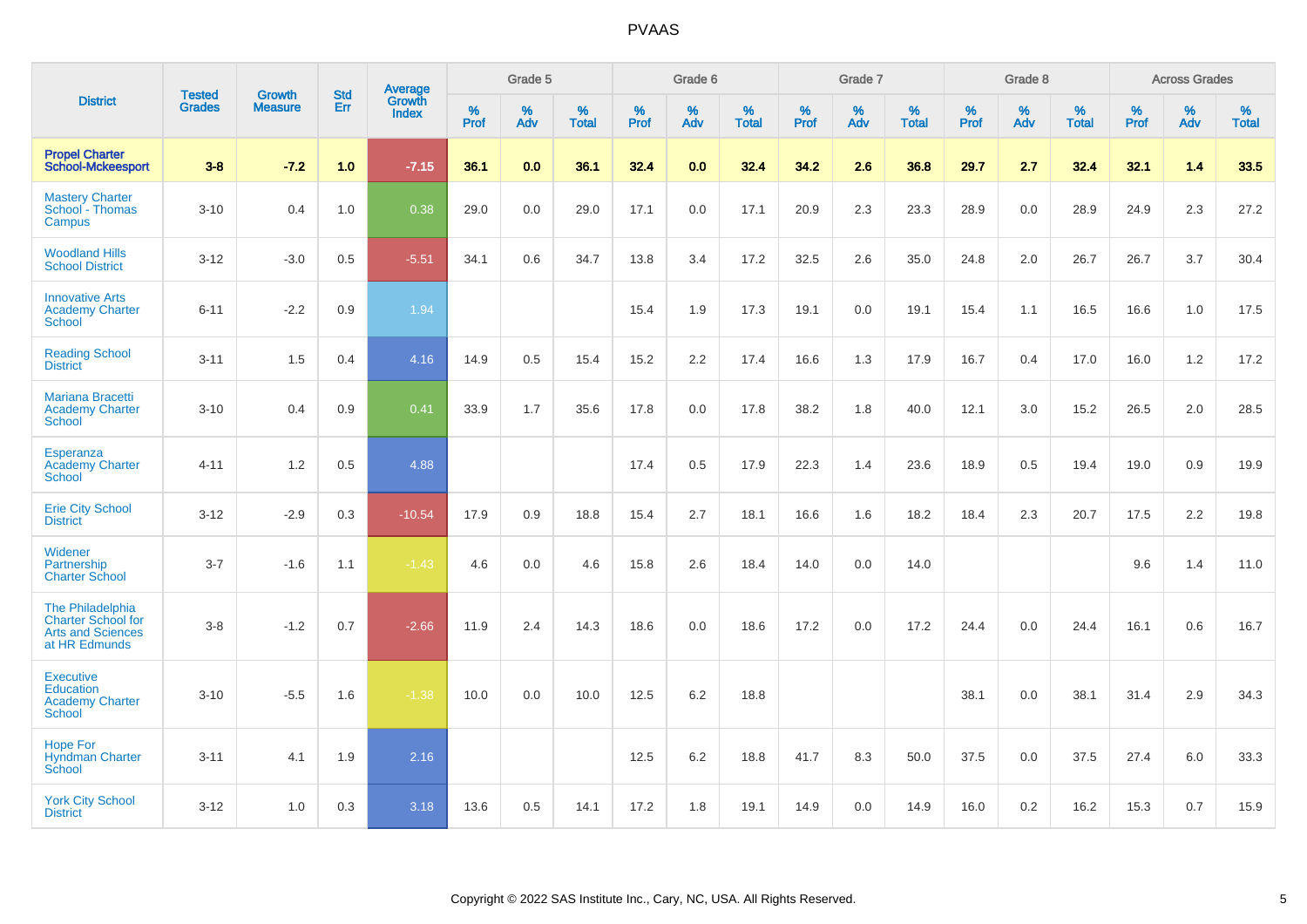| District | Tested Grades | Growth Measure | Std Err | Average Growth Index | Grade 5 | | | Grade 6 | | | Grade 7 | | | Grade 8 | | | Across Grades | | |
|---|---|---|---|---|---|---|---|---|---|---|---|---|---|---|---|---|---|---|---|
| | | | | | % Prof | % Adv | % Total | % Prof | % Adv | % Total | % Prof | % Adv | % Total | % Prof | % Adv | % Total | % Prof | % Adv | % Total |
| **Propel Charter School-Mckeesport** | **3-8** | **-7.2** | **1.0** | **-7.15** | **36.1** | **0.0** | **36.1** | **32.4** | **0.0** | **32.4** | **34.2** | **2.6** | **36.8** | **29.7** | **2.7** | **32.4** | **32.1** | **1.4** | **33.5** |
| Mastery Charter School - Thomas Campus | 3-10 | 0.4 | 1.0 | 0.38 | 29.0 | 0.0 | 29.0 | 17.1 | 0.0 | 17.1 | 20.9 | 2.3 | 23.3 | 28.9 | 0.0 | 28.9 | 24.9 | 2.3 | 27.2 |
| Woodland Hills School District | 3-12 | -3.0 | 0.5 | -5.51 | 34.1 | 0.6 | 34.7 | 13.8 | 3.4 | 17.2 | 32.5 | 2.6 | 35.0 | 24.8 | 2.0 | 26.7 | 26.7 | 3.7 | 30.4 |
| Innovative Arts Academy Charter School | 6-11 | -2.2 | 0.9 | 1.94 | | | | 15.4 | 1.9 | 17.3 | 19.1 | 0.0 | 19.1 | 15.4 | 1.1 | 16.5 | 16.6 | 1.0 | 17.5 |
| Reading School District | 3-11 | 1.5 | 0.4 | 4.16 | 14.9 | 0.5 | 15.4 | 15.2 | 2.2 | 17.4 | 16.6 | 1.3 | 17.9 | 16.7 | 0.4 | 17.0 | 16.0 | 1.2 | 17.2 |
| Mariana Bracetti Academy Charter School | 3-10 | 0.4 | 0.9 | 0.41 | 33.9 | 1.7 | 35.6 | 17.8 | 0.0 | 17.8 | 38.2 | 1.8 | 40.0 | 12.1 | 3.0 | 15.2 | 26.5 | 2.0 | 28.5 |
| Esperanza Academy Charter School | 4-11 | 1.2 | 0.5 | 4.88 | | | | 17.4 | 0.5 | 17.9 | 22.3 | 1.4 | 23.6 | 18.9 | 0.5 | 19.4 | 19.0 | 0.9 | 19.9 |
| Erie City School District | 3-12 | -2.9 | 0.3 | -10.54 | 17.9 | 0.9 | 18.8 | 15.4 | 2.7 | 18.1 | 16.6 | 1.6 | 18.2 | 18.4 | 2.3 | 20.7 | 17.5 | 2.2 | 19.8 |
| Widener Partnership Charter School | 3-7 | -1.6 | 1.1 | -1.43 | 4.6 | 0.0 | 4.6 | 15.8 | 2.6 | 18.4 | 14.0 | 0.0 | 14.0 | | | | 9.6 | 1.4 | 11.0 |
| The Philadelphia Charter School for Arts and Sciences at HR Edmunds | 3-8 | -1.2 | 0.7 | -2.66 | 11.9 | 2.4 | 14.3 | 18.6 | 0.0 | 18.6 | 17.2 | 0.0 | 17.2 | 24.4 | 0.0 | 24.4 | 16.1 | 0.6 | 16.7 |
| Executive Education Academy Charter School | 3-10 | -5.5 | 1.6 | -1.38 | 10.0 | 0.0 | 10.0 | 12.5 | 6.2 | 18.8 | | | | 38.1 | 0.0 | 38.1 | 31.4 | 2.9 | 34.3 |
| Hope For Hyndman Charter School | 3-11 | 4.1 | 1.9 | 2.16 | | | | 12.5 | 6.2 | 18.8 | 41.7 | 8.3 | 50.0 | 37.5 | 0.0 | 37.5 | 27.4 | 6.0 | 33.3 |
| York City School District | 3-12 | 1.0 | 0.3 | 3.18 | 13.6 | 0.5 | 14.1 | 17.2 | 1.8 | 19.1 | 14.9 | 0.0 | 14.9 | 16.0 | 0.2 | 16.2 | 15.3 | 0.7 | 15.9 |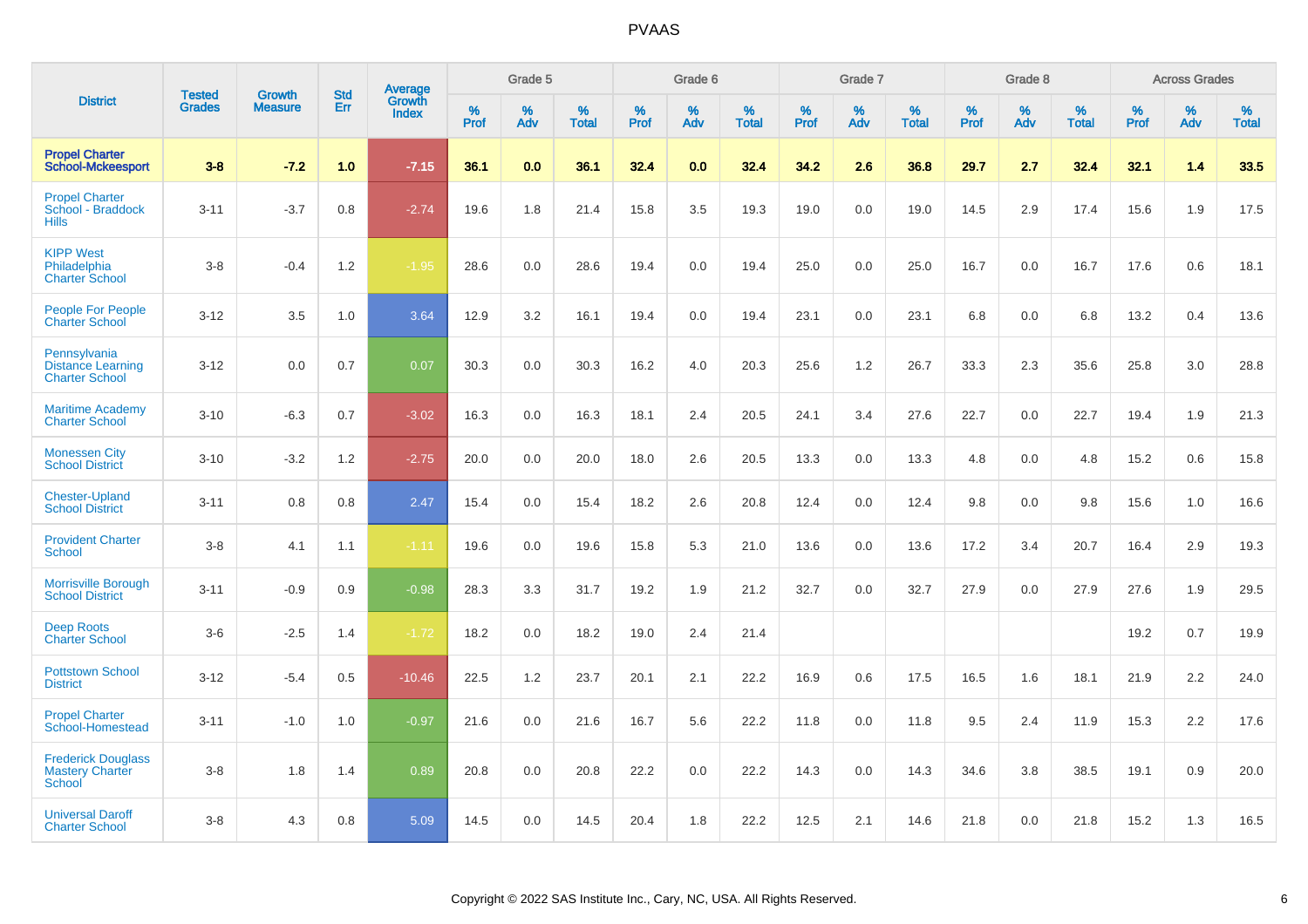PVAAS

| District | Tested Grades | Growth Measure | Std Err | Average Growth Index | Grade 5 | | | Grade 6 | | | Grade 7 | | | Grade 8 | | | Across Grades | | |
|---|---|---|---|---|---|---|---|---|---|---|---|---|---|---|---|---|---|---|---|
| | | | | | % Prof | % Adv | % Total | % Prof | % Adv | % Total | % Prof | % Adv | % Total | % Prof | % Adv | % Total | % Prof | % Adv | % Total |
| **Propel Charter School-Mckeesport** | **3-8** | **-7.2** | **1.0** | **-7.15** | **36.1** | **0.0** | **36.1** | **32.4** | **0.0** | **32.4** | **34.2** | **2.6** | **36.8** | **29.7** | **2.7** | **32.4** | **32.1** | **1.4** | **33.5** |
| Propel Charter School - Braddock Hills | 3-11 | -3.7 | 0.8 | -2.74 | 19.6 | 1.8 | 21.4 | 15.8 | 3.5 | 19.3 | 19.0 | 0.0 | 19.0 | 14.5 | 2.9 | 17.4 | 15.6 | 1.9 | 17.5 |
| KIPP West Philadelphia Charter School | 3-8 | -0.4 | 1.2 | -1.95 | 28.6 | 0.0 | 28.6 | 19.4 | 0.0 | 19.4 | 25.0 | 0.0 | 25.0 | 16.7 | 0.0 | 16.7 | 17.6 | 0.6 | 18.1 |
| People For People Charter School | 3-12 | 3.5 | 1.0 | 3.64 | 12.9 | 3.2 | 16.1 | 19.4 | 0.0 | 19.4 | 23.1 | 0.0 | 23.1 | 6.8 | 0.0 | 6.8 | 13.2 | 0.4 | 13.6 |
| Pennsylvania Distance Learning Charter School | 3-12 | 0.0 | 0.7 | 0.07 | 30.3 | 0.0 | 30.3 | 16.2 | 4.0 | 20.3 | 25.6 | 1.2 | 26.7 | 33.3 | 2.3 | 35.6 | 25.8 | 3.0 | 28.8 |
| Maritime Academy Charter School | 3-10 | -6.3 | 0.7 | -3.02 | 16.3 | 0.0 | 16.3 | 18.1 | 2.4 | 20.5 | 24.1 | 3.4 | 27.6 | 22.7 | 0.0 | 22.7 | 19.4 | 1.9 | 21.3 |
| Monessen City School District | 3-10 | -3.2 | 1.2 | -2.75 | 20.0 | 0.0 | 20.0 | 18.0 | 2.6 | 20.5 | 13.3 | 0.0 | 13.3 | 4.8 | 0.0 | 4.8 | 15.2 | 0.6 | 15.8 |
| Chester-Upland School District | 3-11 | 0.8 | 0.8 | 2.47 | 15.4 | 0.0 | 15.4 | 18.2 | 2.6 | 20.8 | 12.4 | 0.0 | 12.4 | 9.8 | 0.0 | 9.8 | 15.6 | 1.0 | 16.6 |
| Provident Charter School | 3-8 | 4.1 | 1.1 | -1.11 | 19.6 | 0.0 | 19.6 | 15.8 | 5.3 | 21.0 | 13.6 | 0.0 | 13.6 | 17.2 | 3.4 | 20.7 | 16.4 | 2.9 | 19.3 |
| Morrisville Borough School District | 3-11 | -0.9 | 0.9 | -0.98 | 28.3 | 3.3 | 31.7 | 19.2 | 1.9 | 21.2 | 32.7 | 0.0 | 32.7 | 27.9 | 0.0 | 27.9 | 27.6 | 1.9 | 29.5 |
| Deep Roots Charter School | 3-6 | -2.5 | 1.4 | -1.72 | 18.2 | 0.0 | 18.2 | 19.0 | 2.4 | 21.4 | | | | | | | 19.2 | 0.7 | 19.9 |
| Pottstown School District | 3-12 | -5.4 | 0.5 | -10.46 | 22.5 | 1.2 | 23.7 | 20.1 | 2.1 | 22.2 | 16.9 | 0.6 | 17.5 | 16.5 | 1.6 | 18.1 | 21.9 | 2.2 | 24.0 |
| Propel Charter School-Homestead | 3-11 | -1.0 | 1.0 | -0.97 | 21.6 | 0.0 | 21.6 | 16.7 | 5.6 | 22.2 | 11.8 | 0.0 | 11.8 | 9.5 | 2.4 | 11.9 | 15.3 | 2.2 | 17.6 |
| Frederick Douglass Mastery Charter School | 3-8 | 1.8 | 1.4 | 0.89 | 20.8 | 0.0 | 20.8 | 22.2 | 0.0 | 22.2 | 14.3 | 0.0 | 14.3 | 34.6 | 3.8 | 38.5 | 19.1 | 0.9 | 20.0 |
| Universal Daroff Charter School | 3-8 | 4.3 | 0.8 | 5.09 | 14.5 | 0.0 | 14.5 | 20.4 | 1.8 | 22.2 | 12.5 | 2.1 | 14.6 | 21.8 | 0.0 | 21.8 | 15.2 | 1.3 | 16.5 |

Copyright © 2022 SAS Institute Inc., Cary, NC, USA. All Rights Reserved.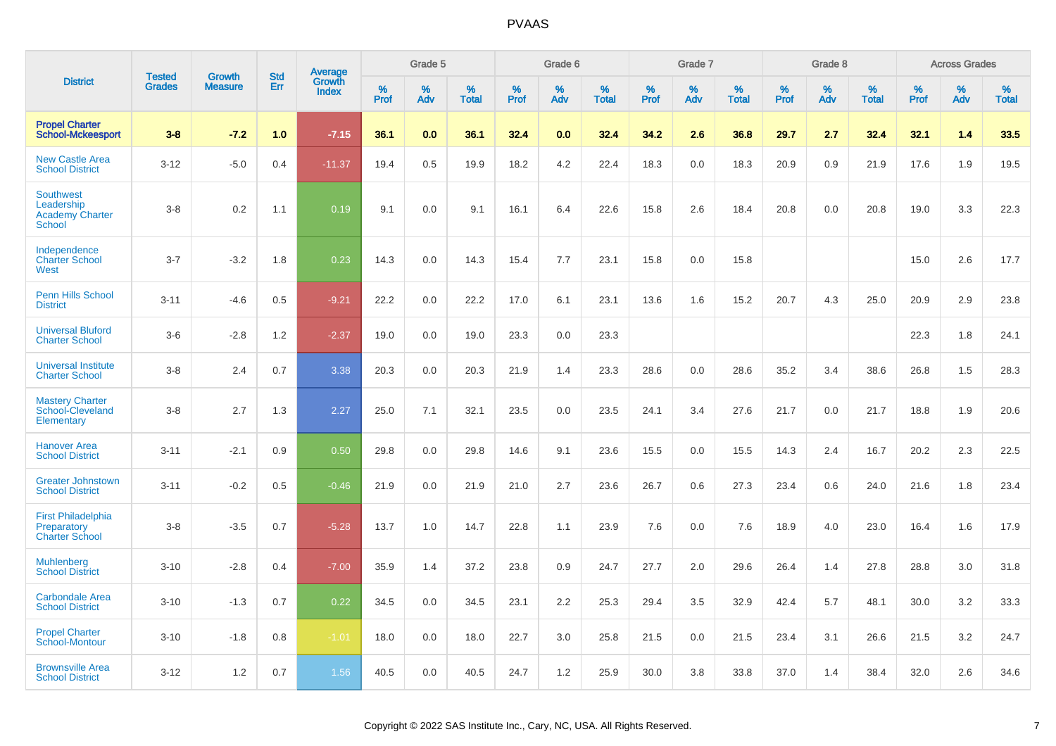# PVAAS

| District | Tested Grades | Growth Measure | Std Err | Average Growth Index | Grade 5 | | | Grade 6 | | | Grade 7 | | | Grade 8 | | | Across Grades | | |
|---|---|---|---|---|---|---|---|---|---|---|---|---|---|---|---|---|---|---|---|
| | | | | | % Prof | % Adv | % Total | % Prof | % Adv | % Total | % Prof | % Adv | % Total | % Prof | % Adv | % Total | % Prof | % Adv | % Total |
| **Propel Charter School-Mckeesport** | **3-8** | **-7.2** | **1.0** | **-7.15** | **36.1** | **0.0** | **36.1** | **32.4** | **0.0** | **32.4** | **34.2** | **2.6** | **36.8** | **29.7** | **2.7** | **32.4** | **32.1** | **1.4** | **33.5** |
| New Castle Area School District | 3-12 | -5.0 | 0.4 | -11.37 | 19.4 | 0.5 | 19.9 | 18.2 | 4.2 | 22.4 | 18.3 | 0.0 | 18.3 | 20.9 | 0.9 | 21.9 | 17.6 | 1.9 | 19.5 |
| Southwest Leadership Academy Charter School | 3-8 | 0.2 | 1.1 | 0.19 | 9.1 | 0.0 | 9.1 | 16.1 | 6.4 | 22.6 | 15.8 | 2.6 | 18.4 | 20.8 | 0.0 | 20.8 | 19.0 | 3.3 | 22.3 |
| Independence Charter School West | 3-7 | -3.2 | 1.8 | 0.23 | 14.3 | 0.0 | 14.3 | 15.4 | 7.7 | 23.1 | 15.8 | 0.0 | 15.8 | | | | 15.0 | 2.6 | 17.7 |
| Penn Hills School District | 3-11 | -4.6 | 0.5 | -9.21 | 22.2 | 0.0 | 22.2 | 17.0 | 6.1 | 23.1 | 13.6 | 1.6 | 15.2 | 20.7 | 4.3 | 25.0 | 20.9 | 2.9 | 23.8 |
| Universal Bluford Charter School | 3-6 | -2.8 | 1.2 | -2.37 | 19.0 | 0.0 | 19.0 | 23.3 | 0.0 | 23.3 | | | | | | | 22.3 | 1.8 | 24.1 |
| Universal Institute Charter School | 3-8 | 2.4 | 0.7 | 3.38 | 20.3 | 0.0 | 20.3 | 21.9 | 1.4 | 23.3 | 28.6 | 0.0 | 28.6 | 35.2 | 3.4 | 38.6 | 26.8 | 1.5 | 28.3 |
| Mastery Charter School-Cleveland Elementary | 3-8 | 2.7 | 1.3 | 2.27 | 25.0 | 7.1 | 32.1 | 23.5 | 0.0 | 23.5 | 24.1 | 3.4 | 27.6 | 21.7 | 0.0 | 21.7 | 18.8 | 1.9 | 20.6 |
| Hanover Area School District | 3-11 | -2.1 | 0.9 | 0.50 | 29.8 | 0.0 | 29.8 | 14.6 | 9.1 | 23.6 | 15.5 | 0.0 | 15.5 | 14.3 | 2.4 | 16.7 | 20.2 | 2.3 | 22.5 |
| Greater Johnstown School District | 3-11 | -0.2 | 0.5 | -0.46 | 21.9 | 0.0 | 21.9 | 21.0 | 2.7 | 23.6 | 26.7 | 0.6 | 27.3 | 23.4 | 0.6 | 24.0 | 21.6 | 1.8 | 23.4 |
| First Philadelphia Preparatory Charter School | 3-8 | -3.5 | 0.7 | -5.28 | 13.7 | 1.0 | 14.7 | 22.8 | 1.1 | 23.9 | 7.6 | 0.0 | 7.6 | 18.9 | 4.0 | 23.0 | 16.4 | 1.6 | 17.9 |
| Muhlenberg School District | 3-10 | -2.8 | 0.4 | -7.00 | 35.9 | 1.4 | 37.2 | 23.8 | 0.9 | 24.7 | 27.7 | 2.0 | 29.6 | 26.4 | 1.4 | 27.8 | 28.8 | 3.0 | 31.8 |
| Carbondale Area School District | 3-10 | -1.3 | 0.7 | 0.22 | 34.5 | 0.0 | 34.5 | 23.1 | 2.2 | 25.3 | 29.4 | 3.5 | 32.9 | 42.4 | 5.7 | 48.1 | 30.0 | 3.2 | 33.3 |
| Propel Charter School-Montour | 3-10 | -1.8 | 0.8 | -1.01 | 18.0 | 0.0 | 18.0 | 22.7 | 3.0 | 25.8 | 21.5 | 0.0 | 21.5 | 23.4 | 3.1 | 26.6 | 21.5 | 3.2 | 24.7 |
| Brownsville Area School District | 3-12 | 1.2 | 0.7 | 1.56 | 40.5 | 0.0 | 40.5 | 24.7 | 1.2 | 25.9 | 30.0 | 3.8 | 33.8 | 37.0 | 1.4 | 38.4 | 32.0 | 2.6 | 34.6 |

Copyright © 2022 SAS Institute Inc., Cary, NC, USA. All Rights Reserved.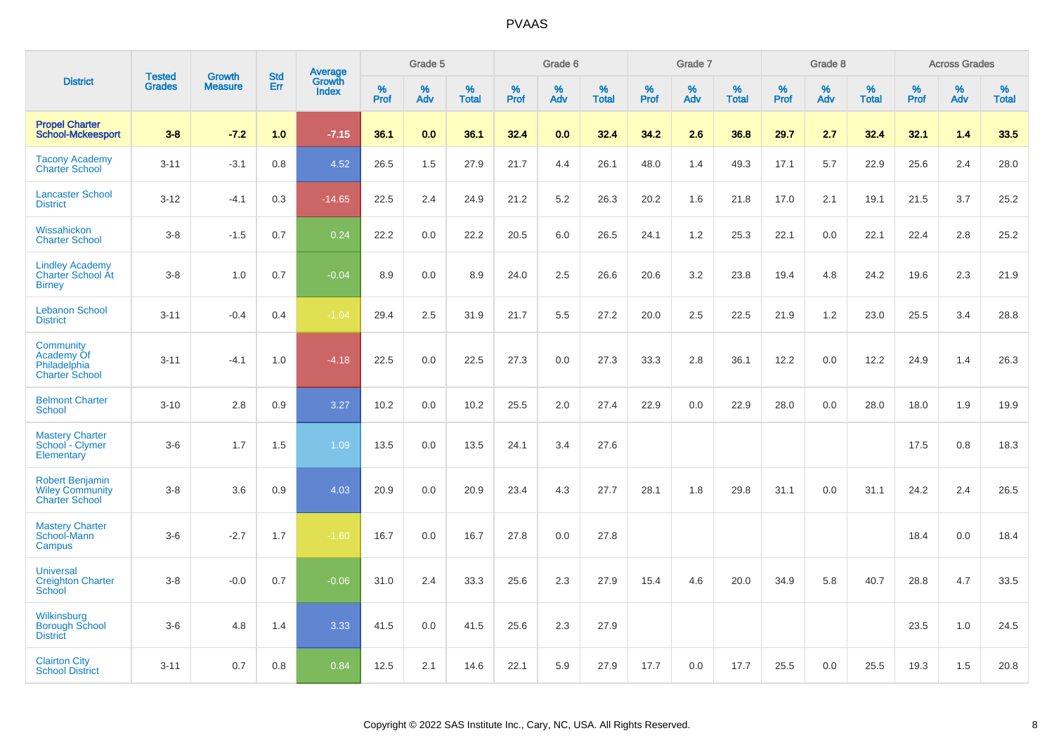# PVAAS

| District | Tested Grades | Growth Measure | Std Err | Average Growth Index | Grade 5 | | | Grade 6 | | | Grade 7 | | | Grade 8 | | | Across Grades | | |
|---|---|---|---|---|---|---|---|---|---|---|---|---|---|---|---|---|---|---|---|
| | | | | | % Prof | % Adv | % Total | % Prof | % Adv | % Total | % Prof | % Adv | % Total | % Prof | % Adv | % Total | % Prof | % Adv | % Total |
| **Propel Charter School-Mckeesport** | **3-8** | **-7.2** | **1.0** | **-7.15** | **36.1** | **0.0** | **36.1** | **32.4** | **0.0** | **32.4** | **34.2** | **2.6** | **36.8** | **29.7** | **2.7** | **32.4** | **32.1** | **1.4** | **33.5** |
| Tacony Academy Charter School | 3-11 | -3.1 | 0.8 | 4.52 | 26.5 | 1.5 | 27.9 | 21.7 | 4.4 | 26.1 | 48.0 | 1.4 | 49.3 | 17.1 | 5.7 | 22.9 | 25.6 | 2.4 | 28.0 |
| Lancaster School District | 3-12 | -4.1 | 0.3 | -14.65 | 22.5 | 2.4 | 24.9 | 21.2 | 5.2 | 26.3 | 20.2 | 1.6 | 21.8 | 17.0 | 2.1 | 19.1 | 21.5 | 3.7 | 25.2 |
| Wissahickon Charter School | 3-8 | -1.5 | 0.7 | 0.24 | 22.2 | 0.0 | 22.2 | 20.5 | 6.0 | 26.5 | 24.1 | 1.2 | 25.3 | 22.1 | 0.0 | 22.1 | 22.4 | 2.8 | 25.2 |
| Lindley Academy Charter School At Birney | 3-8 | 1.0 | 0.7 | -0.04 | 8.9 | 0.0 | 8.9 | 24.0 | 2.5 | 26.6 | 20.6 | 3.2 | 23.8 | 19.4 | 4.8 | 24.2 | 19.6 | 2.3 | 21.9 |
| Lebanon School District | 3-11 | -0.4 | 0.4 | -1.04 | 29.4 | 2.5 | 31.9 | 21.7 | 5.5 | 27.2 | 20.0 | 2.5 | 22.5 | 21.9 | 1.2 | 23.0 | 25.5 | 3.4 | 28.8 |
| Community Academy Of Philadelphia Charter School | 3-11 | -4.1 | 1.0 | -4.18 | 22.5 | 0.0 | 22.5 | 27.3 | 0.0 | 27.3 | 33.3 | 2.8 | 36.1 | 12.2 | 0.0 | 12.2 | 24.9 | 1.4 | 26.3 |
| Belmont Charter School | 3-10 | 2.8 | 0.9 | 3.27 | 10.2 | 0.0 | 10.2 | 25.5 | 2.0 | 27.4 | 22.9 | 0.0 | 22.9 | 28.0 | 0.0 | 28.0 | 18.0 | 1.9 | 19.9 |
| Mastery Charter School - Clymer Elementary | 3-6 | 1.7 | 1.5 | 1.09 | 13.5 | 0.0 | 13.5 | 24.1 | 3.4 | 27.6 | | | | | | | 17.5 | 0.8 | 18.3 |
| Robert Benjamin Wiley Community Charter School | 3-8 | 3.6 | 0.9 | 4.03 | 20.9 | 0.0 | 20.9 | 23.4 | 4.3 | 27.7 | 28.1 | 1.8 | 29.8 | 31.1 | 0.0 | 31.1 | 24.2 | 2.4 | 26.5 |
| Mastery Charter School-Mann Campus | 3-6 | -2.7 | 1.7 | -1.60 | 16.7 | 0.0 | 16.7 | 27.8 | 0.0 | 27.8 | | | | | | | 18.4 | 0.0 | 18.4 |
| Universal Creighton Charter School | 3-8 | -0.0 | 0.7 | -0.06 | 31.0 | 2.4 | 33.3 | 25.6 | 2.3 | 27.9 | 15.4 | 4.6 | 20.0 | 34.9 | 5.8 | 40.7 | 28.8 | 4.7 | 33.5 |
| Wilkinsburg Borough School District | 3-6 | 4.8 | 1.4 | 3.33 | 41.5 | 0.0 | 41.5 | 25.6 | 2.3 | 27.9 | | | | | | | 23.5 | 1.0 | 24.5 |
| Clairton City School District | 3-11 | 0.7 | 0.8 | 0.84 | 12.5 | 2.1 | 14.6 | 22.1 | 5.9 | 27.9 | 17.7 | 0.0 | 17.7 | 25.5 | 0.0 | 25.5 | 19.3 | 1.5 | 20.8 |

Copyright © 2022 SAS Institute Inc., Cary, NC, USA. All Rights Reserved.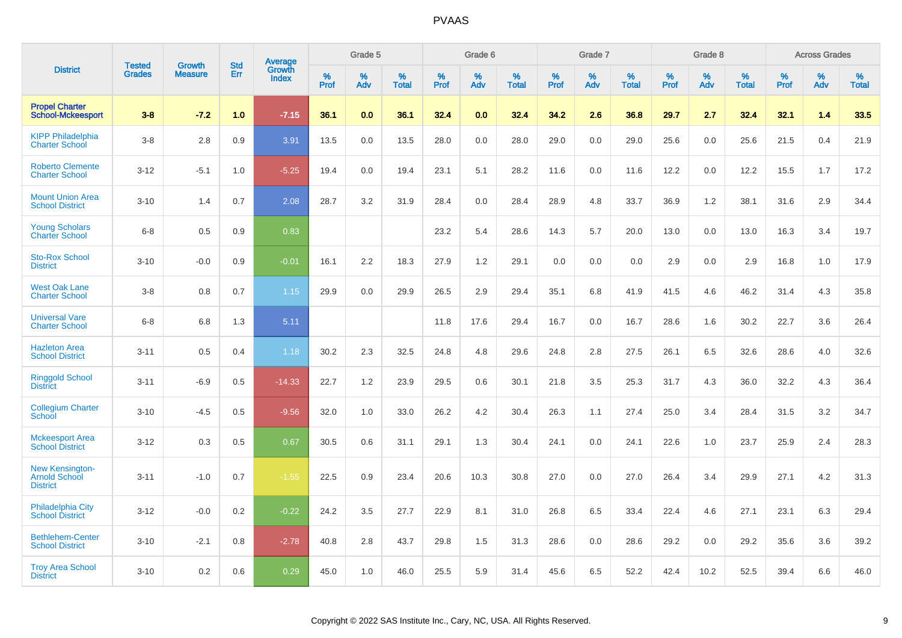# PVAAS

| District | Tested Grades | Growth Measure | Std Err | Average Growth Index | Grade 5 | | | Grade 6 | | | Grade 7 | | | Grade 8 | | | Across Grades | | |
|---|---|---|---|---|---|---|---|---|---|---|---|---|---|---|---|---|---|---|---|
| | | | | | % Prof | % Adv | % Total | % Prof | % Adv | % Total | % Prof | % Adv | % Total | % Prof | % Adv | % Total | % Prof | % Adv | % Total |
| **Propel Charter School-Mckeesport** | **3-8** | **-7.2** | **1.0** | **-7.15** | **36.1** | **0.0** | **36.1** | **32.4** | **0.0** | **32.4** | **34.2** | **2.6** | **36.8** | **29.7** | **2.7** | **32.4** | **32.1** | **1.4** | **33.5** |
| KIPP Philadelphia Charter School | 3-8 | 2.8 | 0.9 | 3.91 | 13.5 | 0.0 | 13.5 | 28.0 | 0.0 | 28.0 | 29.0 | 0.0 | 29.0 | 25.6 | 0.0 | 25.6 | 21.5 | 0.4 | 21.9 |
| Roberto Clemente Charter School | 3-12 | -5.1 | 1.0 | -5.25 | 19.4 | 0.0 | 19.4 | 23.1 | 5.1 | 28.2 | 11.6 | 0.0 | 11.6 | 12.2 | 0.0 | 12.2 | 15.5 | 1.7 | 17.2 |
| Mount Union Area School District | 3-10 | 1.4 | 0.7 | 2.08 | 28.7 | 3.2 | 31.9 | 28.4 | 0.0 | 28.4 | 28.9 | 4.8 | 33.7 | 36.9 | 1.2 | 38.1 | 31.6 | 2.9 | 34.4 |
| Young Scholars Charter School | 6-8 | 0.5 | 0.9 | 0.83 | | | | 23.2 | 5.4 | 28.6 | 14.3 | 5.7 | 20.0 | 13.0 | 0.0 | 13.0 | 16.3 | 3.4 | 19.7 |
| Sto-Rox School District | 3-10 | -0.0 | 0.9 | -0.01 | 16.1 | 2.2 | 18.3 | 27.9 | 1.2 | 29.1 | 0.0 | 0.0 | 0.0 | 2.9 | 0.0 | 2.9 | 16.8 | 1.0 | 17.9 |
| West Oak Lane Charter School | 3-8 | 0.8 | 0.7 | 1.15 | 29.9 | 0.0 | 29.9 | 26.5 | 2.9 | 29.4 | 35.1 | 6.8 | 41.9 | 41.5 | 4.6 | 46.2 | 31.4 | 4.3 | 35.8 |
| Universal Vare Charter School | 6-8 | 6.8 | 1.3 | 5.11 | | | | 11.8 | 17.6 | 29.4 | 16.7 | 0.0 | 16.7 | 28.6 | 1.6 | 30.2 | 22.7 | 3.6 | 26.4 |
| Hazleton Area School District | 3-11 | 0.5 | 0.4 | 1.18 | 30.2 | 2.3 | 32.5 | 24.8 | 4.8 | 29.6 | 24.8 | 2.8 | 27.5 | 26.1 | 6.5 | 32.6 | 28.6 | 4.0 | 32.6 |
| Ringgold School District | 3-11 | -6.9 | 0.5 | -14.33 | 22.7 | 1.2 | 23.9 | 29.5 | 0.6 | 30.1 | 21.8 | 3.5 | 25.3 | 31.7 | 4.3 | 36.0 | 32.2 | 4.3 | 36.4 |
| Collegium Charter School | 3-10 | -4.5 | 0.5 | -9.56 | 32.0 | 1.0 | 33.0 | 26.2 | 4.2 | 30.4 | 26.3 | 1.1 | 27.4 | 25.0 | 3.4 | 28.4 | 31.5 | 3.2 | 34.7 |
| Mckeesport Area School District | 3-12 | 0.3 | 0.5 | 0.67 | 30.5 | 0.6 | 31.1 | 29.1 | 1.3 | 30.4 | 24.1 | 0.0 | 24.1 | 22.6 | 1.0 | 23.7 | 25.9 | 2.4 | 28.3 |
| New Kensington-Arnold School District | 3-11 | -1.0 | 0.7 | -1.55 | 22.5 | 0.9 | 23.4 | 20.6 | 10.3 | 30.8 | 27.0 | 0.0 | 27.0 | 26.4 | 3.4 | 29.9 | 27.1 | 4.2 | 31.3 |
| Philadelphia City School District | 3-12 | -0.0 | 0.2 | -0.22 | 24.2 | 3.5 | 27.7 | 22.9 | 8.1 | 31.0 | 26.8 | 6.5 | 33.4 | 22.4 | 4.6 | 27.1 | 23.1 | 6.3 | 29.4 |
| Bethlehem-Center School District | 3-10 | -2.1 | 0.8 | -2.78 | 40.8 | 2.8 | 43.7 | 29.8 | 1.5 | 31.3 | 28.6 | 0.0 | 28.6 | 29.2 | 0.0 | 29.2 | 35.6 | 3.6 | 39.2 |
| Troy Area School District | 3-10 | 0.2 | 0.6 | 0.29 | 45.0 | 1.0 | 46.0 | 25.5 | 5.9 | 31.4 | 45.6 | 6.5 | 52.2 | 42.4 | 10.2 | 52.5 | 39.4 | 6.6 | 46.0 |

Copyright © 2022 SAS Institute Inc., Cary, NC, USA. All Rights Reserved.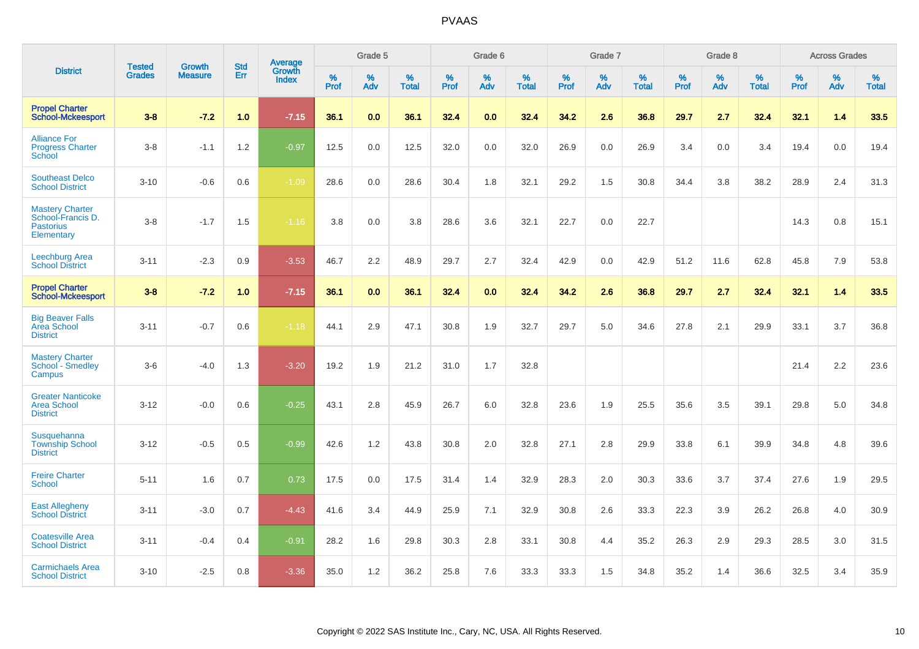# PVAAS

| District | Tested Grades | Growth Measure | Std Err | Average Growth Index | Grade 5 | | | Grade 6 | | | Grade 7 | | | Grade 8 | | | Across Grades | | |
|---|---|---|---|---|---|---|---|---|---|---|---|---|---|---|---|---|---|---|---|
| | | | | | % Prof | % Adv | % Total | % Prof | % Adv | % Total | % Prof | % Adv | % Total | % Prof | % Adv | % Total | % Prof | % Adv | % Total |
| **Propel Charter School-Mckeesport** | **3-8** | **-7.2** | **1.0** | **-7.15** | **36.1** | **0.0** | **36.1** | **32.4** | **0.0** | **32.4** | **34.2** | **2.6** | **36.8** | **29.7** | **2.7** | **32.4** | **32.1** | **1.4** | **33.5** |
| Alliance For Progress Charter School | 3-8 | -1.1 | 1.2 | -0.97 | 12.5 | 0.0 | 12.5 | 32.0 | 0.0 | 32.0 | 26.9 | 0.0 | 26.9 | 3.4 | 0.0 | 3.4 | 19.4 | 0.0 | 19.4 |
| Southeast Delco School District | 3-10 | -0.6 | 0.6 | -1.09 | 28.6 | 0.0 | 28.6 | 30.4 | 1.8 | 32.1 | 29.2 | 1.5 | 30.8 | 34.4 | 3.8 | 38.2 | 28.9 | 2.4 | 31.3 |
| Mastery Charter School-Francis D. Pastorius Elementary | 3-8 | -1.7 | 1.5 | -1.16 | 3.8 | 0.0 | 3.8 | 28.6 | 3.6 | 32.1 | 22.7 | 0.0 | 22.7 | | | | 14.3 | 0.8 | 15.1 |
| Leechburg Area School District | 3-11 | -2.3 | 0.9 | -3.53 | 46.7 | 2.2 | 48.9 | 29.7 | 2.7 | 32.4 | 42.9 | 0.0 | 42.9 | 51.2 | 11.6 | 62.8 | 45.8 | 7.9 | 53.8 |
| **Propel Charter School-Mckeesport** | **3-8** | **-7.2** | **1.0** | **-7.15** | **36.1** | **0.0** | **36.1** | **32.4** | **0.0** | **32.4** | **34.2** | **2.6** | **36.8** | **29.7** | **2.7** | **32.4** | **32.1** | **1.4** | **33.5** |
| Big Beaver Falls Area School District | 3-11 | -0.7 | 0.6 | -1.18 | 44.1 | 2.9 | 47.1 | 30.8 | 1.9 | 32.7 | 29.7 | 5.0 | 34.6 | 27.8 | 2.1 | 29.9 | 33.1 | 3.7 | 36.8 |
| Mastery Charter School - Smedley Campus | 3-6 | -4.0 | 1.3 | -3.20 | 19.2 | 1.9 | 21.2 | 31.0 | 1.7 | 32.8 | | | | | | | 21.4 | 2.2 | 23.6 |
| Greater Nanticoke Area School District | 3-12 | -0.0 | 0.6 | -0.25 | 43.1 | 2.8 | 45.9 | 26.7 | 6.0 | 32.8 | 23.6 | 1.9 | 25.5 | 35.6 | 3.5 | 39.1 | 29.8 | 5.0 | 34.8 |
| Susquehanna Township School District | 3-12 | -0.5 | 0.5 | -0.99 | 42.6 | 1.2 | 43.8 | 30.8 | 2.0 | 32.8 | 27.1 | 2.8 | 29.9 | 33.8 | 6.1 | 39.9 | 34.8 | 4.8 | 39.6 |
| Freire Charter School | 5-11 | 1.6 | 0.7 | 0.73 | 17.5 | 0.0 | 17.5 | 31.4 | 1.4 | 32.9 | 28.3 | 2.0 | 30.3 | 33.6 | 3.7 | 37.4 | 27.6 | 1.9 | 29.5 |
| East Allegheny School District | 3-11 | -3.0 | 0.7 | -4.43 | 41.6 | 3.4 | 44.9 | 25.9 | 7.1 | 32.9 | 30.8 | 2.6 | 33.3 | 22.3 | 3.9 | 26.2 | 26.8 | 4.0 | 30.9 |
| Coatesville Area School District | 3-11 | -0.4 | 0.4 | -0.91 | 28.2 | 1.6 | 29.8 | 30.3 | 2.8 | 33.1 | 30.8 | 4.4 | 35.2 | 26.3 | 2.9 | 29.3 | 28.5 | 3.0 | 31.5 |
| Carmichaels Area School District | 3-10 | -2.5 | 0.8 | -3.36 | 35.0 | 1.2 | 36.2 | 25.8 | 7.6 | 33.3 | 33.3 | 1.5 | 34.8 | 35.2 | 1.4 | 36.6 | 32.5 | 3.4 | 35.9 |

Copyright © 2022 SAS Institute Inc., Cary, NC, USA. All Rights Reserved.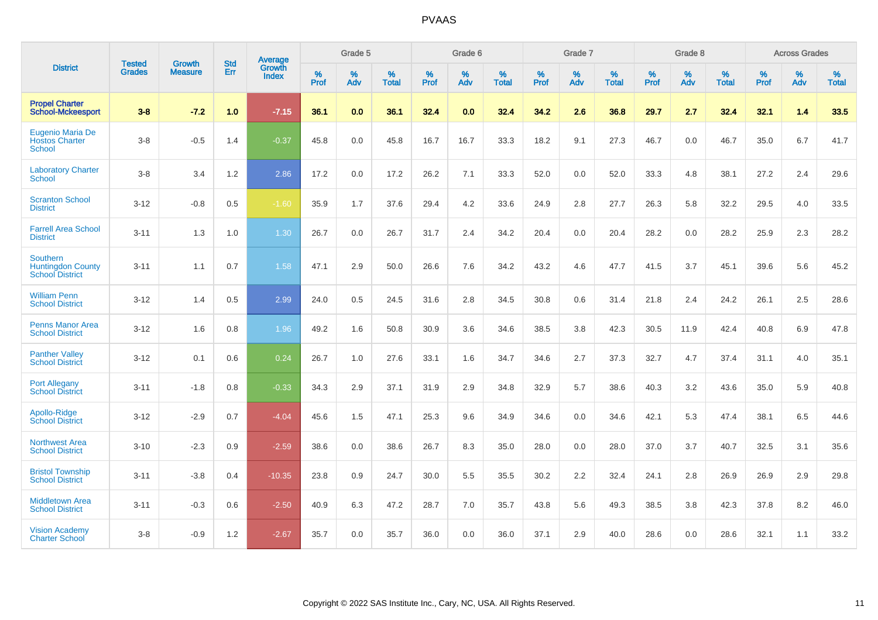PVAAS

| District | Tested Grades | Growth Measure | Std Err | Average Growth Index | Grade 5 | | | Grade 6 | | | Grade 7 | | | Grade 8 | | | Across Grades | | |
|---|---|---|---|---|---|---|---|---|---|---|---|---|---|---|---|---|---|---|---|
| | | | | | % Prof | % Adv | % Total | % Prof | % Adv | % Total | % Prof | % Adv | % Total | % Prof | % Adv | % Total | % Prof | % Adv | % Total |
| **Propel Charter School-Mckeesport** | **3-8** | **-7.2** | **1.0** | **-7.15** | **36.1** | **0.0** | **36.1** | **32.4** | **0.0** | **32.4** | **34.2** | **2.6** | **36.8** | **29.7** | **2.7** | **32.4** | **32.1** | **1.4** | **33.5** |
| Eugenio Maria De Hostos Charter School | 3-8 | -0.5 | 1.4 | -0.37 | 45.8 | 0.0 | 45.8 | 16.7 | 16.7 | 33.3 | 18.2 | 9.1 | 27.3 | 46.7 | 0.0 | 46.7 | 35.0 | 6.7 | 41.7 |
| Laboratory Charter School | 3-8 | 3.4 | 1.2 | 2.86 | 17.2 | 0.0 | 17.2 | 26.2 | 7.1 | 33.3 | 52.0 | 0.0 | 52.0 | 33.3 | 4.8 | 38.1 | 27.2 | 2.4 | 29.6 |
| Scranton School District | 3-12 | -0.8 | 0.5 | -1.60 | 35.9 | 1.7 | 37.6 | 29.4 | 4.2 | 33.6 | 24.9 | 2.8 | 27.7 | 26.3 | 5.8 | 32.2 | 29.5 | 4.0 | 33.5 |
| Farrell Area School District | 3-11 | 1.3 | 1.0 | 1.30 | 26.7 | 0.0 | 26.7 | 31.7 | 2.4 | 34.2 | 20.4 | 0.0 | 20.4 | 28.2 | 0.0 | 28.2 | 25.9 | 2.3 | 28.2 |
| Southern Huntingdon County School District | 3-11 | 1.1 | 0.7 | 1.58 | 47.1 | 2.9 | 50.0 | 26.6 | 7.6 | 34.2 | 43.2 | 4.6 | 47.7 | 41.5 | 3.7 | 45.1 | 39.6 | 5.6 | 45.2 |
| William Penn School District | 3-12 | 1.4 | 0.5 | 2.99 | 24.0 | 0.5 | 24.5 | 31.6 | 2.8 | 34.5 | 30.8 | 0.6 | 31.4 | 21.8 | 2.4 | 24.2 | 26.1 | 2.5 | 28.6 |
| Penns Manor Area School District | 3-12 | 1.6 | 0.8 | 1.96 | 49.2 | 1.6 | 50.8 | 30.9 | 3.6 | 34.6 | 38.5 | 3.8 | 42.3 | 30.5 | 11.9 | 42.4 | 40.8 | 6.9 | 47.8 |
| Panther Valley School District | 3-12 | 0.1 | 0.6 | 0.24 | 26.7 | 1.0 | 27.6 | 33.1 | 1.6 | 34.7 | 34.6 | 2.7 | 37.3 | 32.7 | 4.7 | 37.4 | 31.1 | 4.0 | 35.1 |
| Port Allegany School District | 3-11 | -1.8 | 0.8 | -0.33 | 34.3 | 2.9 | 37.1 | 31.9 | 2.9 | 34.8 | 32.9 | 5.7 | 38.6 | 40.3 | 3.2 | 43.6 | 35.0 | 5.9 | 40.8 |
| Apollo-Ridge School District | 3-12 | -2.9 | 0.7 | -4.04 | 45.6 | 1.5 | 47.1 | 25.3 | 9.6 | 34.9 | 34.6 | 0.0 | 34.6 | 42.1 | 5.3 | 47.4 | 38.1 | 6.5 | 44.6 |
| Northwest Area School District | 3-10 | -2.3 | 0.9 | -2.59 | 38.6 | 0.0 | 38.6 | 26.7 | 8.3 | 35.0 | 28.0 | 0.0 | 28.0 | 37.0 | 3.7 | 40.7 | 32.5 | 3.1 | 35.6 |
| Bristol Township School District | 3-11 | -3.8 | 0.4 | -10.35 | 23.8 | 0.9 | 24.7 | 30.0 | 5.5 | 35.5 | 30.2 | 2.2 | 32.4 | 24.1 | 2.8 | 26.9 | 26.9 | 2.9 | 29.8 |
| Middletown Area School District | 3-11 | -0.3 | 0.6 | -2.50 | 40.9 | 6.3 | 47.2 | 28.7 | 7.0 | 35.7 | 43.8 | 5.6 | 49.3 | 38.5 | 3.8 | 42.3 | 37.8 | 8.2 | 46.0 |
| Vision Academy Charter School | 3-8 | -0.9 | 1.2 | -2.67 | 35.7 | 0.0 | 35.7 | 36.0 | 0.0 | 36.0 | 37.1 | 2.9 | 40.0 | 28.6 | 0.0 | 28.6 | 32.1 | 1.1 | 33.2 |

Copyright © 2022 SAS Institute Inc., Cary, NC, USA. All Rights Reserved.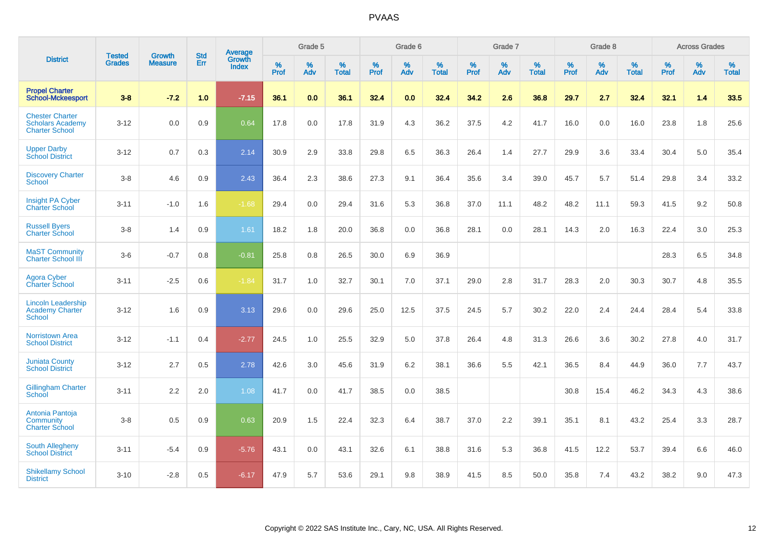| District | Tested Grades | Growth Measure | Std Err | Average Growth Index | Grade 5 | | | Grade 6 | | | Grade 7 | | | Grade 8 | | | Across Grades | | |
|---|---|---|---|---|---|---|---|---|---|---|---|---|---|---|---|---|---|---|---|
| | | | | | % Prof | % Adv | % Total | % Prof | % Adv | % Total | % Prof | % Adv | % Total | % Prof | % Adv | % Total | % Prof | % Adv | % Total |
| **Propel Charter School-Mckeesport** | **3-8** | **-7.2** | **1.0** | **-7.15** | **36.1** | **0.0** | **36.1** | **32.4** | **0.0** | **32.4** | **34.2** | **2.6** | **36.8** | **29.7** | **2.7** | **32.4** | **32.1** | **1.4** | **33.5** |
| Chester Charter Scholars Academy Charter School | 3-12 | 0.0 | 0.9 | 0.64 | 17.8 | 0.0 | 17.8 | 31.9 | 4.3 | 36.2 | 37.5 | 4.2 | 41.7 | 16.0 | 0.0 | 16.0 | 23.8 | 1.8 | 25.6 |
| Upper Darby School District | 3-12 | 0.7 | 0.3 | 2.14 | 30.9 | 2.9 | 33.8 | 29.8 | 6.5 | 36.3 | 26.4 | 1.4 | 27.7 | 29.9 | 3.6 | 33.4 | 30.4 | 5.0 | 35.4 |
| Discovery Charter School | 3-8 | 4.6 | 0.9 | 2.43 | 36.4 | 2.3 | 38.6 | 27.3 | 9.1 | 36.4 | 35.6 | 3.4 | 39.0 | 45.7 | 5.7 | 51.4 | 29.8 | 3.4 | 33.2 |
| Insight PA Cyber Charter School | 3-11 | -1.0 | 1.6 | -1.68 | 29.4 | 0.0 | 29.4 | 31.6 | 5.3 | 36.8 | 37.0 | 11.1 | 48.2 | 48.2 | 11.1 | 59.3 | 41.5 | 9.2 | 50.8 |
| Russell Byers Charter School | 3-8 | 1.4 | 0.9 | 1.61 | 18.2 | 1.8 | 20.0 | 36.8 | 0.0 | 36.8 | 28.1 | 0.0 | 28.1 | 14.3 | 2.0 | 16.3 | 22.4 | 3.0 | 25.3 |
| MaST Community Charter School III | 3-6 | -0.7 | 0.8 | -0.81 | 25.8 | 0.8 | 26.5 | 30.0 | 6.9 | 36.9 | | | | | | | 28.3 | 6.5 | 34.8 |
| Agora Cyber Charter School | 3-11 | -2.5 | 0.6 | -1.84 | 31.7 | 1.0 | 32.7 | 30.1 | 7.0 | 37.1 | 29.0 | 2.8 | 31.7 | 28.3 | 2.0 | 30.3 | 30.7 | 4.8 | 35.5 |
| Lincoln Leadership Academy Charter School | 3-12 | 1.6 | 0.9 | 3.13 | 29.6 | 0.0 | 29.6 | 25.0 | 12.5 | 37.5 | 24.5 | 5.7 | 30.2 | 22.0 | 2.4 | 24.4 | 28.4 | 5.4 | 33.8 |
| Norristown Area School District | 3-12 | -1.1 | 0.4 | -2.77 | 24.5 | 1.0 | 25.5 | 32.9 | 5.0 | 37.8 | 26.4 | 4.8 | 31.3 | 26.6 | 3.6 | 30.2 | 27.8 | 4.0 | 31.7 |
| Juniata County School District | 3-12 | 2.7 | 0.5 | 2.78 | 42.6 | 3.0 | 45.6 | 31.9 | 6.2 | 38.1 | 36.6 | 5.5 | 42.1 | 36.5 | 8.4 | 44.9 | 36.0 | 7.7 | 43.7 |
| Gillingham Charter School | 3-11 | 2.2 | 2.0 | 1.08 | 41.7 | 0.0 | 41.7 | 38.5 | 0.0 | 38.5 | | | | 30.8 | 15.4 | 46.2 | 34.3 | 4.3 | 38.6 |
| Antonia Pantoja Community Charter School | 3-8 | 0.5 | 0.9 | 0.63 | 20.9 | 1.5 | 22.4 | 32.3 | 6.4 | 38.7 | 37.0 | 2.2 | 39.1 | 35.1 | 8.1 | 43.2 | 25.4 | 3.3 | 28.7 |
| South Allegheny School District | 3-11 | -5.4 | 0.9 | -5.76 | 43.1 | 0.0 | 43.1 | 32.6 | 6.1 | 38.8 | 31.6 | 5.3 | 36.8 | 41.5 | 12.2 | 53.7 | 39.4 | 6.6 | 46.0 |
| Shikellamy School District | 3-10 | -2.8 | 0.5 | -6.17 | 47.9 | 5.7 | 53.6 | 29.1 | 9.8 | 38.9 | 41.5 | 8.5 | 50.0 | 35.8 | 7.4 | 43.2 | 38.2 | 9.0 | 47.3 |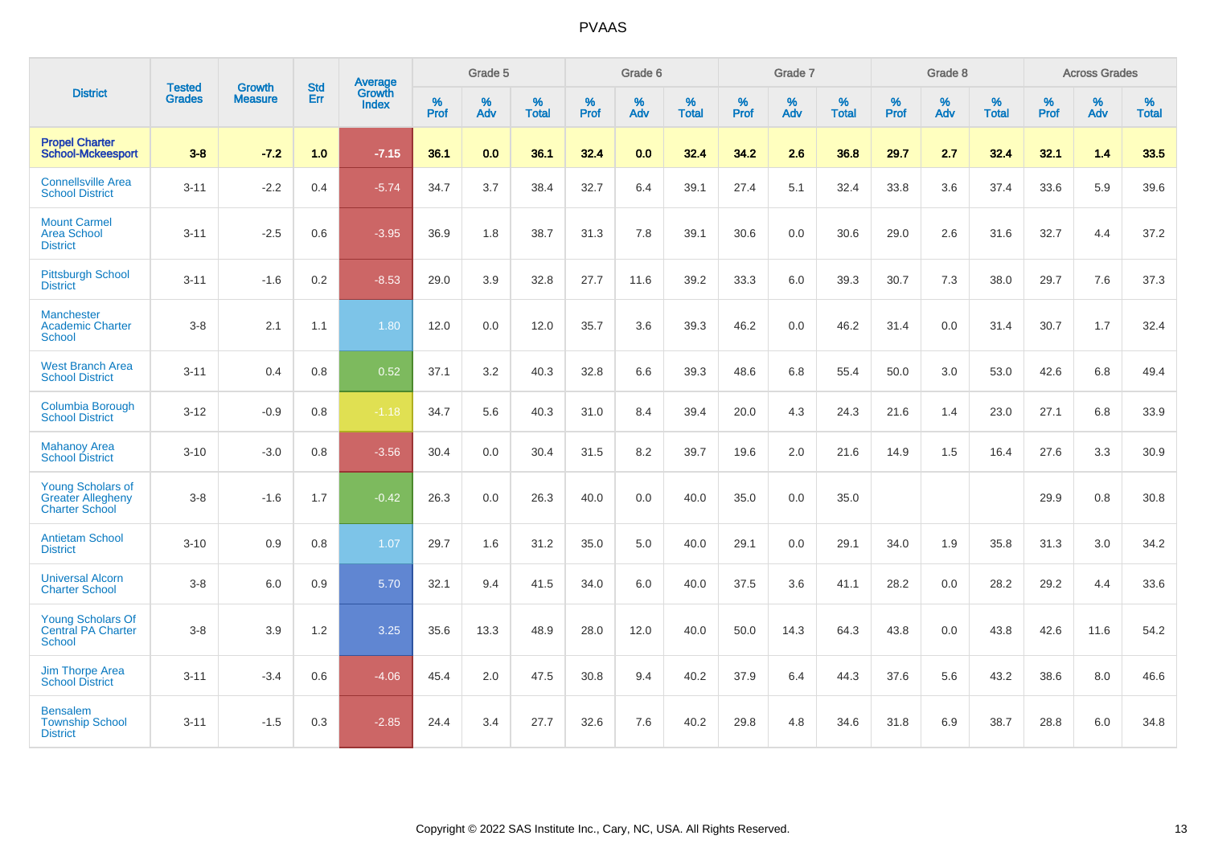| District | Tested Grades | Growth Measure | Std Err | Average Growth Index | Grade 5 | | | Grade 6 | | | Grade 7 | | | Grade 8 | | | Across Grades | | |
|---|---|---|---|---|---|---|---|---|---|---|---|---|---|---|---|---|---|---|---|
| | | | | | % Prof | % Adv | % Total | % Prof | % Adv | % Total | % Prof | % Adv | % Total | % Prof | % Adv | % Total | % Prof | % Adv | % Total |
| **Propel Charter School-Mckeesport** | **3-8** | **-7.2** | **1.0** | **-7.15** | **36.1** | **0.0** | **36.1** | **32.4** | **0.0** | **32.4** | **34.2** | **2.6** | **36.8** | **29.7** | **2.7** | **32.4** | **32.1** | **1.4** | **33.5** |
| Connellsville Area School District | 3-11 | -2.2 | 0.4 | -5.74 | 34.7 | 3.7 | 38.4 | 32.7 | 6.4 | 39.1 | 27.4 | 5.1 | 32.4 | 33.8 | 3.6 | 37.4 | 33.6 | 5.9 | 39.6 |
| Mount Carmel Area School District | 3-11 | -2.5 | 0.6 | -3.95 | 36.9 | 1.8 | 38.7 | 31.3 | 7.8 | 39.1 | 30.6 | 0.0 | 30.6 | 29.0 | 2.6 | 31.6 | 32.7 | 4.4 | 37.2 |
| Pittsburgh School District | 3-11 | -1.6 | 0.2 | -8.53 | 29.0 | 3.9 | 32.8 | 27.7 | 11.6 | 39.2 | 33.3 | 6.0 | 39.3 | 30.7 | 7.3 | 38.0 | 29.7 | 7.6 | 37.3 |
| Manchester Academic Charter School | 3-8 | 2.1 | 1.1 | 1.80 | 12.0 | 0.0 | 12.0 | 35.7 | 3.6 | 39.3 | 46.2 | 0.0 | 46.2 | 31.4 | 0.0 | 31.4 | 30.7 | 1.7 | 32.4 |
| West Branch Area School District | 3-11 | 0.4 | 0.8 | 0.52 | 37.1 | 3.2 | 40.3 | 32.8 | 6.6 | 39.3 | 48.6 | 6.8 | 55.4 | 50.0 | 3.0 | 53.0 | 42.6 | 6.8 | 49.4 |
| Columbia Borough School District | 3-12 | -0.9 | 0.8 | -1.18 | 34.7 | 5.6 | 40.3 | 31.0 | 8.4 | 39.4 | 20.0 | 4.3 | 24.3 | 21.6 | 1.4 | 23.0 | 27.1 | 6.8 | 33.9 |
| Mahanoy Area School District | 3-10 | -3.0 | 0.8 | -3.56 | 30.4 | 0.0 | 30.4 | 31.5 | 8.2 | 39.7 | 19.6 | 2.0 | 21.6 | 14.9 | 1.5 | 16.4 | 27.6 | 3.3 | 30.9 |
| Young Scholars of Greater Allegheny Charter School | 3-8 | -1.6 | 1.7 | -0.42 | 26.3 | 0.0 | 26.3 | 40.0 | 0.0 | 40.0 | 35.0 | 0.0 | 35.0 | | | | 29.9 | 0.8 | 30.8 |
| Antietam School District | 3-10 | 0.9 | 0.8 | 1.07 | 29.7 | 1.6 | 31.2 | 35.0 | 5.0 | 40.0 | 29.1 | 0.0 | 29.1 | 34.0 | 1.9 | 35.8 | 31.3 | 3.0 | 34.2 |
| Universal Alcorn Charter School | 3-8 | 6.0 | 0.9 | 5.70 | 32.1 | 9.4 | 41.5 | 34.0 | 6.0 | 40.0 | 37.5 | 3.6 | 41.1 | 28.2 | 0.0 | 28.2 | 29.2 | 4.4 | 33.6 |
| Young Scholars Of Central PA Charter School | 3-8 | 3.9 | 1.2 | 3.25 | 35.6 | 13.3 | 48.9 | 28.0 | 12.0 | 40.0 | 50.0 | 14.3 | 64.3 | 43.8 | 0.0 | 43.8 | 42.6 | 11.6 | 54.2 |
| Jim Thorpe Area School District | 3-11 | -3.4 | 0.6 | -4.06 | 45.4 | 2.0 | 47.5 | 30.8 | 9.4 | 40.2 | 37.9 | 6.4 | 44.3 | 37.6 | 5.6 | 43.2 | 38.6 | 8.0 | 46.6 |
| Bensalem Township School District | 3-11 | -1.5 | 0.3 | -2.85 | 24.4 | 3.4 | 27.7 | 32.6 | 7.6 | 40.2 | 29.8 | 4.8 | 34.6 | 31.8 | 6.9 | 38.7 | 28.8 | 6.0 | 34.8 |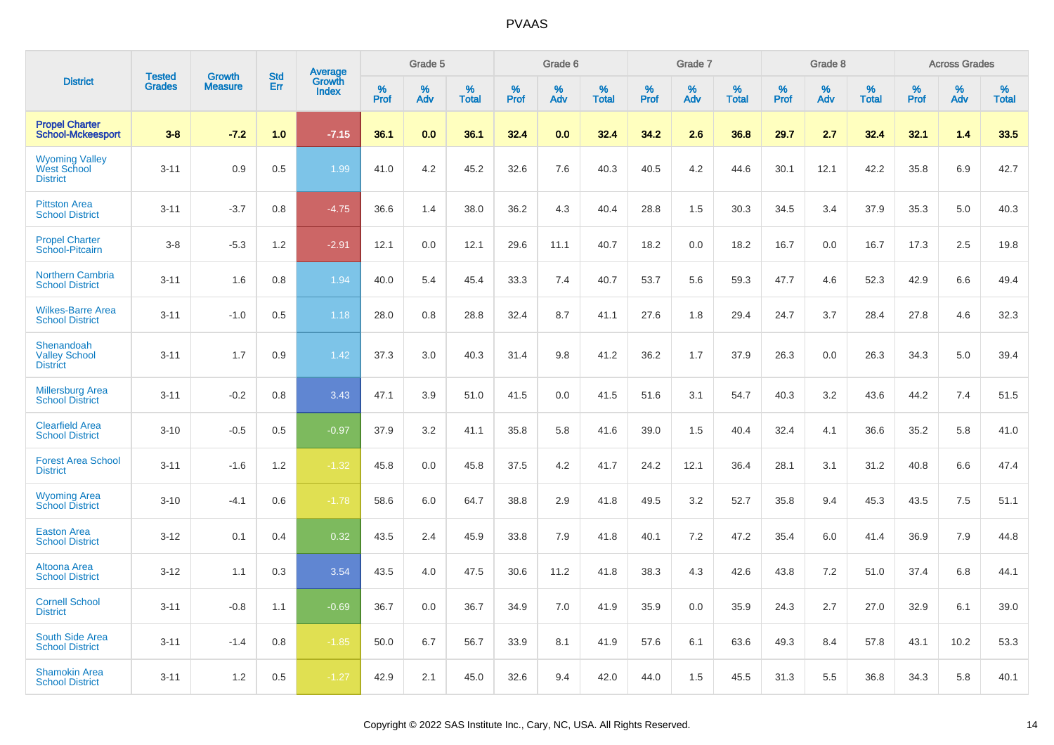# PVAAS

| District | Tested Grades | Growth Measure | Std Err | Average Growth Index | Grade 5 | | | Grade 6 | | | Grade 7 | | | Grade 8 | | | Across Grades | | |
|---|---|---|---|---|---|---|---|---|---|---|---|---|---|---|---|---|---|---|---|
| | | | | | % Prof | % Adv | % Total | % Prof | % Adv | % Total | % Prof | % Adv | % Total | % Prof | % Adv | % Total | % Prof | % Adv | % Total |
| **Propel Charter School-Mckeesport** | **3-8** | **-7.2** | **1.0** | **-7.15** | **36.1** | **0.0** | **36.1** | **32.4** | **0.0** | **32.4** | **34.2** | **2.6** | **36.8** | **29.7** | **2.7** | **32.4** | **32.1** | **1.4** | **33.5** |
| Wyoming Valley West School District | 3-11 | 0.9 | 0.5 | 1.99 | 41.0 | 4.2 | 45.2 | 32.6 | 7.6 | 40.3 | 40.5 | 4.2 | 44.6 | 30.1 | 12.1 | 42.2 | 35.8 | 6.9 | 42.7 |
| Pittston Area School District | 3-11 | -3.7 | 0.8 | -4.75 | 36.6 | 1.4 | 38.0 | 36.2 | 4.3 | 40.4 | 28.8 | 1.5 | 30.3 | 34.5 | 3.4 | 37.9 | 35.3 | 5.0 | 40.3 |
| Propel Charter School-Pitcairn | 3-8 | -5.3 | 1.2 | -2.91 | 12.1 | 0.0 | 12.1 | 29.6 | 11.1 | 40.7 | 18.2 | 0.0 | 18.2 | 16.7 | 0.0 | 16.7 | 17.3 | 2.5 | 19.8 |
| Northern Cambria School District | 3-11 | 1.6 | 0.8 | 1.94 | 40.0 | 5.4 | 45.4 | 33.3 | 7.4 | 40.7 | 53.7 | 5.6 | 59.3 | 47.7 | 4.6 | 52.3 | 42.9 | 6.6 | 49.4 |
| Wilkes-Barre Area School District | 3-11 | -1.0 | 0.5 | 1.18 | 28.0 | 0.8 | 28.8 | 32.4 | 8.7 | 41.1 | 27.6 | 1.8 | 29.4 | 24.7 | 3.7 | 28.4 | 27.8 | 4.6 | 32.3 |
| Shenandoah Valley School District | 3-11 | 1.7 | 0.9 | 1.42 | 37.3 | 3.0 | 40.3 | 31.4 | 9.8 | 41.2 | 36.2 | 1.7 | 37.9 | 26.3 | 0.0 | 26.3 | 34.3 | 5.0 | 39.4 |
| Millersburg Area School District | 3-11 | -0.2 | 0.8 | 3.43 | 47.1 | 3.9 | 51.0 | 41.5 | 0.0 | 41.5 | 51.6 | 3.1 | 54.7 | 40.3 | 3.2 | 43.6 | 44.2 | 7.4 | 51.5 |
| Clearfield Area School District | 3-10 | -0.5 | 0.5 | -0.97 | 37.9 | 3.2 | 41.1 | 35.8 | 5.8 | 41.6 | 39.0 | 1.5 | 40.4 | 32.4 | 4.1 | 36.6 | 35.2 | 5.8 | 41.0 |
| Forest Area School District | 3-11 | -1.6 | 1.2 | -1.32 | 45.8 | 0.0 | 45.8 | 37.5 | 4.2 | 41.7 | 24.2 | 12.1 | 36.4 | 28.1 | 3.1 | 31.2 | 40.8 | 6.6 | 47.4 |
| Wyoming Area School District | 3-10 | -4.1 | 0.6 | -1.78 | 58.6 | 6.0 | 64.7 | 38.8 | 2.9 | 41.8 | 49.5 | 3.2 | 52.7 | 35.8 | 9.4 | 45.3 | 43.5 | 7.5 | 51.1 |
| Easton Area School District | 3-12 | 0.1 | 0.4 | 0.32 | 43.5 | 2.4 | 45.9 | 33.8 | 7.9 | 41.8 | 40.1 | 7.2 | 47.2 | 35.4 | 6.0 | 41.4 | 36.9 | 7.9 | 44.8 |
| Altoona Area School District | 3-12 | 1.1 | 0.3 | 3.54 | 43.5 | 4.0 | 47.5 | 30.6 | 11.2 | 41.8 | 38.3 | 4.3 | 42.6 | 43.8 | 7.2 | 51.0 | 37.4 | 6.8 | 44.1 |
| Cornell School District | 3-11 | -0.8 | 1.1 | -0.69 | 36.7 | 0.0 | 36.7 | 34.9 | 7.0 | 41.9 | 35.9 | 0.0 | 35.9 | 24.3 | 2.7 | 27.0 | 32.9 | 6.1 | 39.0 |
| South Side Area School District | 3-11 | -1.4 | 0.8 | -1.85 | 50.0 | 6.7 | 56.7 | 33.9 | 8.1 | 41.9 | 57.6 | 6.1 | 63.6 | 49.3 | 8.4 | 57.8 | 43.1 | 10.2 | 53.3 |
| Shamokin Area School District | 3-11 | 1.2 | 0.5 | -1.27 | 42.9 | 2.1 | 45.0 | 32.6 | 9.4 | 42.0 | 44.0 | 1.5 | 45.5 | 31.3 | 5.5 | 36.8 | 34.3 | 5.8 | 40.1 |

Copyright © 2022 SAS Institute Inc., Cary, NC, USA. All Rights Reserved.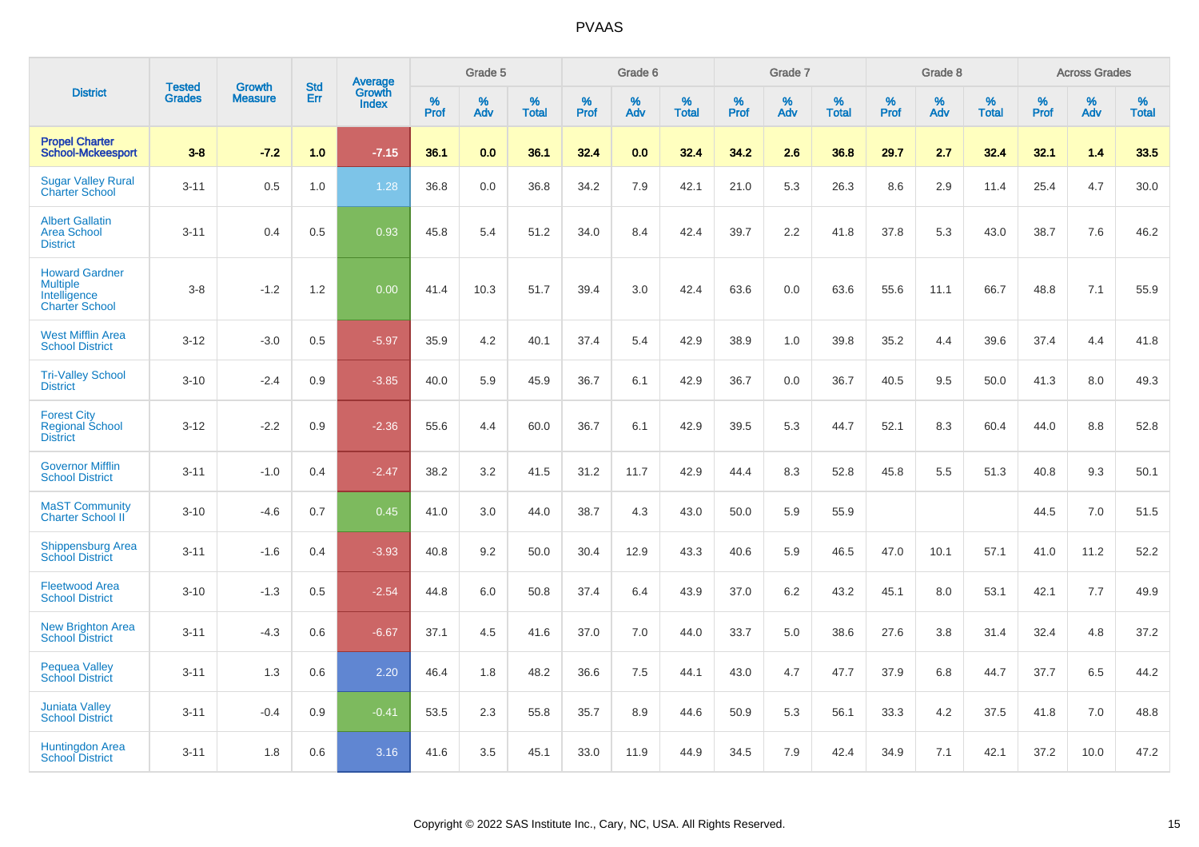| District | Tested Grades | Growth Measure | Std Err | Average Growth Index | Grade 5 | | | Grade 6 | | | Grade 7 | | | Grade 8 | | | Across Grades | | |
|---|---|---|---|---|---|---|---|---|---|---|---|---|---|---|---|---|---|---|---|
| | | | | | % Prof | % Adv | % Total | % Prof | % Adv | % Total | % Prof | % Adv | % Total | % Prof | % Adv | % Total | % Prof | % Adv | % Total |
| **Propel Charter School-Mckeesport** | **3-8** | **-7.2** | **1.0** | **-7.15** | **36.1** | **0.0** | **36.1** | **32.4** | **0.0** | **32.4** | **34.2** | **2.6** | **36.8** | **29.7** | **2.7** | **32.4** | **32.1** | **1.4** | **33.5** |
| Sugar Valley Rural Charter School | 3-11 | 0.5 | 1.0 | 1.28 | 36.8 | 0.0 | 36.8 | 34.2 | 7.9 | 42.1 | 21.0 | 5.3 | 26.3 | 8.6 | 2.9 | 11.4 | 25.4 | 4.7 | 30.0 |
| Albert Gallatin Area School District | 3-11 | 0.4 | 0.5 | 0.93 | 45.8 | 5.4 | 51.2 | 34.0 | 8.4 | 42.4 | 39.7 | 2.2 | 41.8 | 37.8 | 5.3 | 43.0 | 38.7 | 7.6 | 46.2 |
| Howard Gardner Multiple Intelligence Charter School | 3-8 | -1.2 | 1.2 | 0.00 | 41.4 | 10.3 | 51.7 | 39.4 | 3.0 | 42.4 | 63.6 | 0.0 | 63.6 | 55.6 | 11.1 | 66.7 | 48.8 | 7.1 | 55.9 |
| West Mifflin Area School District | 3-12 | -3.0 | 0.5 | -5.97 | 35.9 | 4.2 | 40.1 | 37.4 | 5.4 | 42.9 | 38.9 | 1.0 | 39.8 | 35.2 | 4.4 | 39.6 | 37.4 | 4.4 | 41.8 |
| Tri-Valley School District | 3-10 | -2.4 | 0.9 | -3.85 | 40.0 | 5.9 | 45.9 | 36.7 | 6.1 | 42.9 | 36.7 | 0.0 | 36.7 | 40.5 | 9.5 | 50.0 | 41.3 | 8.0 | 49.3 |
| Forest City Regional School District | 3-12 | -2.2 | 0.9 | -2.36 | 55.6 | 4.4 | 60.0 | 36.7 | 6.1 | 42.9 | 39.5 | 5.3 | 44.7 | 52.1 | 8.3 | 60.4 | 44.0 | 8.8 | 52.8 |
| Governor Mifflin School District | 3-11 | -1.0 | 0.4 | -2.47 | 38.2 | 3.2 | 41.5 | 31.2 | 11.7 | 42.9 | 44.4 | 8.3 | 52.8 | 45.8 | 5.5 | 51.3 | 40.8 | 9.3 | 50.1 |
| MaST Community Charter School II | 3-10 | -4.6 | 0.7 | 0.45 | 41.0 | 3.0 | 44.0 | 38.7 | 4.3 | 43.0 | 50.0 | 5.9 | 55.9 | | | | 44.5 | 7.0 | 51.5 |
| Shippensburg Area School District | 3-11 | -1.6 | 0.4 | -3.93 | 40.8 | 9.2 | 50.0 | 30.4 | 12.9 | 43.3 | 40.6 | 5.9 | 46.5 | 47.0 | 10.1 | 57.1 | 41.0 | 11.2 | 52.2 |
| Fleetwood Area School District | 3-10 | -1.3 | 0.5 | -2.54 | 44.8 | 6.0 | 50.8 | 37.4 | 6.4 | 43.9 | 37.0 | 6.2 | 43.2 | 45.1 | 8.0 | 53.1 | 42.1 | 7.7 | 49.9 |
| New Brighton Area School District | 3-11 | -4.3 | 0.6 | -6.67 | 37.1 | 4.5 | 41.6 | 37.0 | 7.0 | 44.0 | 33.7 | 5.0 | 38.6 | 27.6 | 3.8 | 31.4 | 32.4 | 4.8 | 37.2 |
| Pequea Valley School District | 3-11 | 1.3 | 0.6 | 2.20 | 46.4 | 1.8 | 48.2 | 36.6 | 7.5 | 44.1 | 43.0 | 4.7 | 47.7 | 37.9 | 6.8 | 44.7 | 37.7 | 6.5 | 44.2 |
| Juniata Valley School District | 3-11 | -0.4 | 0.9 | -0.41 | 53.5 | 2.3 | 55.8 | 35.7 | 8.9 | 44.6 | 50.9 | 5.3 | 56.1 | 33.3 | 4.2 | 37.5 | 41.8 | 7.0 | 48.8 |
| Huntingdon Area School District | 3-11 | 1.8 | 0.6 | 3.16 | 41.6 | 3.5 | 45.1 | 33.0 | 11.9 | 44.9 | 34.5 | 7.9 | 42.4 | 34.9 | 7.1 | 42.1 | 37.2 | 10.0 | 47.2 |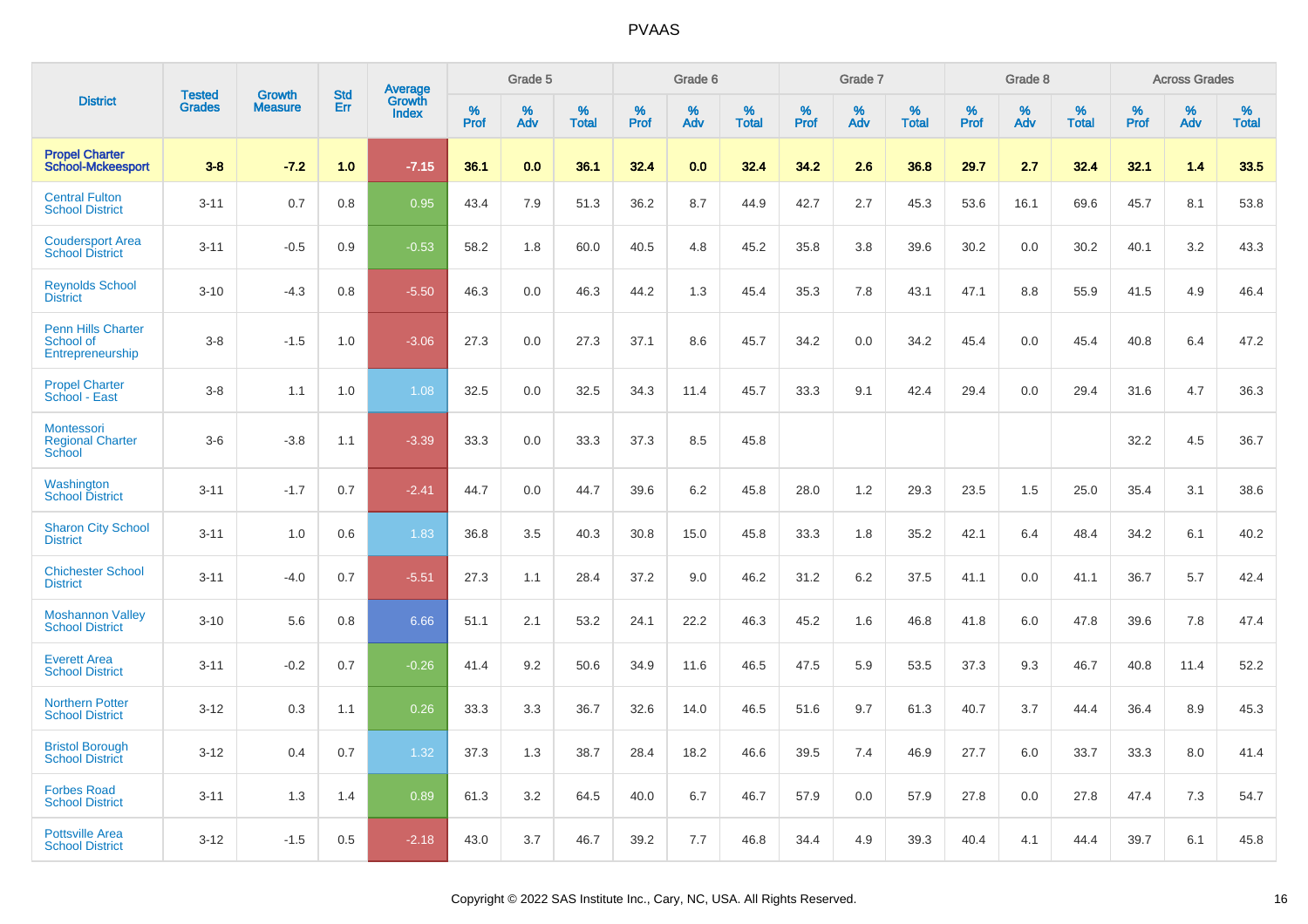# PVAAS

| District | Tested Grades | Growth Measure | Std Err | Average Growth Index | Grade 5 | | | Grade 6 | | | Grade 7 | | | Grade 8 | | | Across Grades | | |
|---|---|---|---|---|---|---|---|---|---|---|---|---|---|---|---|---|---|---|---|
| | | | | | % Prof | % Adv | % Total | % Prof | % Adv | % Total | % Prof | % Adv | % Total | % Prof | % Adv | % Total | % Prof | % Adv | % Total |
| **Propel Charter School-Mckeesport** | **3-8** | **-7.2** | **1.0** | **-7.15** | **36.1** | **0.0** | **36.1** | **32.4** | **0.0** | **32.4** | **34.2** | **2.6** | **36.8** | **29.7** | **2.7** | **32.4** | **32.1** | **1.4** | **33.5** |
| Central Fulton School District | 3-11 | 0.7 | 0.8 | 0.95 | 43.4 | 7.9 | 51.3 | 36.2 | 8.7 | 44.9 | 42.7 | 2.7 | 45.3 | 53.6 | 16.1 | 69.6 | 45.7 | 8.1 | 53.8 |
| Coudersport Area School District | 3-11 | -0.5 | 0.9 | -0.53 | 58.2 | 1.8 | 60.0 | 40.5 | 4.8 | 45.2 | 35.8 | 3.8 | 39.6 | 30.2 | 0.0 | 30.2 | 40.1 | 3.2 | 43.3 |
| Reynolds School District | 3-10 | -4.3 | 0.8 | -5.50 | 46.3 | 0.0 | 46.3 | 44.2 | 1.3 | 45.4 | 35.3 | 7.8 | 43.1 | 47.1 | 8.8 | 55.9 | 41.5 | 4.9 | 46.4 |
| Penn Hills Charter School of Entrepreneurship | 3-8 | -1.5 | 1.0 | -3.06 | 27.3 | 0.0 | 27.3 | 37.1 | 8.6 | 45.7 | 34.2 | 0.0 | 34.2 | 45.4 | 0.0 | 45.4 | 40.8 | 6.4 | 47.2 |
| Propel Charter School - East | 3-8 | 1.1 | 1.0 | 1.08 | 32.5 | 0.0 | 32.5 | 34.3 | 11.4 | 45.7 | 33.3 | 9.1 | 42.4 | 29.4 | 0.0 | 29.4 | 31.6 | 4.7 | 36.3 |
| Montessori Regional Charter School | 3-6 | -3.8 | 1.1 | -3.39 | 33.3 | 0.0 | 33.3 | 37.3 | 8.5 | 45.8 | | | | | | | 32.2 | 4.5 | 36.7 |
| Washington School District | 3-11 | -1.7 | 0.7 | -2.41 | 44.7 | 0.0 | 44.7 | 39.6 | 6.2 | 45.8 | 28.0 | 1.2 | 29.3 | 23.5 | 1.5 | 25.0 | 35.4 | 3.1 | 38.6 |
| Sharon City School District | 3-11 | 1.0 | 0.6 | 1.83 | 36.8 | 3.5 | 40.3 | 30.8 | 15.0 | 45.8 | 33.3 | 1.8 | 35.2 | 42.1 | 6.4 | 48.4 | 34.2 | 6.1 | 40.2 |
| Chichester School District | 3-11 | -4.0 | 0.7 | -5.51 | 27.3 | 1.1 | 28.4 | 37.2 | 9.0 | 46.2 | 31.2 | 6.2 | 37.5 | 41.1 | 0.0 | 41.1 | 36.7 | 5.7 | 42.4 |
| Moshannon Valley School District | 3-10 | 5.6 | 0.8 | 6.66 | 51.1 | 2.1 | 53.2 | 24.1 | 22.2 | 46.3 | 45.2 | 1.6 | 46.8 | 41.8 | 6.0 | 47.8 | 39.6 | 7.8 | 47.4 |
| Everett Area School District | 3-11 | -0.2 | 0.7 | -0.26 | 41.4 | 9.2 | 50.6 | 34.9 | 11.6 | 46.5 | 47.5 | 5.9 | 53.5 | 37.3 | 9.3 | 46.7 | 40.8 | 11.4 | 52.2 |
| Northern Potter School District | 3-12 | 0.3 | 1.1 | 0.26 | 33.3 | 3.3 | 36.7 | 32.6 | 14.0 | 46.5 | 51.6 | 9.7 | 61.3 | 40.7 | 3.7 | 44.4 | 36.4 | 8.9 | 45.3 |
| Bristol Borough School District | 3-12 | 0.4 | 0.7 | 1.32 | 37.3 | 1.3 | 38.7 | 28.4 | 18.2 | 46.6 | 39.5 | 7.4 | 46.9 | 27.7 | 6.0 | 33.7 | 33.3 | 8.0 | 41.4 |
| Forbes Road School District | 3-11 | 1.3 | 1.4 | 0.89 | 61.3 | 3.2 | 64.5 | 40.0 | 6.7 | 46.7 | 57.9 | 0.0 | 57.9 | 27.8 | 0.0 | 27.8 | 47.4 | 7.3 | 54.7 |
| Pottsville Area School District | 3-12 | -1.5 | 0.5 | -2.18 | 43.0 | 3.7 | 46.7 | 39.2 | 7.7 | 46.8 | 34.4 | 4.9 | 39.3 | 40.4 | 4.1 | 44.4 | 39.7 | 6.1 | 45.8 |

Copyright © 2022 SAS Institute Inc., Cary, NC, USA. All Rights Reserved.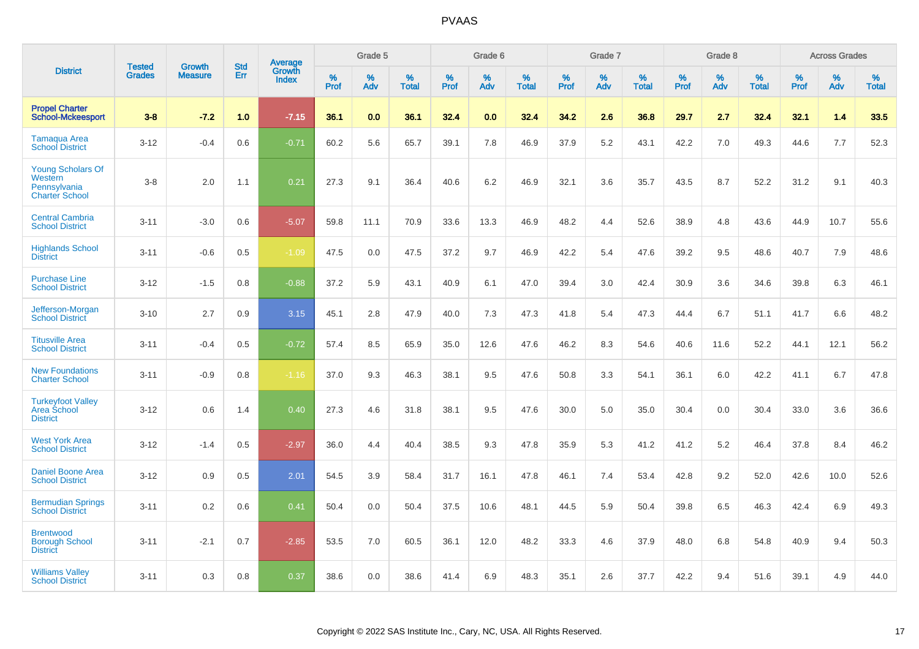# PVAAS

| District | Tested Grades | Growth Measure | Std Err | Average Growth Index | Grade 5 | | | Grade 6 | | | Grade 7 | | | Grade 8 | | | Across Grades | | |
|---|---|---|---|---|---|---|---|---|---|---|---|---|---|---|---|---|---|---|---|
| | | | | | % Prof | % Adv | % Total | % Prof | % Adv | % Total | % Prof | % Adv | % Total | % Prof | % Adv | % Total | % Prof | % Adv | % Total |
| **Propel Charter School-Mckeesport** | **3-8** | **-7.2** | **1.0** | **-7.15** | **36.1** | **0.0** | **36.1** | **32.4** | **0.0** | **32.4** | **34.2** | **2.6** | **36.8** | **29.7** | **2.7** | **32.4** | **32.1** | **1.4** | **33.5** |
| Tamaqua Area School District | 3-12 | -0.4 | 0.6 | -0.71 | 60.2 | 5.6 | 65.7 | 39.1 | 7.8 | 46.9 | 37.9 | 5.2 | 43.1 | 42.2 | 7.0 | 49.3 | 44.6 | 7.7 | 52.3 |
| Young Scholars Of Western Pennsylvania Charter School | 3-8 | 2.0 | 1.1 | 0.21 | 27.3 | 9.1 | 36.4 | 40.6 | 6.2 | 46.9 | 32.1 | 3.6 | 35.7 | 43.5 | 8.7 | 52.2 | 31.2 | 9.1 | 40.3 |
| Central Cambria School District | 3-11 | -3.0 | 0.6 | -5.07 | 59.8 | 11.1 | 70.9 | 33.6 | 13.3 | 46.9 | 48.2 | 4.4 | 52.6 | 38.9 | 4.8 | 43.6 | 44.9 | 10.7 | 55.6 |
| Highlands School District | 3-11 | -0.6 | 0.5 | -1.09 | 47.5 | 0.0 | 47.5 | 37.2 | 9.7 | 46.9 | 42.2 | 5.4 | 47.6 | 39.2 | 9.5 | 48.6 | 40.7 | 7.9 | 48.6 |
| Purchase Line School District | 3-12 | -1.5 | 0.8 | -0.88 | 37.2 | 5.9 | 43.1 | 40.9 | 6.1 | 47.0 | 39.4 | 3.0 | 42.4 | 30.9 | 3.6 | 34.6 | 39.8 | 6.3 | 46.1 |
| Jefferson-Morgan School District | 3-10 | 2.7 | 0.9 | 3.15 | 45.1 | 2.8 | 47.9 | 40.0 | 7.3 | 47.3 | 41.8 | 5.4 | 47.3 | 44.4 | 6.7 | 51.1 | 41.7 | 6.6 | 48.2 |
| Titusville Area School District | 3-11 | -0.4 | 0.5 | -0.72 | 57.4 | 8.5 | 65.9 | 35.0 | 12.6 | 47.6 | 46.2 | 8.3 | 54.6 | 40.6 | 11.6 | 52.2 | 44.1 | 12.1 | 56.2 |
| New Foundations Charter School | 3-11 | -0.9 | 0.8 | -1.16 | 37.0 | 9.3 | 46.3 | 38.1 | 9.5 | 47.6 | 50.8 | 3.3 | 54.1 | 36.1 | 6.0 | 42.2 | 41.1 | 6.7 | 47.8 |
| Turkeyfoot Valley Area School District | 3-12 | 0.6 | 1.4 | 0.40 | 27.3 | 4.6 | 31.8 | 38.1 | 9.5 | 47.6 | 30.0 | 5.0 | 35.0 | 30.4 | 0.0 | 30.4 | 33.0 | 3.6 | 36.6 |
| West York Area School District | 3-12 | -1.4 | 0.5 | -2.97 | 36.0 | 4.4 | 40.4 | 38.5 | 9.3 | 47.8 | 35.9 | 5.3 | 41.2 | 41.2 | 5.2 | 46.4 | 37.8 | 8.4 | 46.2 |
| Daniel Boone Area School District | 3-12 | 0.9 | 0.5 | 2.01 | 54.5 | 3.9 | 58.4 | 31.7 | 16.1 | 47.8 | 46.1 | 7.4 | 53.4 | 42.8 | 9.2 | 52.0 | 42.6 | 10.0 | 52.6 |
| Bermudian Springs School District | 3-11 | 0.2 | 0.6 | 0.41 | 50.4 | 0.0 | 50.4 | 37.5 | 10.6 | 48.1 | 44.5 | 5.9 | 50.4 | 39.8 | 6.5 | 46.3 | 42.4 | 6.9 | 49.3 |
| Brentwood Borough School District | 3-11 | -2.1 | 0.7 | -2.85 | 53.5 | 7.0 | 60.5 | 36.1 | 12.0 | 48.2 | 33.3 | 4.6 | 37.9 | 48.0 | 6.8 | 54.8 | 40.9 | 9.4 | 50.3 |
| Williams Valley School District | 3-11 | 0.3 | 0.8 | 0.37 | 38.6 | 0.0 | 38.6 | 41.4 | 6.9 | 48.3 | 35.1 | 2.6 | 37.7 | 42.2 | 9.4 | 51.6 | 39.1 | 4.9 | 44.0 |

Copyright © 2022 SAS Institute Inc., Cary, NC, USA. All Rights Reserved.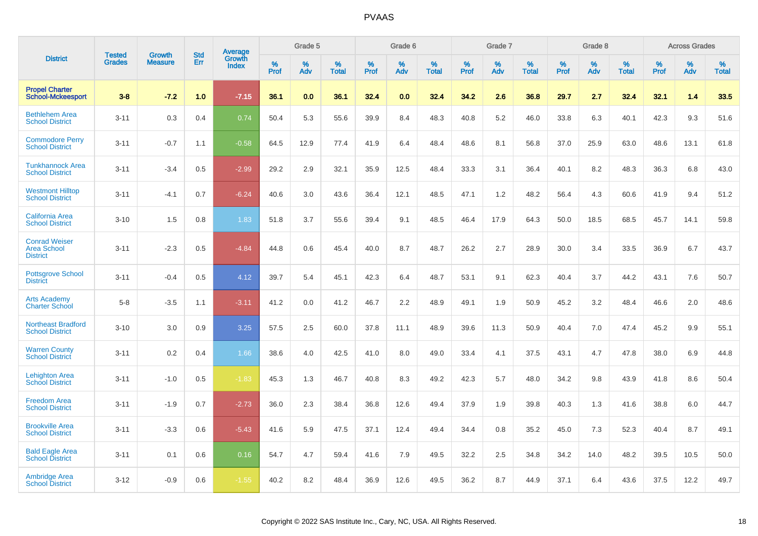# PVAAS

| District | Tested Grades | Growth Measure | Std Err | Average Growth Index | Grade 5 | | | Grade 6 | | | Grade 7 | | | Grade 8 | | | Across Grades | | |
|---|---|---|---|---|---|---|---|---|---|---|---|---|---|---|---|---|---|---|---|
| | | | | | % Prof | % Adv | % Total | % Prof | % Adv | % Total | % Prof | % Adv | % Total | % Prof | % Adv | % Total | % Prof | % Adv | % Total |
| **Propel Charter School-Mckeesport** | **3-8** | **-7.2** | **1.0** | **-7.15** | **36.1** | **0.0** | **36.1** | **32.4** | **0.0** | **32.4** | **34.2** | **2.6** | **36.8** | **29.7** | **2.7** | **32.4** | **32.1** | **1.4** | **33.5** |
| Bethlehem Area School District | 3-11 | 0.3 | 0.4 | 0.74 | 50.4 | 5.3 | 55.6 | 39.9 | 8.4 | 48.3 | 40.8 | 5.2 | 46.0 | 33.8 | 6.3 | 40.1 | 42.3 | 9.3 | 51.6 |
| Commodore Perry School District | 3-11 | -0.7 | 1.1 | -0.58 | 64.5 | 12.9 | 77.4 | 41.9 | 6.4 | 48.4 | 48.6 | 8.1 | 56.8 | 37.0 | 25.9 | 63.0 | 48.6 | 13.1 | 61.8 |
| Tunkhannock Area School District | 3-11 | -3.4 | 0.5 | -2.99 | 29.2 | 2.9 | 32.1 | 35.9 | 12.5 | 48.4 | 33.3 | 3.1 | 36.4 | 40.1 | 8.2 | 48.3 | 36.3 | 6.8 | 43.0 |
| Westmont Hilltop School District | 3-11 | -4.1 | 0.7 | -6.24 | 40.6 | 3.0 | 43.6 | 36.4 | 12.1 | 48.5 | 47.1 | 1.2 | 48.2 | 56.4 | 4.3 | 60.6 | 41.9 | 9.4 | 51.2 |
| California Area School District | 3-10 | 1.5 | 0.8 | 1.83 | 51.8 | 3.7 | 55.6 | 39.4 | 9.1 | 48.5 | 46.4 | 17.9 | 64.3 | 50.0 | 18.5 | 68.5 | 45.7 | 14.1 | 59.8 |
| Conrad Weiser Area School District | 3-11 | -2.3 | 0.5 | -4.84 | 44.8 | 0.6 | 45.4 | 40.0 | 8.7 | 48.7 | 26.2 | 2.7 | 28.9 | 30.0 | 3.4 | 33.5 | 36.9 | 6.7 | 43.7 |
| Pottsgrove School District | 3-11 | -0.4 | 0.5 | 4.12 | 39.7 | 5.4 | 45.1 | 42.3 | 6.4 | 48.7 | 53.1 | 9.1 | 62.3 | 40.4 | 3.7 | 44.2 | 43.1 | 7.6 | 50.7 |
| Arts Academy Charter School | 5-8 | -3.5 | 1.1 | -3.11 | 41.2 | 0.0 | 41.2 | 46.7 | 2.2 | 48.9 | 49.1 | 1.9 | 50.9 | 45.2 | 3.2 | 48.4 | 46.6 | 2.0 | 48.6 |
| Northeast Bradford School District | 3-10 | 3.0 | 0.9 | 3.25 | 57.5 | 2.5 | 60.0 | 37.8 | 11.1 | 48.9 | 39.6 | 11.3 | 50.9 | 40.4 | 7.0 | 47.4 | 45.2 | 9.9 | 55.1 |
| Warren County School District | 3-11 | 0.2 | 0.4 | 1.66 | 38.6 | 4.0 | 42.5 | 41.0 | 8.0 | 49.0 | 33.4 | 4.1 | 37.5 | 43.1 | 4.7 | 47.8 | 38.0 | 6.9 | 44.8 |
| Lehighton Area School District | 3-11 | -1.0 | 0.5 | -1.83 | 45.3 | 1.3 | 46.7 | 40.8 | 8.3 | 49.2 | 42.3 | 5.7 | 48.0 | 34.2 | 9.8 | 43.9 | 41.8 | 8.6 | 50.4 |
| Freedom Area School District | 3-11 | -1.9 | 0.7 | -2.73 | 36.0 | 2.3 | 38.4 | 36.8 | 12.6 | 49.4 | 37.9 | 1.9 | 39.8 | 40.3 | 1.3 | 41.6 | 38.8 | 6.0 | 44.7 |
| Brookville Area School District | 3-11 | -3.3 | 0.6 | -5.43 | 41.6 | 5.9 | 47.5 | 37.1 | 12.4 | 49.4 | 34.4 | 0.8 | 35.2 | 45.0 | 7.3 | 52.3 | 40.4 | 8.7 | 49.1 |
| Bald Eagle Area School District | 3-11 | 0.1 | 0.6 | 0.16 | 54.7 | 4.7 | 59.4 | 41.6 | 7.9 | 49.5 | 32.2 | 2.5 | 34.8 | 34.2 | 14.0 | 48.2 | 39.5 | 10.5 | 50.0 |
| Ambridge Area School District | 3-12 | -0.9 | 0.6 | -1.55 | 40.2 | 8.2 | 48.4 | 36.9 | 12.6 | 49.5 | 36.2 | 8.7 | 44.9 | 37.1 | 6.4 | 43.6 | 37.5 | 12.2 | 49.7 |

Copyright © 2022 SAS Institute Inc., Cary, NC, USA. All Rights Reserved.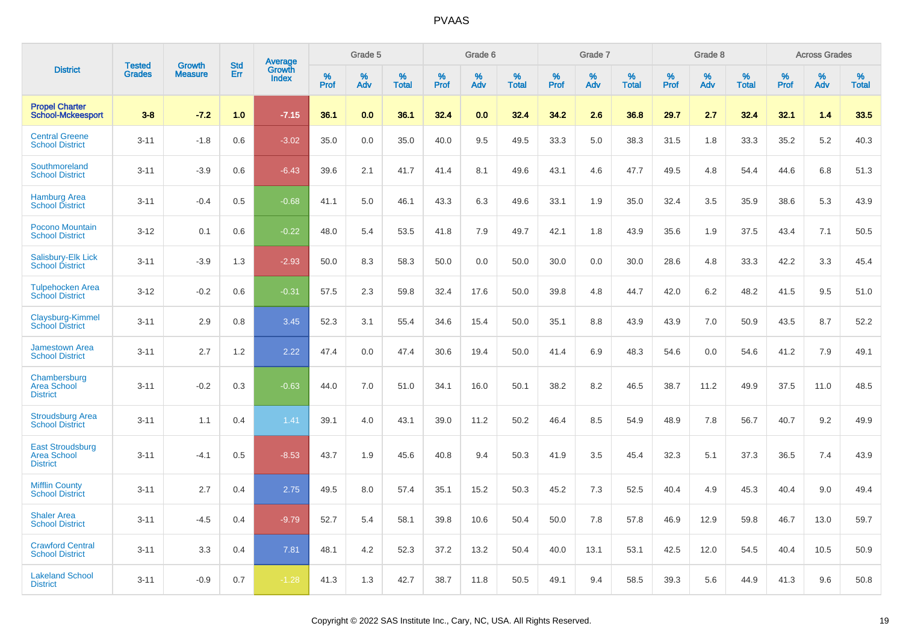# PVAAS

| District | Tested Grades | Growth Measure | Std Err | Average Growth Index | Grade 5 | | | Grade 6 | | | Grade 7 | | | Grade 8 | | | Across Grades | | |
|---|---|---|---|---|---|---|---|---|---|---|---|---|---|---|---|---|---|---|---|
| | | | | | % Prof | % Adv | % Total | % Prof | % Adv | % Total | % Prof | % Adv | % Total | % Prof | % Adv | % Total | % Prof | % Adv | % Total |
| **Propel Charter School-Mckeesport** | **3-8** | **-7.2** | **1.0** | **-7.15** | **36.1** | **0.0** | **36.1** | **32.4** | **0.0** | **32.4** | **34.2** | **2.6** | **36.8** | **29.7** | **2.7** | **32.4** | **32.1** | **1.4** | **33.5** |
| Central Greene School District | 3-11 | -1.8 | 0.6 | -3.02 | 35.0 | 0.0 | 35.0 | 40.0 | 9.5 | 49.5 | 33.3 | 5.0 | 38.3 | 31.5 | 1.8 | 33.3 | 35.2 | 5.2 | 40.3 |
| Southmoreland School District | 3-11 | -3.9 | 0.6 | -6.43 | 39.6 | 2.1 | 41.7 | 41.4 | 8.1 | 49.6 | 43.1 | 4.6 | 47.7 | 49.5 | 4.8 | 54.4 | 44.6 | 6.8 | 51.3 |
| Hamburg Area School District | 3-11 | -0.4 | 0.5 | -0.68 | 41.1 | 5.0 | 46.1 | 43.3 | 6.3 | 49.6 | 33.1 | 1.9 | 35.0 | 32.4 | 3.5 | 35.9 | 38.6 | 5.3 | 43.9 |
| Pocono Mountain School District | 3-12 | 0.1 | 0.6 | -0.22 | 48.0 | 5.4 | 53.5 | 41.8 | 7.9 | 49.7 | 42.1 | 1.8 | 43.9 | 35.6 | 1.9 | 37.5 | 43.4 | 7.1 | 50.5 |
| Salisbury-Elk Lick School District | 3-11 | -3.9 | 1.3 | -2.93 | 50.0 | 8.3 | 58.3 | 50.0 | 0.0 | 50.0 | 30.0 | 0.0 | 30.0 | 28.6 | 4.8 | 33.3 | 42.2 | 3.3 | 45.4 |
| Tulpehocken Area School District | 3-12 | -0.2 | 0.6 | -0.31 | 57.5 | 2.3 | 59.8 | 32.4 | 17.6 | 50.0 | 39.8 | 4.8 | 44.7 | 42.0 | 6.2 | 48.2 | 41.5 | 9.5 | 51.0 |
| Claysburg-Kimmel School District | 3-11 | 2.9 | 0.8 | 3.45 | 52.3 | 3.1 | 55.4 | 34.6 | 15.4 | 50.0 | 35.1 | 8.8 | 43.9 | 43.9 | 7.0 | 50.9 | 43.5 | 8.7 | 52.2 |
| Jamestown Area School District | 3-11 | 2.7 | 1.2 | 2.22 | 47.4 | 0.0 | 47.4 | 30.6 | 19.4 | 50.0 | 41.4 | 6.9 | 48.3 | 54.6 | 0.0 | 54.6 | 41.2 | 7.9 | 49.1 |
| Chambersburg Area School District | 3-11 | -0.2 | 0.3 | -0.63 | 44.0 | 7.0 | 51.0 | 34.1 | 16.0 | 50.1 | 38.2 | 8.2 | 46.5 | 38.7 | 11.2 | 49.9 | 37.5 | 11.0 | 48.5 |
| Stroudsburg Area School District | 3-11 | 1.1 | 0.4 | 1.41 | 39.1 | 4.0 | 43.1 | 39.0 | 11.2 | 50.2 | 46.4 | 8.5 | 54.9 | 48.9 | 7.8 | 56.7 | 40.7 | 9.2 | 49.9 |
| East Stroudsburg Area School District | 3-11 | -4.1 | 0.5 | -8.53 | 43.7 | 1.9 | 45.6 | 40.8 | 9.4 | 50.3 | 41.9 | 3.5 | 45.4 | 32.3 | 5.1 | 37.3 | 36.5 | 7.4 | 43.9 |
| Mifflin County School District | 3-11 | 2.7 | 0.4 | 2.75 | 49.5 | 8.0 | 57.4 | 35.1 | 15.2 | 50.3 | 45.2 | 7.3 | 52.5 | 40.4 | 4.9 | 45.3 | 40.4 | 9.0 | 49.4 |
| Shaler Area School District | 3-11 | -4.5 | 0.4 | -9.79 | 52.7 | 5.4 | 58.1 | 39.8 | 10.6 | 50.4 | 50.0 | 7.8 | 57.8 | 46.9 | 12.9 | 59.8 | 46.7 | 13.0 | 59.7 |
| Crawford Central School District | 3-11 | 3.3 | 0.4 | 7.81 | 48.1 | 4.2 | 52.3 | 37.2 | 13.2 | 50.4 | 40.0 | 13.1 | 53.1 | 42.5 | 12.0 | 54.5 | 40.4 | 10.5 | 50.9 |
| Lakeland School District | 3-11 | -0.9 | 0.7 | -1.28 | 41.3 | 1.3 | 42.7 | 38.7 | 11.8 | 50.5 | 49.1 | 9.4 | 58.5 | 39.3 | 5.6 | 44.9 | 41.3 | 9.6 | 50.8 |

Copyright © 2022 SAS Institute Inc., Cary, NC, USA. All Rights Reserved.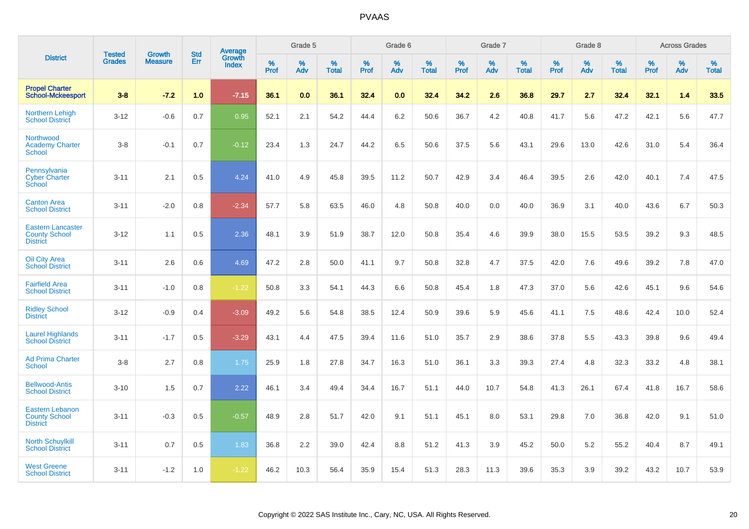# PVAAS

| District | Tested Grades | Growth Measure | Std Err | Average Growth Index | Grade 5 | | | Grade 6 | | | Grade 7 | | | Grade 8 | | | Across Grades | | |
|---|---|---|---|---|---|---|---|---|---|---|---|---|---|---|---|---|---|---|---|
| | | | | | % Prof | % Adv | % Total | % Prof | % Adv | % Total | % Prof | % Adv | % Total | % Prof | % Adv | % Total | % Prof | % Adv | % Total |
| **Propel Charter School-Mckeesport** | **3-8** | **-7.2** | **1.0** | **-7.15** | **36.1** | **0.0** | **36.1** | **32.4** | **0.0** | **32.4** | **34.2** | **2.6** | **36.8** | **29.7** | **2.7** | **32.4** | **32.1** | **1.4** | **33.5** |
| Northern Lehigh School District | 3-12 | -0.6 | 0.7 | 0.95 | 52.1 | 2.1 | 54.2 | 44.4 | 6.2 | 50.6 | 36.7 | 4.2 | 40.8 | 41.7 | 5.6 | 47.2 | 42.1 | 5.6 | 47.7 |
| Northwood Academy Charter School | 3-8 | -0.1 | 0.7 | -0.12 | 23.4 | 1.3 | 24.7 | 44.2 | 6.5 | 50.6 | 37.5 | 5.6 | 43.1 | 29.6 | 13.0 | 42.6 | 31.0 | 5.4 | 36.4 |
| Pennsylvania Cyber Charter School | 3-11 | 2.1 | 0.5 | 4.24 | 41.0 | 4.9 | 45.8 | 39.5 | 11.2 | 50.7 | 42.9 | 3.4 | 46.4 | 39.5 | 2.6 | 42.0 | 40.1 | 7.4 | 47.5 |
| Canton Area School District | 3-11 | -2.0 | 0.8 | -2.34 | 57.7 | 5.8 | 63.5 | 46.0 | 4.8 | 50.8 | 40.0 | 0.0 | 40.0 | 36.9 | 3.1 | 40.0 | 43.6 | 6.7 | 50.3 |
| Eastern Lancaster County School District | 3-12 | 1.1 | 0.5 | 2.36 | 48.1 | 3.9 | 51.9 | 38.7 | 12.0 | 50.8 | 35.4 | 4.6 | 39.9 | 38.0 | 15.5 | 53.5 | 39.2 | 9.3 | 48.5 |
| Oil City Area School District | 3-11 | 2.6 | 0.6 | 4.69 | 47.2 | 2.8 | 50.0 | 41.1 | 9.7 | 50.8 | 32.8 | 4.7 | 37.5 | 42.0 | 7.6 | 49.6 | 39.2 | 7.8 | 47.0 |
| Fairfield Area School District | 3-11 | -1.0 | 0.8 | -1.22 | 50.8 | 3.3 | 54.1 | 44.3 | 6.6 | 50.8 | 45.4 | 1.8 | 47.3 | 37.0 | 5.6 | 42.6 | 45.1 | 9.6 | 54.6 |
| Ridley School District | 3-12 | -0.9 | 0.4 | -3.09 | 49.2 | 5.6 | 54.8 | 38.5 | 12.4 | 50.9 | 39.6 | 5.9 | 45.6 | 41.1 | 7.5 | 48.6 | 42.4 | 10.0 | 52.4 |
| Laurel Highlands School District | 3-11 | -1.7 | 0.5 | -3.29 | 43.1 | 4.4 | 47.5 | 39.4 | 11.6 | 51.0 | 35.7 | 2.9 | 38.6 | 37.8 | 5.5 | 43.3 | 39.8 | 9.6 | 49.4 |
| Ad Prima Charter School | 3-8 | 2.7 | 0.8 | 1.75 | 25.9 | 1.8 | 27.8 | 34.7 | 16.3 | 51.0 | 36.1 | 3.3 | 39.3 | 27.4 | 4.8 | 32.3 | 33.2 | 4.8 | 38.1 |
| Bellwood-Antis School District | 3-10 | 1.5 | 0.7 | 2.22 | 46.1 | 3.4 | 49.4 | 34.4 | 16.7 | 51.1 | 44.0 | 10.7 | 54.8 | 41.3 | 26.1 | 67.4 | 41.8 | 16.7 | 58.6 |
| Eastern Lebanon County School District | 3-11 | -0.3 | 0.5 | -0.57 | 48.9 | 2.8 | 51.7 | 42.0 | 9.1 | 51.1 | 45.1 | 8.0 | 53.1 | 29.8 | 7.0 | 36.8 | 42.0 | 9.1 | 51.0 |
| North Schuylkill School District | 3-11 | 0.7 | 0.5 | 1.83 | 36.8 | 2.2 | 39.0 | 42.4 | 8.8 | 51.2 | 41.3 | 3.9 | 45.2 | 50.0 | 5.2 | 55.2 | 40.4 | 8.7 | 49.1 |
| West Greene School District | 3-11 | -1.2 | 1.0 | -1.22 | 46.2 | 10.3 | 56.4 | 35.9 | 15.4 | 51.3 | 28.3 | 11.3 | 39.6 | 35.3 | 3.9 | 39.2 | 43.2 | 10.7 | 53.9 |

Copyright © 2022 SAS Institute Inc., Cary, NC, USA. All Rights Reserved.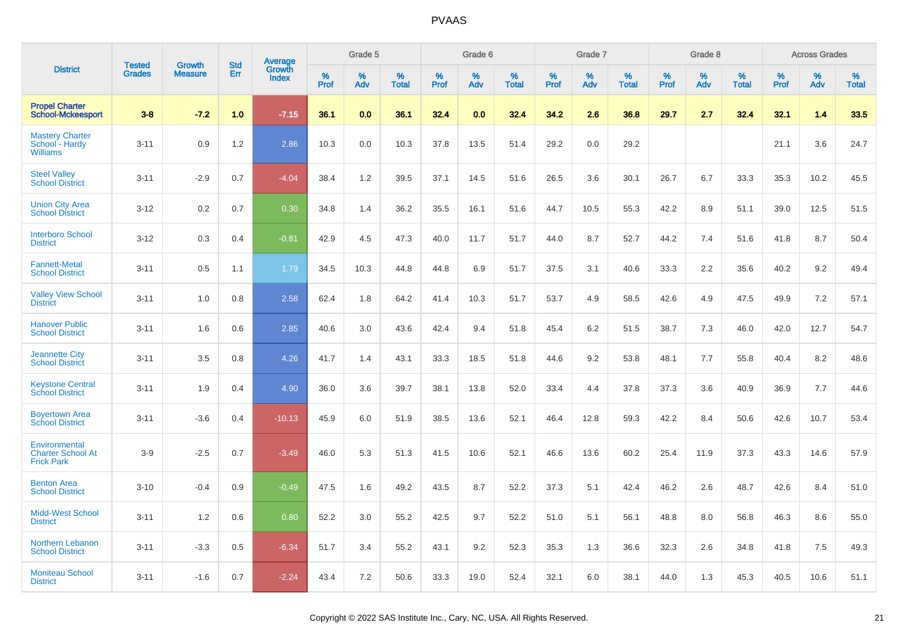# PVAAS

| District | Tested Grades | Growth Measure | Std Err | Average Growth Index | Grade 5 | | | Grade 6 | | | Grade 7 | | | Grade 8 | | | Across Grades | | |
|---|---|---|---|---|---|---|---|---|---|---|---|---|---|---|---|---|---|---|---|
| | | | | | % Prof | % Adv | % Total | % Prof | % Adv | % Total | % Prof | % Adv | % Total | % Prof | % Adv | % Total | % Prof | % Adv | % Total |
| **Propel Charter School-Mckeesport** | **3-8** | **-7.2** | **1.0** | **-7.15** | **36.1** | **0.0** | **36.1** | **32.4** | **0.0** | **32.4** | **34.2** | **2.6** | **36.8** | **29.7** | **2.7** | **32.4** | **32.1** | **1.4** | **33.5** |
| Mastery Charter School - Hardy Williams | 3-11 | 0.9 | 1.2 | 2.86 | 10.3 | 0.0 | 10.3 | 37.8 | 13.5 | 51.4 | 29.2 | 0.0 | 29.2 | | | | 21.1 | 3.6 | 24.7 |
| Steel Valley School District | 3-11 | -2.9 | 0.7 | -4.04 | 38.4 | 1.2 | 39.5 | 37.1 | 14.5 | 51.6 | 26.5 | 3.6 | 30.1 | 26.7 | 6.7 | 33.3 | 35.3 | 10.2 | 45.5 |
| Union City Area School District | 3-12 | 0.2 | 0.7 | 0.30 | 34.8 | 1.4 | 36.2 | 35.5 | 16.1 | 51.6 | 44.7 | 10.5 | 55.3 | 42.2 | 8.9 | 51.1 | 39.0 | 12.5 | 51.5 |
| Interboro School District | 3-12 | 0.3 | 0.4 | -0.81 | 42.9 | 4.5 | 47.3 | 40.0 | 11.7 | 51.7 | 44.0 | 8.7 | 52.7 | 44.2 | 7.4 | 51.6 | 41.8 | 8.7 | 50.4 |
| Fannett-Metal School District | 3-11 | 0.5 | 1.1 | 1.79 | 34.5 | 10.3 | 44.8 | 44.8 | 6.9 | 51.7 | 37.5 | 3.1 | 40.6 | 33.3 | 2.2 | 35.6 | 40.2 | 9.2 | 49.4 |
| Valley View School District | 3-11 | 1.0 | 0.8 | 2.58 | 62.4 | 1.8 | 64.2 | 41.4 | 10.3 | 51.7 | 53.7 | 4.9 | 58.5 | 42.6 | 4.9 | 47.5 | 49.9 | 7.2 | 57.1 |
| Hanover Public School District | 3-11 | 1.6 | 0.6 | 2.85 | 40.6 | 3.0 | 43.6 | 42.4 | 9.4 | 51.8 | 45.4 | 6.2 | 51.5 | 38.7 | 7.3 | 46.0 | 42.0 | 12.7 | 54.7 |
| Jeannette City School District | 3-11 | 3.5 | 0.8 | 4.26 | 41.7 | 1.4 | 43.1 | 33.3 | 18.5 | 51.8 | 44.6 | 9.2 | 53.8 | 48.1 | 7.7 | 55.8 | 40.4 | 8.2 | 48.6 |
| Keystone Central School District | 3-11 | 1.9 | 0.4 | 4.90 | 36.0 | 3.6 | 39.7 | 38.1 | 13.8 | 52.0 | 33.4 | 4.4 | 37.8 | 37.3 | 3.6 | 40.9 | 36.9 | 7.7 | 44.6 |
| Boyertown Area School District | 3-11 | -3.6 | 0.4 | -10.13 | 45.9 | 6.0 | 51.9 | 38.5 | 13.6 | 52.1 | 46.4 | 12.8 | 59.3 | 42.2 | 8.4 | 50.6 | 42.6 | 10.7 | 53.4 |
| Environmental Charter School At Frick Park | 3-9 | -2.5 | 0.7 | -3.49 | 46.0 | 5.3 | 51.3 | 41.5 | 10.6 | 52.1 | 46.6 | 13.6 | 60.2 | 25.4 | 11.9 | 37.3 | 43.3 | 14.6 | 57.9 |
| Benton Area School District | 3-10 | -0.4 | 0.9 | -0.49 | 47.5 | 1.6 | 49.2 | 43.5 | 8.7 | 52.2 | 37.3 | 5.1 | 42.4 | 46.2 | 2.6 | 48.7 | 42.6 | 8.4 | 51.0 |
| Midd-West School District | 3-11 | 1.2 | 0.6 | 0.80 | 52.2 | 3.0 | 55.2 | 42.5 | 9.7 | 52.2 | 51.0 | 5.1 | 56.1 | 48.8 | 8.0 | 56.8 | 46.3 | 8.6 | 55.0 |
| Northern Lebanon School District | 3-11 | -3.3 | 0.5 | -6.34 | 51.7 | 3.4 | 55.2 | 43.1 | 9.2 | 52.3 | 35.3 | 1.3 | 36.6 | 32.3 | 2.6 | 34.8 | 41.8 | 7.5 | 49.3 |
| Moniteau School District | 3-11 | -1.6 | 0.7 | -2.24 | 43.4 | 7.2 | 50.6 | 33.3 | 19.0 | 52.4 | 32.1 | 6.0 | 38.1 | 44.0 | 1.3 | 45.3 | 40.5 | 10.6 | 51.1 |

Copyright © 2022 SAS Institute Inc., Cary, NC, USA. All Rights Reserved.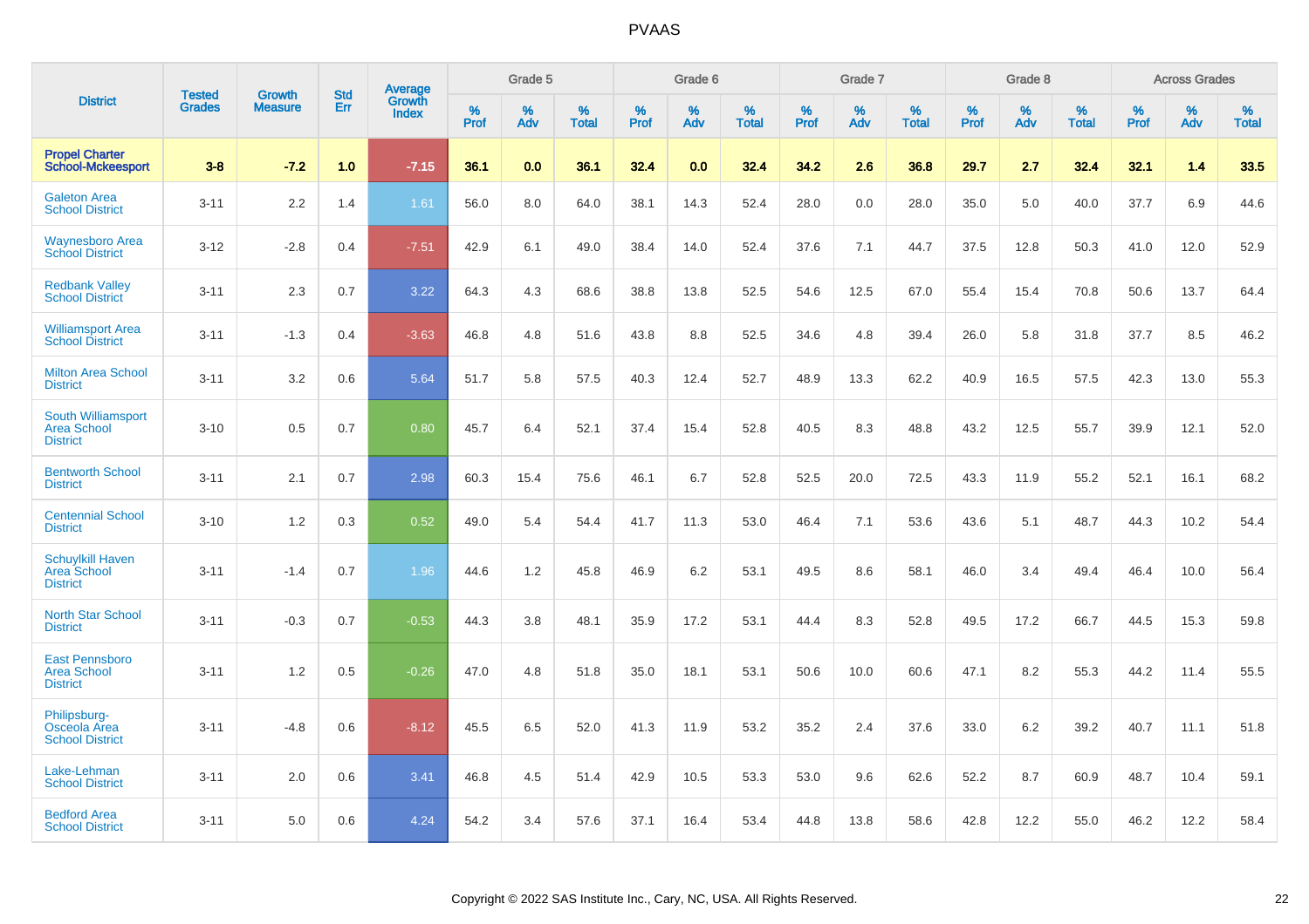# PVAAS

| District | Tested Grades | Growth Measure | Std Err | Average Growth Index | Grade 5 | | | Grade 6 | | | Grade 7 | | | Grade 8 | | | Across Grades | | |
|---|---|---|---|---|---|---|---|---|---|---|---|---|---|---|---|---|---|---|---|
| | | | | | % Prof | % Adv | % Total | % Prof | % Adv | % Total | % Prof | % Adv | % Total | % Prof | % Adv | % Total | % Prof | % Adv | % Total |
| **Propel Charter School-Mckeesport** | **3-8** | **-7.2** | **1.0** | **-7.15** | **36.1** | **0.0** | **36.1** | **32.4** | **0.0** | **32.4** | **34.2** | **2.6** | **36.8** | **29.7** | **2.7** | **32.4** | **32.1** | **1.4** | **33.5** |
| Galeton Area School District | 3-11 | 2.2 | 1.4 | 1.61 | 56.0 | 8.0 | 64.0 | 38.1 | 14.3 | 52.4 | 28.0 | 0.0 | 28.0 | 35.0 | 5.0 | 40.0 | 37.7 | 6.9 | 44.6 |
| Waynesboro Area School District | 3-12 | -2.8 | 0.4 | -7.51 | 42.9 | 6.1 | 49.0 | 38.4 | 14.0 | 52.4 | 37.6 | 7.1 | 44.7 | 37.5 | 12.8 | 50.3 | 41.0 | 12.0 | 52.9 |
| Redbank Valley School District | 3-11 | 2.3 | 0.7 | 3.22 | 64.3 | 4.3 | 68.6 | 38.8 | 13.8 | 52.5 | 54.6 | 12.5 | 67.0 | 55.4 | 15.4 | 70.8 | 50.6 | 13.7 | 64.4 |
| Williamsport Area School District | 3-11 | -1.3 | 0.4 | -3.63 | 46.8 | 4.8 | 51.6 | 43.8 | 8.8 | 52.5 | 34.6 | 4.8 | 39.4 | 26.0 | 5.8 | 31.8 | 37.7 | 8.5 | 46.2 |
| Milton Area School District | 3-11 | 3.2 | 0.6 | 5.64 | 51.7 | 5.8 | 57.5 | 40.3 | 12.4 | 52.7 | 48.9 | 13.3 | 62.2 | 40.9 | 16.5 | 57.5 | 42.3 | 13.0 | 55.3 |
| South Williamsport Area School District | 3-10 | 0.5 | 0.7 | 0.80 | 45.7 | 6.4 | 52.1 | 37.4 | 15.4 | 52.8 | 40.5 | 8.3 | 48.8 | 43.2 | 12.5 | 55.7 | 39.9 | 12.1 | 52.0 |
| Bentworth School District | 3-11 | 2.1 | 0.7 | 2.98 | 60.3 | 15.4 | 75.6 | 46.1 | 6.7 | 52.8 | 52.5 | 20.0 | 72.5 | 43.3 | 11.9 | 55.2 | 52.1 | 16.1 | 68.2 |
| Centennial School District | 3-10 | 1.2 | 0.3 | 0.52 | 49.0 | 5.4 | 54.4 | 41.7 | 11.3 | 53.0 | 46.4 | 7.1 | 53.6 | 43.6 | 5.1 | 48.7 | 44.3 | 10.2 | 54.4 |
| Schuylkill Haven Area School District | 3-11 | -1.4 | 0.7 | 1.96 | 44.6 | 1.2 | 45.8 | 46.9 | 6.2 | 53.1 | 49.5 | 8.6 | 58.1 | 46.0 | 3.4 | 49.4 | 46.4 | 10.0 | 56.4 |
| North Star School District | 3-11 | -0.3 | 0.7 | -0.53 | 44.3 | 3.8 | 48.1 | 35.9 | 17.2 | 53.1 | 44.4 | 8.3 | 52.8 | 49.5 | 17.2 | 66.7 | 44.5 | 15.3 | 59.8 |
| East Pennsboro Area School District | 3-11 | 1.2 | 0.5 | -0.26 | 47.0 | 4.8 | 51.8 | 35.0 | 18.1 | 53.1 | 50.6 | 10.0 | 60.6 | 47.1 | 8.2 | 55.3 | 44.2 | 11.4 | 55.5 |
| Philipsburg-Osceola Area School District | 3-11 | -4.8 | 0.6 | -8.12 | 45.5 | 6.5 | 52.0 | 41.3 | 11.9 | 53.2 | 35.2 | 2.4 | 37.6 | 33.0 | 6.2 | 39.2 | 40.7 | 11.1 | 51.8 |
| Lake-Lehman School District | 3-11 | 2.0 | 0.6 | 3.41 | 46.8 | 4.5 | 51.4 | 42.9 | 10.5 | 53.3 | 53.0 | 9.6 | 62.6 | 52.2 | 8.7 | 60.9 | 48.7 | 10.4 | 59.1 |
| Bedford Area School District | 3-11 | 5.0 | 0.6 | 4.24 | 54.2 | 3.4 | 57.6 | 37.1 | 16.4 | 53.4 | 44.8 | 13.8 | 58.6 | 42.8 | 12.2 | 55.0 | 46.2 | 12.2 | 58.4 |

Copyright © 2022 SAS Institute Inc., Cary, NC, USA. All Rights Reserved.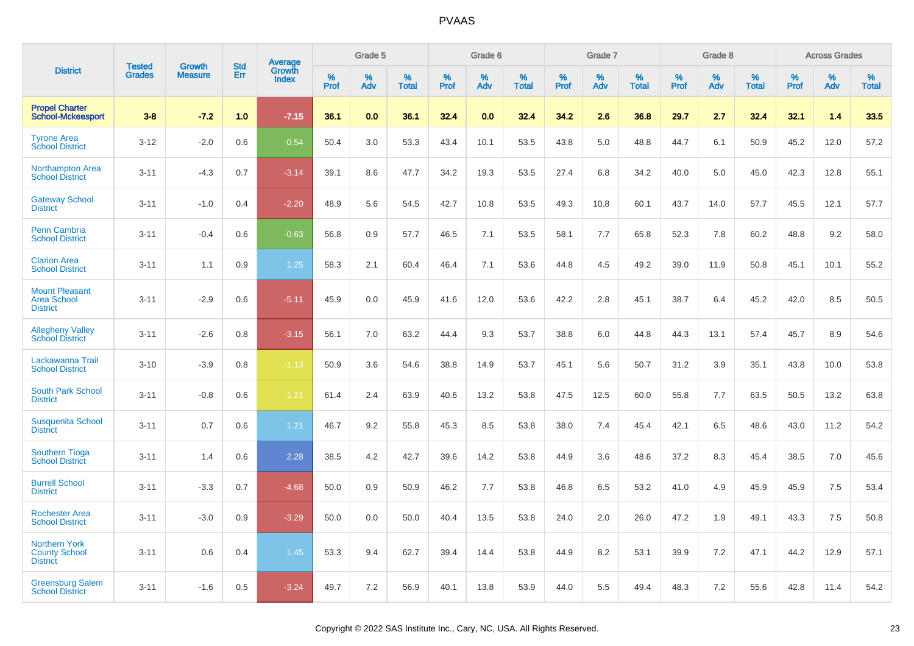# PVAAS

| District | Tested Grades | Growth Measure | Std Err | Average Growth Index | Grade 5 | | | Grade 6 | | | Grade 7 | | | Grade 8 | | | Across Grades | | |
|---|---|---|---|---|---|---|---|---|---|---|---|---|---|---|---|---|---|---|---|
| | | | | | % Prof | % Adv | % Total | % Prof | % Adv | % Total | % Prof | % Adv | % Total | % Prof | % Adv | % Total | % Prof | % Adv | % Total |
| **Propel Charter School-Mckeesport** | **3-8** | **-7.2** | **1.0** | **-7.15** | **36.1** | **0.0** | **36.1** | **32.4** | **0.0** | **32.4** | **34.2** | **2.6** | **36.8** | **29.7** | **2.7** | **32.4** | **32.1** | **1.4** | **33.5** |
| Tyrone Area School District | 3-12 | -2.0 | 0.6 | -0.54 | 50.4 | 3.0 | 53.3 | 43.4 | 10.1 | 53.5 | 43.8 | 5.0 | 48.8 | 44.7 | 6.1 | 50.9 | 45.2 | 12.0 | 57.2 |
| Northampton Area School District | 3-11 | -4.3 | 0.7 | -3.14 | 39.1 | 8.6 | 47.7 | 34.2 | 19.3 | 53.5 | 27.4 | 6.8 | 34.2 | 40.0 | 5.0 | 45.0 | 42.3 | 12.8 | 55.1 |
| Gateway School District | 3-11 | -1.0 | 0.4 | -2.20 | 48.9 | 5.6 | 54.5 | 42.7 | 10.8 | 53.5 | 49.3 | 10.8 | 60.1 | 43.7 | 14.0 | 57.7 | 45.5 | 12.1 | 57.7 |
| Penn Cambria School District | 3-11 | -0.4 | 0.6 | -0.63 | 56.8 | 0.9 | 57.7 | 46.5 | 7.1 | 53.5 | 58.1 | 7.7 | 65.8 | 52.3 | 7.8 | 60.2 | 48.8 | 9.2 | 58.0 |
| Clarion Area School District | 3-11 | 1.1 | 0.9 | 1.25 | 58.3 | 2.1 | 60.4 | 46.4 | 7.1 | 53.6 | 44.8 | 4.5 | 49.2 | 39.0 | 11.9 | 50.8 | 45.1 | 10.1 | 55.2 |
| Mount Pleasant Area School District | 3-11 | -2.9 | 0.6 | -5.11 | 45.9 | 0.0 | 45.9 | 41.6 | 12.0 | 53.6 | 42.2 | 2.8 | 45.1 | 38.7 | 6.4 | 45.2 | 42.0 | 8.5 | 50.5 |
| Allegheny Valley School District | 3-11 | -2.6 | 0.8 | -3.15 | 56.1 | 7.0 | 63.2 | 44.4 | 9.3 | 53.7 | 38.8 | 6.0 | 44.8 | 44.3 | 13.1 | 57.4 | 45.7 | 8.9 | 54.6 |
| Lackawanna Trail School District | 3-10 | -3.9 | 0.8 | -1.13 | 50.9 | 3.6 | 54.6 | 38.8 | 14.9 | 53.7 | 45.1 | 5.6 | 50.7 | 31.2 | 3.9 | 35.1 | 43.8 | 10.0 | 53.8 |
| South Park School District | 3-11 | -0.8 | 0.6 | -1.21 | 61.4 | 2.4 | 63.9 | 40.6 | 13.2 | 53.8 | 47.5 | 12.5 | 60.0 | 55.8 | 7.7 | 63.5 | 50.5 | 13.2 | 63.8 |
| Susquenita School District | 3-11 | 0.7 | 0.6 | 1.21 | 46.7 | 9.2 | 55.8 | 45.3 | 8.5 | 53.8 | 38.0 | 7.4 | 45.4 | 42.1 | 6.5 | 48.6 | 43.0 | 11.2 | 54.2 |
| Southern Tioga School District | 3-11 | 1.4 | 0.6 | 2.28 | 38.5 | 4.2 | 42.7 | 39.6 | 14.2 | 53.8 | 44.9 | 3.6 | 48.6 | 37.2 | 8.3 | 45.4 | 38.5 | 7.0 | 45.6 |
| Burrell School District | 3-11 | -3.3 | 0.7 | -4.68 | 50.0 | 0.9 | 50.9 | 46.2 | 7.7 | 53.8 | 46.8 | 6.5 | 53.2 | 41.0 | 4.9 | 45.9 | 45.9 | 7.5 | 53.4 |
| Rochester Area School District | 3-11 | -3.0 | 0.9 | -3.29 | 50.0 | 0.0 | 50.0 | 40.4 | 13.5 | 53.8 | 24.0 | 2.0 | 26.0 | 47.2 | 1.9 | 49.1 | 43.3 | 7.5 | 50.8 |
| Northern York County School District | 3-11 | 0.6 | 0.4 | 1.45 | 53.3 | 9.4 | 62.7 | 39.4 | 14.4 | 53.8 | 44.9 | 8.2 | 53.1 | 39.9 | 7.2 | 47.1 | 44.2 | 12.9 | 57.1 |
| Greensburg Salem School District | 3-11 | -1.6 | 0.5 | -3.24 | 49.7 | 7.2 | 56.9 | 40.1 | 13.8 | 53.9 | 44.0 | 5.5 | 49.4 | 48.3 | 7.2 | 55.6 | 42.8 | 11.4 | 54.2 |

Copyright © 2022 SAS Institute Inc., Cary, NC, USA. All Rights Reserved.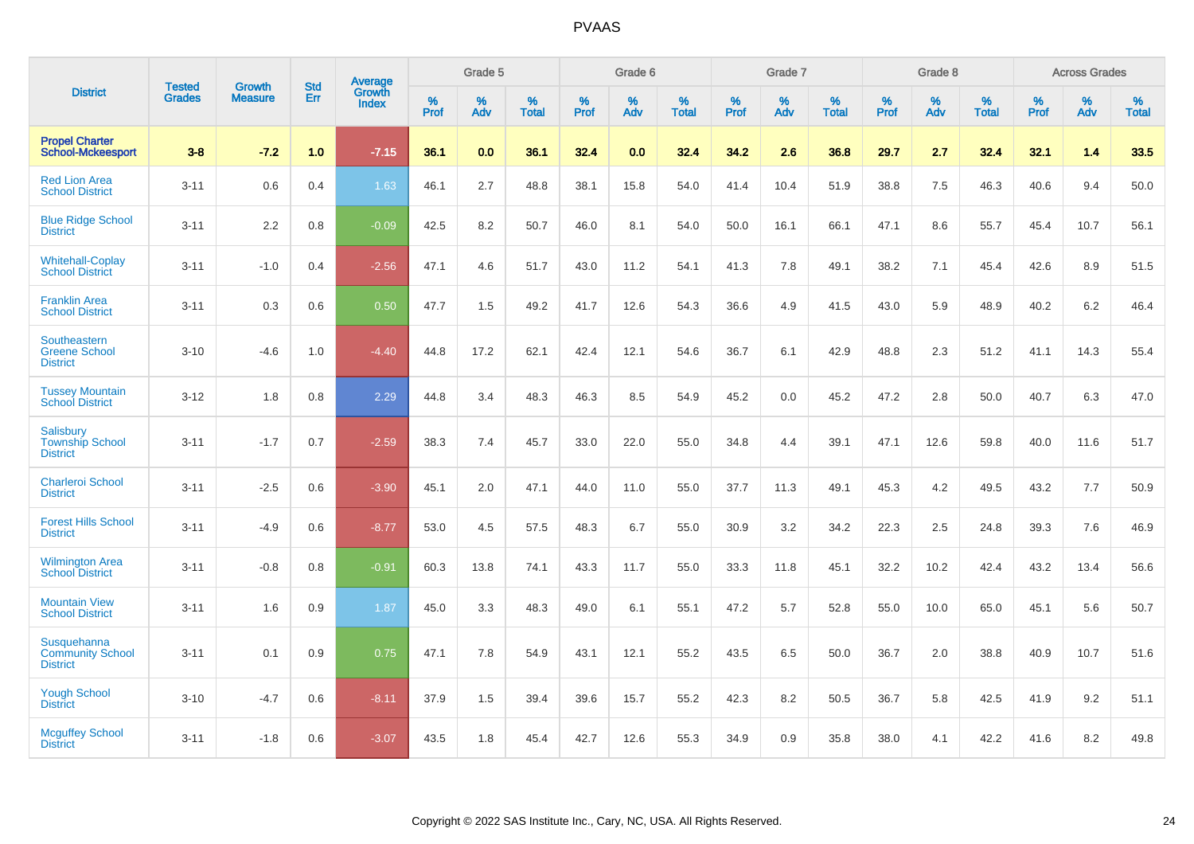# PVAAS

| District | Tested Grades | Growth Measure | Std Err | Average Growth Index | Grade 5 | | | Grade 6 | | | Grade 7 | | | Grade 8 | | | Across Grades | | |
|---|---|---|---|---|---|---|---|---|---|---|---|---|---|---|---|---|---|---|---|
| | | | | | % Prof | % Adv | % Total | % Prof | % Adv | % Total | % Prof | % Adv | % Total | % Prof | % Adv | % Total | % Prof | % Adv | % Total |
| **Propel Charter School-Mckeesport** | **3-8** | **-7.2** | **1.0** | **-7.15** | **36.1** | **0.0** | **36.1** | **32.4** | **0.0** | **32.4** | **34.2** | **2.6** | **36.8** | **29.7** | **2.7** | **32.4** | **32.1** | **1.4** | **33.5** |
| Red Lion Area School District | 3-11 | 0.6 | 0.4 | 1.63 | 46.1 | 2.7 | 48.8 | 38.1 | 15.8 | 54.0 | 41.4 | 10.4 | 51.9 | 38.8 | 7.5 | 46.3 | 40.6 | 9.4 | 50.0 |
| Blue Ridge School District | 3-11 | 2.2 | 0.8 | -0.09 | 42.5 | 8.2 | 50.7 | 46.0 | 8.1 | 54.0 | 50.0 | 16.1 | 66.1 | 47.1 | 8.6 | 55.7 | 45.4 | 10.7 | 56.1 |
| Whitehall-Coplay School District | 3-11 | -1.0 | 0.4 | -2.56 | 47.1 | 4.6 | 51.7 | 43.0 | 11.2 | 54.1 | 41.3 | 7.8 | 49.1 | 38.2 | 7.1 | 45.4 | 42.6 | 8.9 | 51.5 |
| Franklin Area School District | 3-11 | 0.3 | 0.6 | 0.50 | 47.7 | 1.5 | 49.2 | 41.7 | 12.6 | 54.3 | 36.6 | 4.9 | 41.5 | 43.0 | 5.9 | 48.9 | 40.2 | 6.2 | 46.4 |
| Southeastern Greene School District | 3-10 | -4.6 | 1.0 | -4.40 | 44.8 | 17.2 | 62.1 | 42.4 | 12.1 | 54.6 | 36.7 | 6.1 | 42.9 | 48.8 | 2.3 | 51.2 | 41.1 | 14.3 | 55.4 |
| Tussey Mountain School District | 3-12 | 1.8 | 0.8 | 2.29 | 44.8 | 3.4 | 48.3 | 46.3 | 8.5 | 54.9 | 45.2 | 0.0 | 45.2 | 47.2 | 2.8 | 50.0 | 40.7 | 6.3 | 47.0 |
| Salisbury Township School District | 3-11 | -1.7 | 0.7 | -2.59 | 38.3 | 7.4 | 45.7 | 33.0 | 22.0 | 55.0 | 34.8 | 4.4 | 39.1 | 47.1 | 12.6 | 59.8 | 40.0 | 11.6 | 51.7 |
| Charleroi School District | 3-11 | -2.5 | 0.6 | -3.90 | 45.1 | 2.0 | 47.1 | 44.0 | 11.0 | 55.0 | 37.7 | 11.3 | 49.1 | 45.3 | 4.2 | 49.5 | 43.2 | 7.7 | 50.9 |
| Forest Hills School District | 3-11 | -4.9 | 0.6 | -8.77 | 53.0 | 4.5 | 57.5 | 48.3 | 6.7 | 55.0 | 30.9 | 3.2 | 34.2 | 22.3 | 2.5 | 24.8 | 39.3 | 7.6 | 46.9 |
| Wilmington Area School District | 3-11 | -0.8 | 0.8 | -0.91 | 60.3 | 13.8 | 74.1 | 43.3 | 11.7 | 55.0 | 33.3 | 11.8 | 45.1 | 32.2 | 10.2 | 42.4 | 43.2 | 13.4 | 56.6 |
| Mountain View School District | 3-11 | 1.6 | 0.9 | 1.87 | 45.0 | 3.3 | 48.3 | 49.0 | 6.1 | 55.1 | 47.2 | 5.7 | 52.8 | 55.0 | 10.0 | 65.0 | 45.1 | 5.6 | 50.7 |
| Susquehanna Community School District | 3-11 | 0.1 | 0.9 | 0.75 | 47.1 | 7.8 | 54.9 | 43.1 | 12.1 | 55.2 | 43.5 | 6.5 | 50.0 | 36.7 | 2.0 | 38.8 | 40.9 | 10.7 | 51.6 |
| Yough School District | 3-10 | -4.7 | 0.6 | -8.11 | 37.9 | 1.5 | 39.4 | 39.6 | 15.7 | 55.2 | 42.3 | 8.2 | 50.5 | 36.7 | 5.8 | 42.5 | 41.9 | 9.2 | 51.1 |
| Mcguffey School District | 3-11 | -1.8 | 0.6 | -3.07 | 43.5 | 1.8 | 45.4 | 42.7 | 12.6 | 55.3 | 34.9 | 0.9 | 35.8 | 38.0 | 4.1 | 42.2 | 41.6 | 8.2 | 49.8 |

Copyright © 2022 SAS Institute Inc., Cary, NC, USA. All Rights Reserved.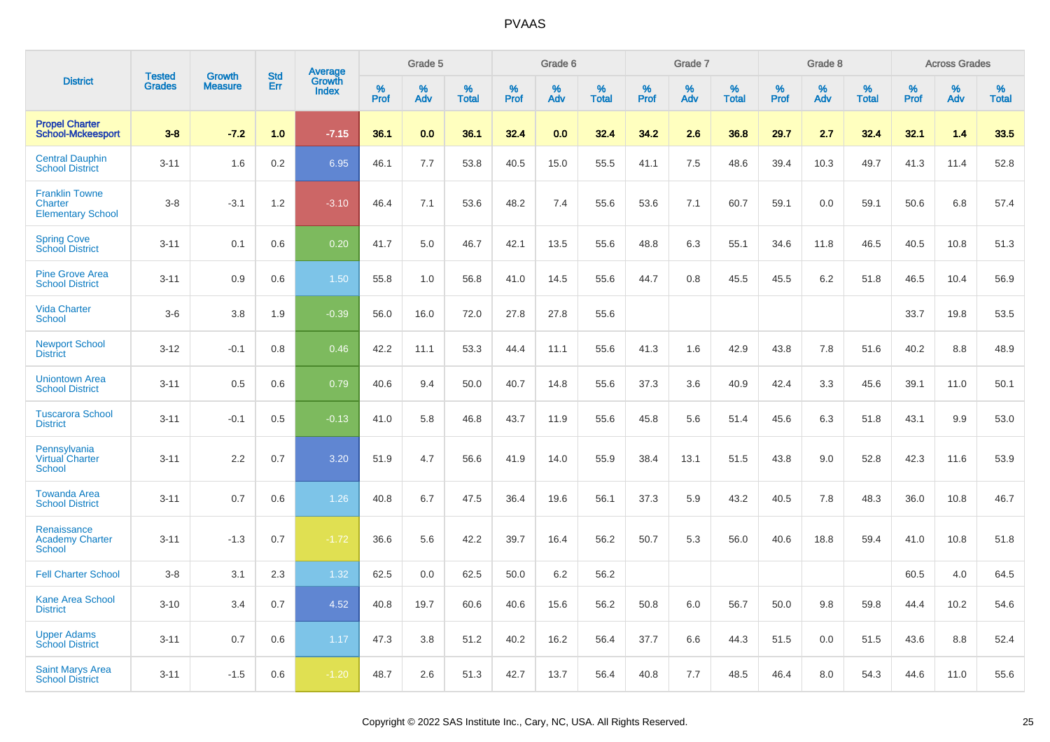# PVAAS

| District | Tested Grades | Growth Measure | Std Err | Average Growth Index | Grade 5 | | | Grade 6 | | | Grade 7 | | | Grade 8 | | | Across Grades | | |
|---|---|---|---|---|---|---|---|---|---|---|---|---|---|---|---|---|---|---|---|
| | | | | | % Prof | % Adv | % Total | % Prof | % Adv | % Total | % Prof | % Adv | % Total | % Prof | % Adv | % Total | % Prof | % Adv | % Total |
| **Propel Charter School-Mckeesport** | **3-8** | **-7.2** | **1.0** | **-7.15** | **36.1** | **0.0** | **36.1** | **32.4** | **0.0** | **32.4** | **34.2** | **2.6** | **36.8** | **29.7** | **2.7** | **32.4** | **32.1** | **1.4** | **33.5** |
| Central Dauphin School District | 3-11 | 1.6 | 0.2 | 6.95 | 46.1 | 7.7 | 53.8 | 40.5 | 15.0 | 55.5 | 41.1 | 7.5 | 48.6 | 39.4 | 10.3 | 49.7 | 41.3 | 11.4 | 52.8 |
| Franklin Towne Charter Elementary School | 3-8 | -3.1 | 1.2 | -3.10 | 46.4 | 7.1 | 53.6 | 48.2 | 7.4 | 55.6 | 53.6 | 7.1 | 60.7 | 59.1 | 0.0 | 59.1 | 50.6 | 6.8 | 57.4 |
| Spring Cove School District | 3-11 | 0.1 | 0.6 | 0.20 | 41.7 | 5.0 | 46.7 | 42.1 | 13.5 | 55.6 | 48.8 | 6.3 | 55.1 | 34.6 | 11.8 | 46.5 | 40.5 | 10.8 | 51.3 |
| Pine Grove Area School District | 3-11 | 0.9 | 0.6 | 1.50 | 55.8 | 1.0 | 56.8 | 41.0 | 14.5 | 55.6 | 44.7 | 0.8 | 45.5 | 45.5 | 6.2 | 51.8 | 46.5 | 10.4 | 56.9 |
| Vida Charter School | 3-6 | 3.8 | 1.9 | -0.39 | 56.0 | 16.0 | 72.0 | 27.8 | 27.8 | 55.6 | | | | | | | 33.7 | 19.8 | 53.5 |
| Newport School District | 3-12 | -0.1 | 0.8 | 0.46 | 42.2 | 11.1 | 53.3 | 44.4 | 11.1 | 55.6 | 41.3 | 1.6 | 42.9 | 43.8 | 7.8 | 51.6 | 40.2 | 8.8 | 48.9 |
| Uniontown Area School District | 3-11 | 0.5 | 0.6 | 0.79 | 40.6 | 9.4 | 50.0 | 40.7 | 14.8 | 55.6 | 37.3 | 3.6 | 40.9 | 42.4 | 3.3 | 45.6 | 39.1 | 11.0 | 50.1 |
| Tuscarora School District | 3-11 | -0.1 | 0.5 | -0.13 | 41.0 | 5.8 | 46.8 | 43.7 | 11.9 | 55.6 | 45.8 | 5.6 | 51.4 | 45.6 | 6.3 | 51.8 | 43.1 | 9.9 | 53.0 |
| Pennsylvania Virtual Charter School | 3-11 | 2.2 | 0.7 | 3.20 | 51.9 | 4.7 | 56.6 | 41.9 | 14.0 | 55.9 | 38.4 | 13.1 | 51.5 | 43.8 | 9.0 | 52.8 | 42.3 | 11.6 | 53.9 |
| Towanda Area School District | 3-11 | 0.7 | 0.6 | 1.26 | 40.8 | 6.7 | 47.5 | 36.4 | 19.6 | 56.1 | 37.3 | 5.9 | 43.2 | 40.5 | 7.8 | 48.3 | 36.0 | 10.8 | 46.7 |
| Renaissance Academy Charter School | 3-11 | -1.3 | 0.7 | -1.72 | 36.6 | 5.6 | 42.2 | 39.7 | 16.4 | 56.2 | 50.7 | 5.3 | 56.0 | 40.6 | 18.8 | 59.4 | 41.0 | 10.8 | 51.8 |
| Fell Charter School | 3-8 | 3.1 | 2.3 | 1.32 | 62.5 | 0.0 | 62.5 | 50.0 | 6.2 | 56.2 | | | | | | | 60.5 | 4.0 | 64.5 |
| Kane Area School District | 3-10 | 3.4 | 0.7 | 4.52 | 40.8 | 19.7 | 60.6 | 40.6 | 15.6 | 56.2 | 50.8 | 6.0 | 56.7 | 50.0 | 9.8 | 59.8 | 44.4 | 10.2 | 54.6 |
| Upper Adams School District | 3-11 | 0.7 | 0.6 | 1.17 | 47.3 | 3.8 | 51.2 | 40.2 | 16.2 | 56.4 | 37.7 | 6.6 | 44.3 | 51.5 | 0.0 | 51.5 | 43.6 | 8.8 | 52.4 |
| Saint Marys Area School District | 3-11 | -1.5 | 0.6 | -1.20 | 48.7 | 2.6 | 51.3 | 42.7 | 13.7 | 56.4 | 40.8 | 7.7 | 48.5 | 46.4 | 8.0 | 54.3 | 44.6 | 11.0 | 55.6 |

Copyright © 2022 SAS Institute Inc., Cary, NC, USA. All Rights Reserved.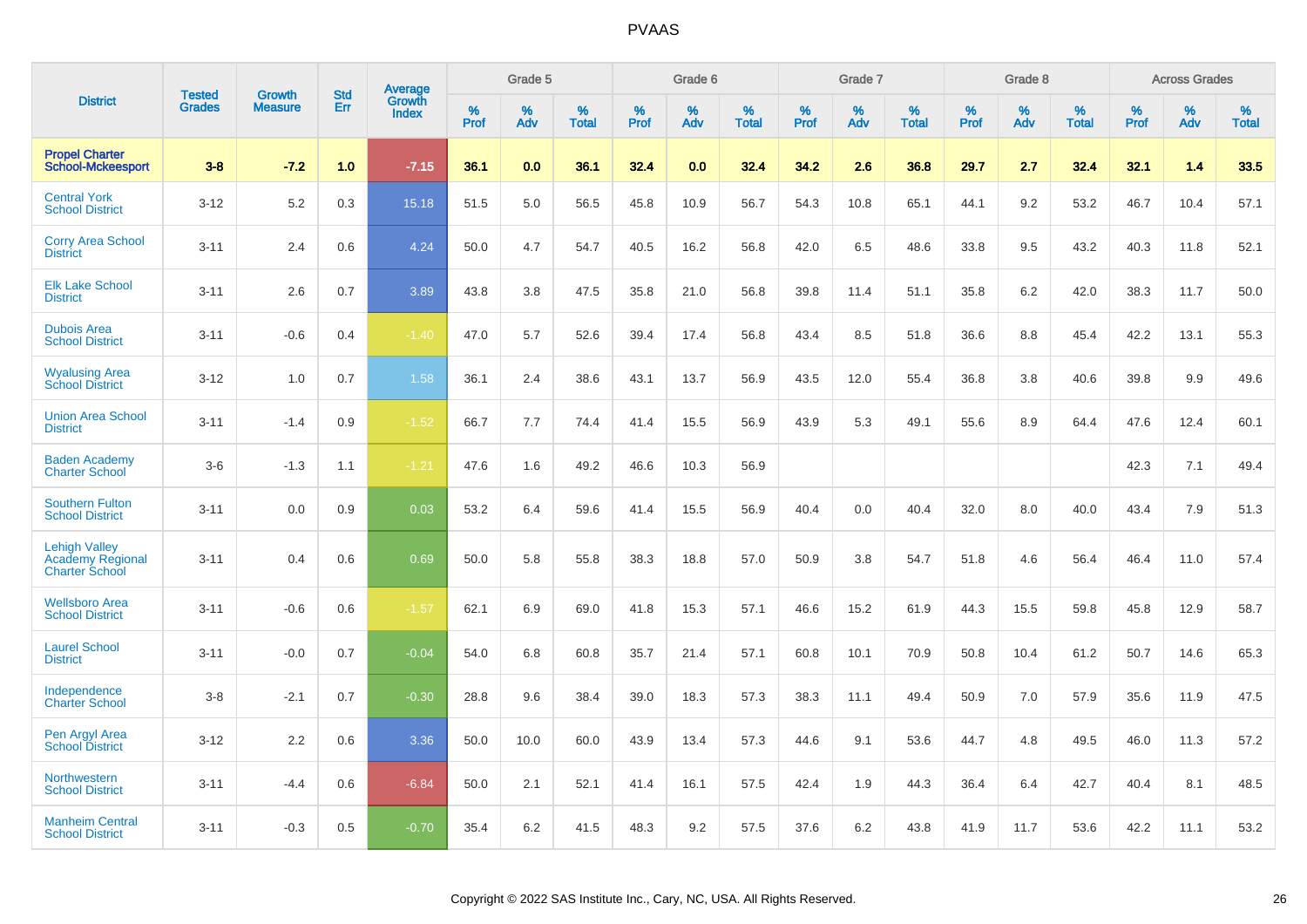# PVAAS

| District | Tested Grades | Growth Measure | Std Err | Average Growth Index | Grade 5 | | | Grade 6 | | | Grade 7 | | | Grade 8 | | | Across Grades | | |
|---|---|---|---|---|---|---|---|---|---|---|---|---|---|---|---|---|---|---|---|
| | | | | | % Prof | % Adv | % Total | % Prof | % Adv | % Total | % Prof | % Adv | % Total | % Prof | % Adv | % Total | % Prof | % Adv | % Total |
| **Propel Charter School-Mckeesport** | **3-8** | **-7.2** | **1.0** | **-7.15** | **36.1** | **0.0** | **36.1** | **32.4** | **0.0** | **32.4** | **34.2** | **2.6** | **36.8** | **29.7** | **2.7** | **32.4** | **32.1** | **1.4** | **33.5** |
| Central York School District | 3-12 | 5.2 | 0.3 | 15.18 | 51.5 | 5.0 | 56.5 | 45.8 | 10.9 | 56.7 | 54.3 | 10.8 | 65.1 | 44.1 | 9.2 | 53.2 | 46.7 | 10.4 | 57.1 |
| Corry Area School District | 3-11 | 2.4 | 0.6 | 4.24 | 50.0 | 4.7 | 54.7 | 40.5 | 16.2 | 56.8 | 42.0 | 6.5 | 48.6 | 33.8 | 9.5 | 43.2 | 40.3 | 11.8 | 52.1 |
| Elk Lake School District | 3-11 | 2.6 | 0.7 | 3.89 | 43.8 | 3.8 | 47.5 | 35.8 | 21.0 | 56.8 | 39.8 | 11.4 | 51.1 | 35.8 | 6.2 | 42.0 | 38.3 | 11.7 | 50.0 |
| Dubois Area School District | 3-11 | -0.6 | 0.4 | -1.40 | 47.0 | 5.7 | 52.6 | 39.4 | 17.4 | 56.8 | 43.4 | 8.5 | 51.8 | 36.6 | 8.8 | 45.4 | 42.2 | 13.1 | 55.3 |
| Wyalusing Area School District | 3-12 | 1.0 | 0.7 | 1.58 | 36.1 | 2.4 | 38.6 | 43.1 | 13.7 | 56.9 | 43.5 | 12.0 | 55.4 | 36.8 | 3.8 | 40.6 | 39.8 | 9.9 | 49.6 |
| Union Area School District | 3-11 | -1.4 | 0.9 | -1.52 | 66.7 | 7.7 | 74.4 | 41.4 | 15.5 | 56.9 | 43.9 | 5.3 | 49.1 | 55.6 | 8.9 | 64.4 | 47.6 | 12.4 | 60.1 |
| Baden Academy Charter School | 3-6 | -1.3 | 1.1 | -1.21 | 47.6 | 1.6 | 49.2 | 46.6 | 10.3 | 56.9 | | | | | | | 42.3 | 7.1 | 49.4 |
| Southern Fulton School District | 3-11 | 0.0 | 0.9 | 0.03 | 53.2 | 6.4 | 59.6 | 41.4 | 15.5 | 56.9 | 40.4 | 0.0 | 40.4 | 32.0 | 8.0 | 40.0 | 43.4 | 7.9 | 51.3 |
| Lehigh Valley Academy Regional Charter School | 3-11 | 0.4 | 0.6 | 0.69 | 50.0 | 5.8 | 55.8 | 38.3 | 18.8 | 57.0 | 50.9 | 3.8 | 54.7 | 51.8 | 4.6 | 56.4 | 46.4 | 11.0 | 57.4 |
| Wellsboro Area School District | 3-11 | -0.6 | 0.6 | -1.57 | 62.1 | 6.9 | 69.0 | 41.8 | 15.3 | 57.1 | 46.6 | 15.2 | 61.9 | 44.3 | 15.5 | 59.8 | 45.8 | 12.9 | 58.7 |
| Laurel School District | 3-11 | -0.0 | 0.7 | -0.04 | 54.0 | 6.8 | 60.8 | 35.7 | 21.4 | 57.1 | 60.8 | 10.1 | 70.9 | 50.8 | 10.4 | 61.2 | 50.7 | 14.6 | 65.3 |
| Independence Charter School | 3-8 | -2.1 | 0.7 | -0.30 | 28.8 | 9.6 | 38.4 | 39.0 | 18.3 | 57.3 | 38.3 | 11.1 | 49.4 | 50.9 | 7.0 | 57.9 | 35.6 | 11.9 | 47.5 |
| Pen Argyl Area School District | 3-12 | 2.2 | 0.6 | 3.36 | 50.0 | 10.0 | 60.0 | 43.9 | 13.4 | 57.3 | 44.6 | 9.1 | 53.6 | 44.7 | 4.8 | 49.5 | 46.0 | 11.3 | 57.2 |
| Northwestern School District | 3-11 | -4.4 | 0.6 | -6.84 | 50.0 | 2.1 | 52.1 | 41.4 | 16.1 | 57.5 | 42.4 | 1.9 | 44.3 | 36.4 | 6.4 | 42.7 | 40.4 | 8.1 | 48.5 |
| Manheim Central School District | 3-11 | -0.3 | 0.5 | -0.70 | 35.4 | 6.2 | 41.5 | 48.3 | 9.2 | 57.5 | 37.6 | 6.2 | 43.8 | 41.9 | 11.7 | 53.6 | 42.2 | 11.1 | 53.2 |

Copyright © 2022 SAS Institute Inc., Cary, NC, USA. All Rights Reserved.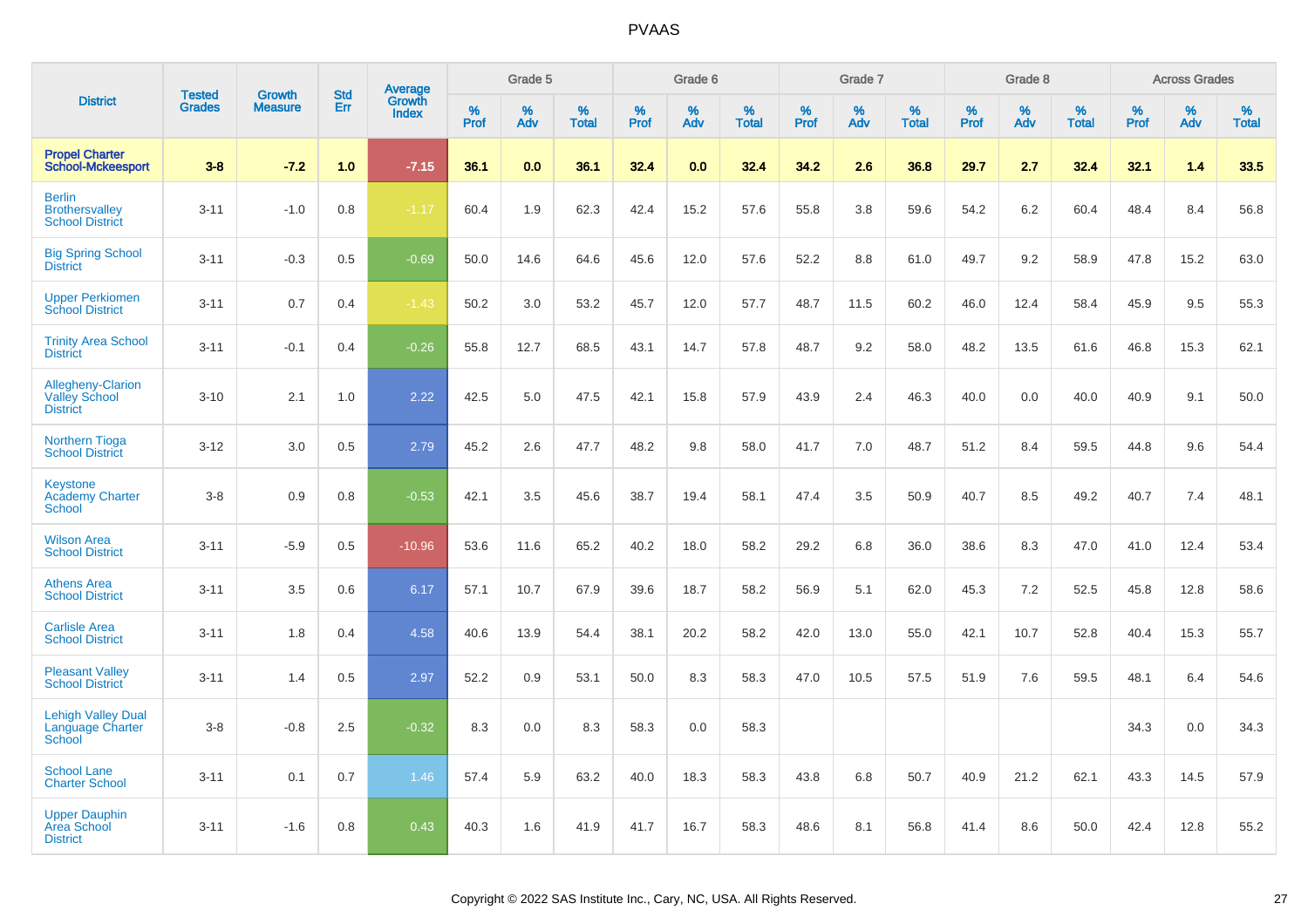# PVAAS

| District | Tested Grades | Growth Measure | Std Err | Average Growth Index | Grade 5 | | | Grade 6 | | | Grade 7 | | | Grade 8 | | | Across Grades | | |
|---|---|---|---|---|---|---|---|---|---|---|---|---|---|---|---|---|---|---|---|
| | | | | | % Prof | % Adv | % Total | % Prof | % Adv | % Total | % Prof | % Adv | % Total | % Prof | % Adv | % Total | % Prof | % Adv | % Total |
| **Propel Charter School-Mckeesport** | **3-8** | **-7.2** | **1.0** | **-7.15** | **36.1** | **0.0** | **36.1** | **32.4** | **0.0** | **32.4** | **34.2** | **2.6** | **36.8** | **29.7** | **2.7** | **32.4** | **32.1** | **1.4** | **33.5** |
| Berlin Brothersvalley School District | 3-11 | -1.0 | 0.8 | -1.17 | 60.4 | 1.9 | 62.3 | 42.4 | 15.2 | 57.6 | 55.8 | 3.8 | 59.6 | 54.2 | 6.2 | 60.4 | 48.4 | 8.4 | 56.8 |
| Big Spring School District | 3-11 | -0.3 | 0.5 | -0.69 | 50.0 | 14.6 | 64.6 | 45.6 | 12.0 | 57.6 | 52.2 | 8.8 | 61.0 | 49.7 | 9.2 | 58.9 | 47.8 | 15.2 | 63.0 |
| Upper Perkiomen School District | 3-11 | 0.7 | 0.4 | -1.43 | 50.2 | 3.0 | 53.2 | 45.7 | 12.0 | 57.7 | 48.7 | 11.5 | 60.2 | 46.0 | 12.4 | 58.4 | 45.9 | 9.5 | 55.3 |
| Trinity Area School District | 3-11 | -0.1 | 0.4 | -0.26 | 55.8 | 12.7 | 68.5 | 43.1 | 14.7 | 57.8 | 48.7 | 9.2 | 58.0 | 48.2 | 13.5 | 61.6 | 46.8 | 15.3 | 62.1 |
| Allegheny-Clarion Valley School District | 3-10 | 2.1 | 1.0 | 2.22 | 42.5 | 5.0 | 47.5 | 42.1 | 15.8 | 57.9 | 43.9 | 2.4 | 46.3 | 40.0 | 0.0 | 40.0 | 40.9 | 9.1 | 50.0 |
| Northern Tioga School District | 3-12 | 3.0 | 0.5 | 2.79 | 45.2 | 2.6 | 47.7 | 48.2 | 9.8 | 58.0 | 41.7 | 7.0 | 48.7 | 51.2 | 8.4 | 59.5 | 44.8 | 9.6 | 54.4 |
| Keystone Academy Charter School | 3-8 | 0.9 | 0.8 | -0.53 | 42.1 | 3.5 | 45.6 | 38.7 | 19.4 | 58.1 | 47.4 | 3.5 | 50.9 | 40.7 | 8.5 | 49.2 | 40.7 | 7.4 | 48.1 |
| Wilson Area School District | 3-11 | -5.9 | 0.5 | -10.96 | 53.6 | 11.6 | 65.2 | 40.2 | 18.0 | 58.2 | 29.2 | 6.8 | 36.0 | 38.6 | 8.3 | 47.0 | 41.0 | 12.4 | 53.4 |
| Athens Area School District | 3-11 | 3.5 | 0.6 | 6.17 | 57.1 | 10.7 | 67.9 | 39.6 | 18.7 | 58.2 | 56.9 | 5.1 | 62.0 | 45.3 | 7.2 | 52.5 | 45.8 | 12.8 | 58.6 |
| Carlisle Area School District | 3-11 | 1.8 | 0.4 | 4.58 | 40.6 | 13.9 | 54.4 | 38.1 | 20.2 | 58.2 | 42.0 | 13.0 | 55.0 | 42.1 | 10.7 | 52.8 | 40.4 | 15.3 | 55.7 |
| Pleasant Valley School District | 3-11 | 1.4 | 0.5 | 2.97 | 52.2 | 0.9 | 53.1 | 50.0 | 8.3 | 58.3 | 47.0 | 10.5 | 57.5 | 51.9 | 7.6 | 59.5 | 48.1 | 6.4 | 54.6 |
| Lehigh Valley Dual Language Charter School | 3-8 | -0.8 | 2.5 | -0.32 | 8.3 | 0.0 | 8.3 | 58.3 | 0.0 | 58.3 | | | | | | | 34.3 | 0.0 | 34.3 |
| School Lane Charter School | 3-11 | 0.1 | 0.7 | 1.46 | 57.4 | 5.9 | 63.2 | 40.0 | 18.3 | 58.3 | 43.8 | 6.8 | 50.7 | 40.9 | 21.2 | 62.1 | 43.3 | 14.5 | 57.9 |
| Upper Dauphin Area School District | 3-11 | -1.6 | 0.8 | 0.43 | 40.3 | 1.6 | 41.9 | 41.7 | 16.7 | 58.3 | 48.6 | 8.1 | 56.8 | 41.4 | 8.6 | 50.0 | 42.4 | 12.8 | 55.2 |

Copyright © 2022 SAS Institute Inc., Cary, NC, USA. All Rights Reserved.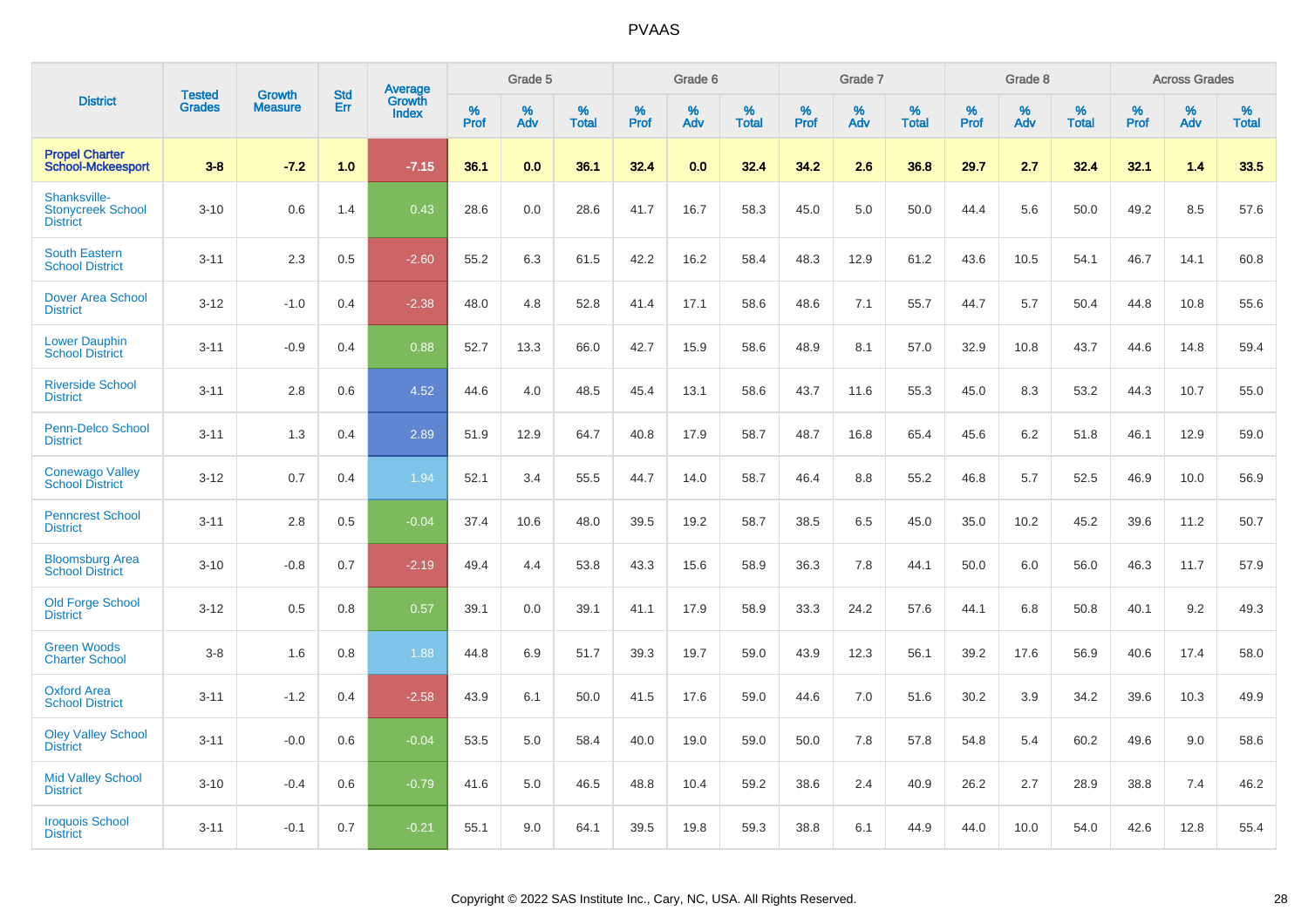# PVAAS

| District | Tested Grades | Growth Measure | Std Err | Average Growth Index | Grade 5 | | | Grade 6 | | | Grade 7 | | | Grade 8 | | | Across Grades | | |
|---|---|---|---|---|---|---|---|---|---|---|---|---|---|---|---|---|---|---|---|
| | | | | | % Prof | % Adv | % Total | % Prof | % Adv | % Total | % Prof | % Adv | % Total | % Prof | % Adv | % Total | % Prof | % Adv | % Total |
| **Propel Charter School-Mckeesport** | **3-8** | **-7.2** | **1.0** | **-7.15** | **36.1** | **0.0** | **36.1** | **32.4** | **0.0** | **32.4** | **34.2** | **2.6** | **36.8** | **29.7** | **2.7** | **32.4** | **32.1** | **1.4** | **33.5** |
| Shanksville-Stonycreek School District | 3-10 | 0.6 | 1.4 | 0.43 | 28.6 | 0.0 | 28.6 | 41.7 | 16.7 | 58.3 | 45.0 | 5.0 | 50.0 | 44.4 | 5.6 | 50.0 | 49.2 | 8.5 | 57.6 |
| South Eastern School District | 3-11 | 2.3 | 0.5 | -2.60 | 55.2 | 6.3 | 61.5 | 42.2 | 16.2 | 58.4 | 48.3 | 12.9 | 61.2 | 43.6 | 10.5 | 54.1 | 46.7 | 14.1 | 60.8 |
| Dover Area School District | 3-12 | -1.0 | 0.4 | -2.38 | 48.0 | 4.8 | 52.8 | 41.4 | 17.1 | 58.6 | 48.6 | 7.1 | 55.7 | 44.7 | 5.7 | 50.4 | 44.8 | 10.8 | 55.6 |
| Lower Dauphin School District | 3-11 | -0.9 | 0.4 | 0.88 | 52.7 | 13.3 | 66.0 | 42.7 | 15.9 | 58.6 | 48.9 | 8.1 | 57.0 | 32.9 | 10.8 | 43.7 | 44.6 | 14.8 | 59.4 |
| Riverside School District | 3-11 | 2.8 | 0.6 | 4.52 | 44.6 | 4.0 | 48.5 | 45.4 | 13.1 | 58.6 | 43.7 | 11.6 | 55.3 | 45.0 | 8.3 | 53.2 | 44.3 | 10.7 | 55.0 |
| Penn-Delco School District | 3-11 | 1.3 | 0.4 | 2.89 | 51.9 | 12.9 | 64.7 | 40.8 | 17.9 | 58.7 | 48.7 | 16.8 | 65.4 | 45.6 | 6.2 | 51.8 | 46.1 | 12.9 | 59.0 |
| Conewago Valley School District | 3-12 | 0.7 | 0.4 | 1.94 | 52.1 | 3.4 | 55.5 | 44.7 | 14.0 | 58.7 | 46.4 | 8.8 | 55.2 | 46.8 | 5.7 | 52.5 | 46.9 | 10.0 | 56.9 |
| Penncrest School District | 3-11 | 2.8 | 0.5 | -0.04 | 37.4 | 10.6 | 48.0 | 39.5 | 19.2 | 58.7 | 38.5 | 6.5 | 45.0 | 35.0 | 10.2 | 45.2 | 39.6 | 11.2 | 50.7 |
| Bloomsburg Area School District | 3-10 | -0.8 | 0.7 | -2.19 | 49.4 | 4.4 | 53.8 | 43.3 | 15.6 | 58.9 | 36.3 | 7.8 | 44.1 | 50.0 | 6.0 | 56.0 | 46.3 | 11.7 | 57.9 |
| Old Forge School District | 3-12 | 0.5 | 0.8 | 0.57 | 39.1 | 0.0 | 39.1 | 41.1 | 17.9 | 58.9 | 33.3 | 24.2 | 57.6 | 44.1 | 6.8 | 50.8 | 40.1 | 9.2 | 49.3 |
| Green Woods Charter School | 3-8 | 1.6 | 0.8 | 1.88 | 44.8 | 6.9 | 51.7 | 39.3 | 19.7 | 59.0 | 43.9 | 12.3 | 56.1 | 39.2 | 17.6 | 56.9 | 40.6 | 17.4 | 58.0 |
| Oxford Area School District | 3-11 | -1.2 | 0.4 | -2.58 | 43.9 | 6.1 | 50.0 | 41.5 | 17.6 | 59.0 | 44.6 | 7.0 | 51.6 | 30.2 | 3.9 | 34.2 | 39.6 | 10.3 | 49.9 |
| Oley Valley School District | 3-11 | -0.0 | 0.6 | -0.04 | 53.5 | 5.0 | 58.4 | 40.0 | 19.0 | 59.0 | 50.0 | 7.8 | 57.8 | 54.8 | 5.4 | 60.2 | 49.6 | 9.0 | 58.6 |
| Mid Valley School District | 3-10 | -0.4 | 0.6 | -0.79 | 41.6 | 5.0 | 46.5 | 48.8 | 10.4 | 59.2 | 38.6 | 2.4 | 40.9 | 26.2 | 2.7 | 28.9 | 38.8 | 7.4 | 46.2 |
| Iroquois School District | 3-11 | -0.1 | 0.7 | -0.21 | 55.1 | 9.0 | 64.1 | 39.5 | 19.8 | 59.3 | 38.8 | 6.1 | 44.9 | 44.0 | 10.0 | 54.0 | 42.6 | 12.8 | 55.4 |

Copyright © 2022 SAS Institute Inc., Cary, NC, USA. All Rights Reserved.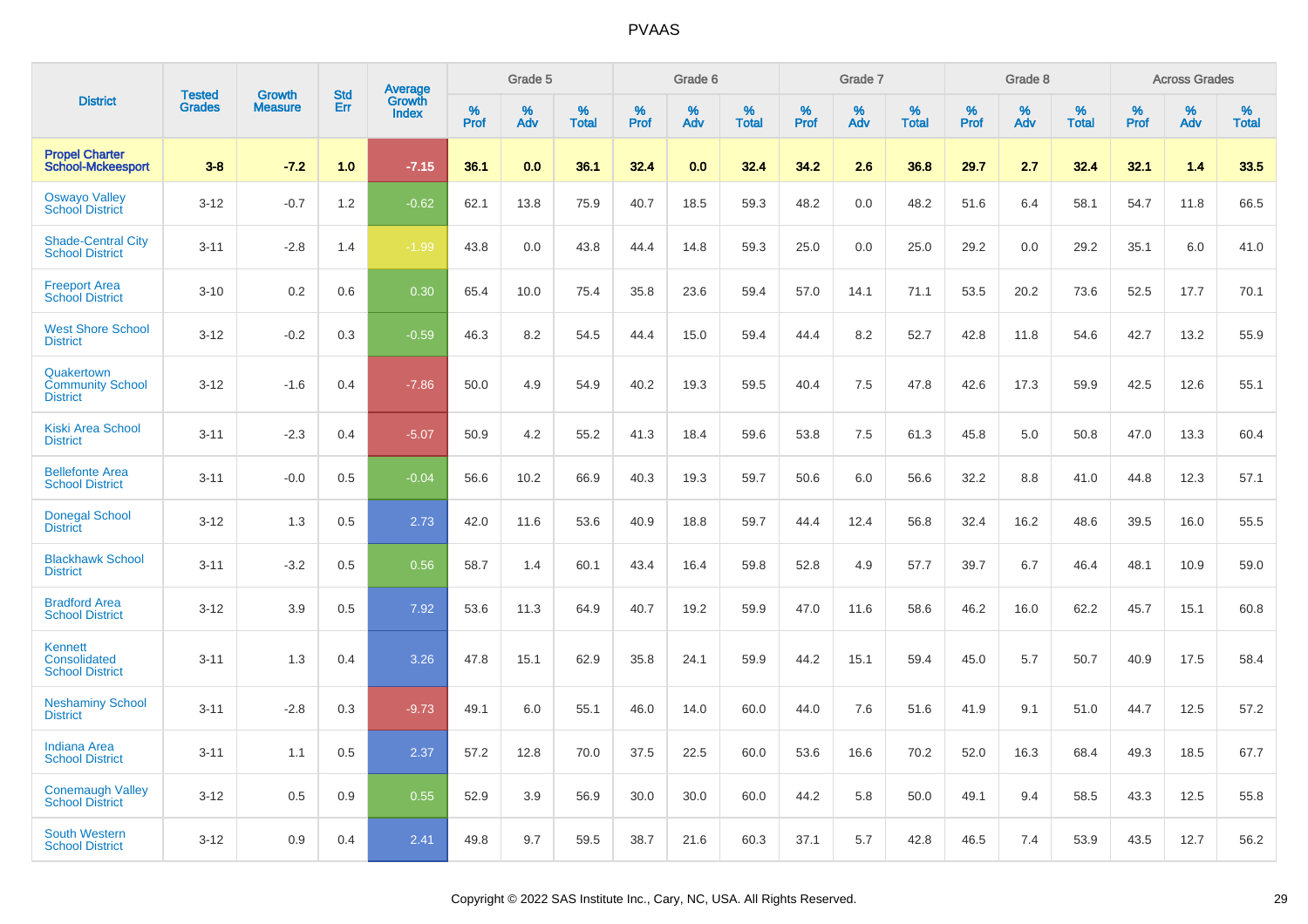| District | Tested Grades | Growth Measure | Std Err | Average Growth Index | Grade 5 | | | Grade 6 | | | Grade 7 | | | Grade 8 | | | Across Grades | | |
|---|---|---|---|---|---|---|---|---|---|---|---|---|---|---|---|---|---|---|---|
| | | | | | % Prof | % Adv | % Total | % Prof | % Adv | % Total | % Prof | % Adv | % Total | % Prof | % Adv | % Total | % Prof | % Adv | % Total |
| **Propel Charter School-Mckeesport** | **3-8** | **-7.2** | **1.0** | **-7.15** | **36.1** | **0.0** | **36.1** | **32.4** | **0.0** | **32.4** | **34.2** | **2.6** | **36.8** | **29.7** | **2.7** | **32.4** | **32.1** | **1.4** | **33.5** |
| Oswayo Valley School District | 3-12 | -0.7 | 1.2 | -0.62 | 62.1 | 13.8 | 75.9 | 40.7 | 18.5 | 59.3 | 48.2 | 0.0 | 48.2 | 51.6 | 6.4 | 58.1 | 54.7 | 11.8 | 66.5 |
| Shade-Central City School District | 3-11 | -2.8 | 1.4 | -1.99 | 43.8 | 0.0 | 43.8 | 44.4 | 14.8 | 59.3 | 25.0 | 0.0 | 25.0 | 29.2 | 0.0 | 29.2 | 35.1 | 6.0 | 41.0 |
| Freeport Area School District | 3-10 | 0.2 | 0.6 | 0.30 | 65.4 | 10.0 | 75.4 | 35.8 | 23.6 | 59.4 | 57.0 | 14.1 | 71.1 | 53.5 | 20.2 | 73.6 | 52.5 | 17.7 | 70.1 |
| West Shore School District | 3-12 | -0.2 | 0.3 | -0.59 | 46.3 | 8.2 | 54.5 | 44.4 | 15.0 | 59.4 | 44.4 | 8.2 | 52.7 | 42.8 | 11.8 | 54.6 | 42.7 | 13.2 | 55.9 |
| Quakertown Community School District | 3-12 | -1.6 | 0.4 | -7.86 | 50.0 | 4.9 | 54.9 | 40.2 | 19.3 | 59.5 | 40.4 | 7.5 | 47.8 | 42.6 | 17.3 | 59.9 | 42.5 | 12.6 | 55.1 |
| Kiski Area School District | 3-11 | -2.3 | 0.4 | -5.07 | 50.9 | 4.2 | 55.2 | 41.3 | 18.4 | 59.6 | 53.8 | 7.5 | 61.3 | 45.8 | 5.0 | 50.8 | 47.0 | 13.3 | 60.4 |
| Bellefonte Area School District | 3-11 | -0.0 | 0.5 | -0.04 | 56.6 | 10.2 | 66.9 | 40.3 | 19.3 | 59.7 | 50.6 | 6.0 | 56.6 | 32.2 | 8.8 | 41.0 | 44.8 | 12.3 | 57.1 |
| Donegal School District | 3-12 | 1.3 | 0.5 | 2.73 | 42.0 | 11.6 | 53.6 | 40.9 | 18.8 | 59.7 | 44.4 | 12.4 | 56.8 | 32.4 | 16.2 | 48.6 | 39.5 | 16.0 | 55.5 |
| Blackhawk School District | 3-11 | -3.2 | 0.5 | 0.56 | 58.7 | 1.4 | 60.1 | 43.4 | 16.4 | 59.8 | 52.8 | 4.9 | 57.7 | 39.7 | 6.7 | 46.4 | 48.1 | 10.9 | 59.0 |
| Bradford Area School District | 3-12 | 3.9 | 0.5 | 7.92 | 53.6 | 11.3 | 64.9 | 40.7 | 19.2 | 59.9 | 47.0 | 11.6 | 58.6 | 46.2 | 16.0 | 62.2 | 45.7 | 15.1 | 60.8 |
| Kennett Consolidated School District | 3-11 | 1.3 | 0.4 | 3.26 | 47.8 | 15.1 | 62.9 | 35.8 | 24.1 | 59.9 | 44.2 | 15.1 | 59.4 | 45.0 | 5.7 | 50.7 | 40.9 | 17.5 | 58.4 |
| Neshaminy School District | 3-11 | -2.8 | 0.3 | -9.73 | 49.1 | 6.0 | 55.1 | 46.0 | 14.0 | 60.0 | 44.0 | 7.6 | 51.6 | 41.9 | 9.1 | 51.0 | 44.7 | 12.5 | 57.2 |
| Indiana Area School District | 3-11 | 1.1 | 0.5 | 2.37 | 57.2 | 12.8 | 70.0 | 37.5 | 22.5 | 60.0 | 53.6 | 16.6 | 70.2 | 52.0 | 16.3 | 68.4 | 49.3 | 18.5 | 67.7 |
| Conemaugh Valley School District | 3-12 | 0.5 | 0.9 | 0.55 | 52.9 | 3.9 | 56.9 | 30.0 | 30.0 | 60.0 | 44.2 | 5.8 | 50.0 | 49.1 | 9.4 | 58.5 | 43.3 | 12.5 | 55.8 |
| South Western School District | 3-12 | 0.9 | 0.4 | 2.41 | 49.8 | 9.7 | 59.5 | 38.7 | 21.6 | 60.3 | 37.1 | 5.7 | 42.8 | 46.5 | 7.4 | 53.9 | 43.5 | 12.7 | 56.2 |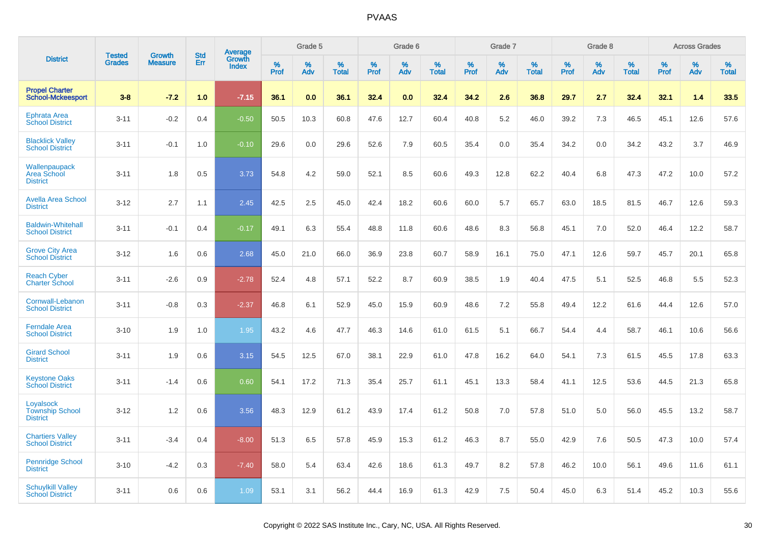# PVAAS

| District | Tested Grades | Growth Measure | Std Err | Average Growth Index | Grade 5 | | | Grade 6 | | | Grade 7 | | | Grade 8 | | | Across Grades | | |
|---|---|---|---|---|---|---|---|---|---|---|---|---|---|---|---|---|---|---|---|
| | | | | | % Prof | % Adv | % Total | % Prof | % Adv | % Total | % Prof | % Adv | % Total | % Prof | % Adv | % Total | % Prof | % Adv | % Total |
| **Propel Charter School-Mckeesport** | **3-8** | **-7.2** | **1.0** | **-7.15** | **36.1** | **0.0** | **36.1** | **32.4** | **0.0** | **32.4** | **34.2** | **2.6** | **36.8** | **29.7** | **2.7** | **32.4** | **32.1** | **1.4** | **33.5** |
| Ephrata Area School District | 3-11 | -0.2 | 0.4 | -0.50 | 50.5 | 10.3 | 60.8 | 47.6 | 12.7 | 60.4 | 40.8 | 5.2 | 46.0 | 39.2 | 7.3 | 46.5 | 45.1 | 12.6 | 57.6 |
| Blacklick Valley School District | 3-11 | -0.1 | 1.0 | -0.10 | 29.6 | 0.0 | 29.6 | 52.6 | 7.9 | 60.5 | 35.4 | 0.0 | 35.4 | 34.2 | 0.0 | 34.2 | 43.2 | 3.7 | 46.9 |
| Wallenpaupack Area School District | 3-11 | 1.8 | 0.5 | 3.73 | 54.8 | 4.2 | 59.0 | 52.1 | 8.5 | 60.6 | 49.3 | 12.8 | 62.2 | 40.4 | 6.8 | 47.3 | 47.2 | 10.0 | 57.2 |
| Avella Area School District | 3-12 | 2.7 | 1.1 | 2.45 | 42.5 | 2.5 | 45.0 | 42.4 | 18.2 | 60.6 | 60.0 | 5.7 | 65.7 | 63.0 | 18.5 | 81.5 | 46.7 | 12.6 | 59.3 |
| Baldwin-Whitehall School District | 3-11 | -0.1 | 0.4 | -0.17 | 49.1 | 6.3 | 55.4 | 48.8 | 11.8 | 60.6 | 48.6 | 8.3 | 56.8 | 45.1 | 7.0 | 52.0 | 46.4 | 12.2 | 58.7 |
| Grove City Area School District | 3-12 | 1.6 | 0.6 | 2.68 | 45.0 | 21.0 | 66.0 | 36.9 | 23.8 | 60.7 | 58.9 | 16.1 | 75.0 | 47.1 | 12.6 | 59.7 | 45.7 | 20.1 | 65.8 |
| Reach Cyber Charter School | 3-11 | -2.6 | 0.9 | -2.78 | 52.4 | 4.8 | 57.1 | 52.2 | 8.7 | 60.9 | 38.5 | 1.9 | 40.4 | 47.5 | 5.1 | 52.5 | 46.8 | 5.5 | 52.3 |
| Cornwall-Lebanon School District | 3-11 | -0.8 | 0.3 | -2.37 | 46.8 | 6.1 | 52.9 | 45.0 | 15.9 | 60.9 | 48.6 | 7.2 | 55.8 | 49.4 | 12.2 | 61.6 | 44.4 | 12.6 | 57.0 |
| Ferndale Area School District | 3-10 | 1.9 | 1.0 | 1.95 | 43.2 | 4.6 | 47.7 | 46.3 | 14.6 | 61.0 | 61.5 | 5.1 | 66.7 | 54.4 | 4.4 | 58.7 | 46.1 | 10.6 | 56.6 |
| Girard School District | 3-11 | 1.9 | 0.6 | 3.15 | 54.5 | 12.5 | 67.0 | 38.1 | 22.9 | 61.0 | 47.8 | 16.2 | 64.0 | 54.1 | 7.3 | 61.5 | 45.5 | 17.8 | 63.3 |
| Keystone Oaks School District | 3-11 | -1.4 | 0.6 | 0.60 | 54.1 | 17.2 | 71.3 | 35.4 | 25.7 | 61.1 | 45.1 | 13.3 | 58.4 | 41.1 | 12.5 | 53.6 | 44.5 | 21.3 | 65.8 |
| Loyalsock Township School District | 3-12 | 1.2 | 0.6 | 3.56 | 48.3 | 12.9 | 61.2 | 43.9 | 17.4 | 61.2 | 50.8 | 7.0 | 57.8 | 51.0 | 5.0 | 56.0 | 45.5 | 13.2 | 58.7 |
| Chartiers Valley School District | 3-11 | -3.4 | 0.4 | -8.00 | 51.3 | 6.5 | 57.8 | 45.9 | 15.3 | 61.2 | 46.3 | 8.7 | 55.0 | 42.9 | 7.6 | 50.5 | 47.3 | 10.0 | 57.4 |
| Pennridge School District | 3-10 | -4.2 | 0.3 | -7.40 | 58.0 | 5.4 | 63.4 | 42.6 | 18.6 | 61.3 | 49.7 | 8.2 | 57.8 | 46.2 | 10.0 | 56.1 | 49.6 | 11.6 | 61.1 |
| Schuylkill Valley School District | 3-11 | 0.6 | 0.6 | 1.09 | 53.1 | 3.1 | 56.2 | 44.4 | 16.9 | 61.3 | 42.9 | 7.5 | 50.4 | 45.0 | 6.3 | 51.4 | 45.2 | 10.3 | 55.6 |

Copyright © 2022 SAS Institute Inc., Cary, NC, USA. All Rights Reserved.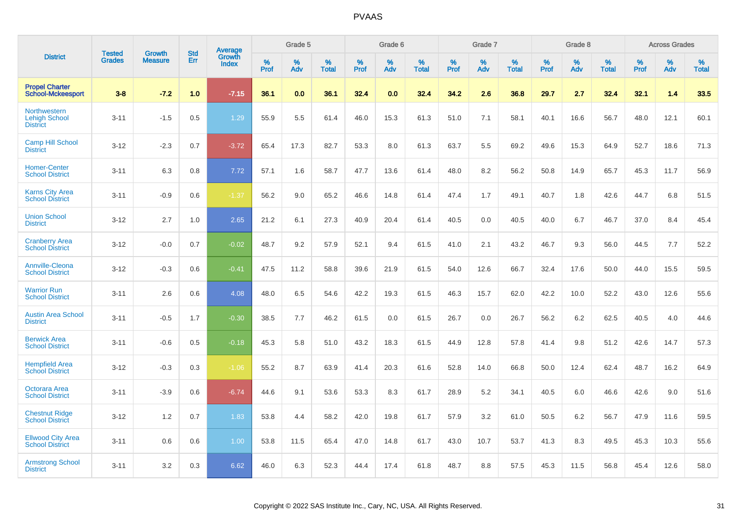# PVAAS

| District | Tested Grades | Growth Measure | Std Err | Average Growth Index | Grade 5 | | | Grade 6 | | | Grade 7 | | | Grade 8 | | | Across Grades | | |
|---|---|---|---|---|---|---|---|---|---|---|---|---|---|---|---|---|---|---|---|
| | | | | | % Prof | % Adv | % Total | % Prof | % Adv | % Total | % Prof | % Adv | % Total | % Prof | % Adv | % Total | % Prof | % Adv | % Total |
| **Propel Charter School-Mckeesport** | **3-8** | **-7.2** | **1.0** | **-7.15** | **36.1** | **0.0** | **36.1** | **32.4** | **0.0** | **32.4** | **34.2** | **2.6** | **36.8** | **29.7** | **2.7** | **32.4** | **32.1** | **1.4** | **33.5** |
| Northwestern Lehigh School District | 3-11 | -1.5 | 0.5 | 1.29 | 55.9 | 5.5 | 61.4 | 46.0 | 15.3 | 61.3 | 51.0 | 7.1 | 58.1 | 40.1 | 16.6 | 56.7 | 48.0 | 12.1 | 60.1 |
| Camp Hill School District | 3-12 | -2.3 | 0.7 | -3.72 | 65.4 | 17.3 | 82.7 | 53.3 | 8.0 | 61.3 | 63.7 | 5.5 | 69.2 | 49.6 | 15.3 | 64.9 | 52.7 | 18.6 | 71.3 |
| Homer-Center School District | 3-11 | 6.3 | 0.8 | 7.72 | 57.1 | 1.6 | 58.7 | 47.7 | 13.6 | 61.4 | 48.0 | 8.2 | 56.2 | 50.8 | 14.9 | 65.7 | 45.3 | 11.7 | 56.9 |
| Karns City Area School District | 3-11 | -0.9 | 0.6 | -1.37 | 56.2 | 9.0 | 65.2 | 46.6 | 14.8 | 61.4 | 47.4 | 1.7 | 49.1 | 40.7 | 1.8 | 42.6 | 44.7 | 6.8 | 51.5 |
| Union School District | 3-12 | 2.7 | 1.0 | 2.65 | 21.2 | 6.1 | 27.3 | 40.9 | 20.4 | 61.4 | 40.5 | 0.0 | 40.5 | 40.0 | 6.7 | 46.7 | 37.0 | 8.4 | 45.4 |
| Cranberry Area School District | 3-12 | -0.0 | 0.7 | -0.02 | 48.7 | 9.2 | 57.9 | 52.1 | 9.4 | 61.5 | 41.0 | 2.1 | 43.2 | 46.7 | 9.3 | 56.0 | 44.5 | 7.7 | 52.2 |
| Annville-Cleona School District | 3-12 | -0.3 | 0.6 | -0.41 | 47.5 | 11.2 | 58.8 | 39.6 | 21.9 | 61.5 | 54.0 | 12.6 | 66.7 | 32.4 | 17.6 | 50.0 | 44.0 | 15.5 | 59.5 |
| Warrior Run School District | 3-11 | 2.6 | 0.6 | 4.08 | 48.0 | 6.5 | 54.6 | 42.2 | 19.3 | 61.5 | 46.3 | 15.7 | 62.0 | 42.2 | 10.0 | 52.2 | 43.0 | 12.6 | 55.6 |
| Austin Area School District | 3-11 | -0.5 | 1.7 | -0.30 | 38.5 | 7.7 | 46.2 | 61.5 | 0.0 | 61.5 | 26.7 | 0.0 | 26.7 | 56.2 | 6.2 | 62.5 | 40.5 | 4.0 | 44.6 |
| Berwick Area School District | 3-11 | -0.6 | 0.5 | -0.18 | 45.3 | 5.8 | 51.0 | 43.2 | 18.3 | 61.5 | 44.9 | 12.8 | 57.8 | 41.4 | 9.8 | 51.2 | 42.6 | 14.7 | 57.3 |
| Hempfield Area School District | 3-12 | -0.3 | 0.3 | -1.06 | 55.2 | 8.7 | 63.9 | 41.4 | 20.3 | 61.6 | 52.8 | 14.0 | 66.8 | 50.0 | 12.4 | 62.4 | 48.7 | 16.2 | 64.9 |
| Octorara Area School District | 3-11 | -3.9 | 0.6 | -6.74 | 44.6 | 9.1 | 53.6 | 53.3 | 8.3 | 61.7 | 28.9 | 5.2 | 34.1 | 40.5 | 6.0 | 46.6 | 42.6 | 9.0 | 51.6 |
| Chestnut Ridge School District | 3-12 | 1.2 | 0.7 | 1.83 | 53.8 | 4.4 | 58.2 | 42.0 | 19.8 | 61.7 | 57.9 | 3.2 | 61.0 | 50.5 | 6.2 | 56.7 | 47.9 | 11.6 | 59.5 |
| Ellwood City Area School District | 3-11 | 0.6 | 0.6 | 1.00 | 53.8 | 11.5 | 65.4 | 47.0 | 14.8 | 61.7 | 43.0 | 10.7 | 53.7 | 41.3 | 8.3 | 49.5 | 45.3 | 10.3 | 55.6 |
| Armstrong School District | 3-11 | 3.2 | 0.3 | 6.62 | 46.0 | 6.3 | 52.3 | 44.4 | 17.4 | 61.8 | 48.7 | 8.8 | 57.5 | 45.3 | 11.5 | 56.8 | 45.4 | 12.6 | 58.0 |

Copyright © 2022 SAS Institute Inc., Cary, NC, USA. All Rights Reserved.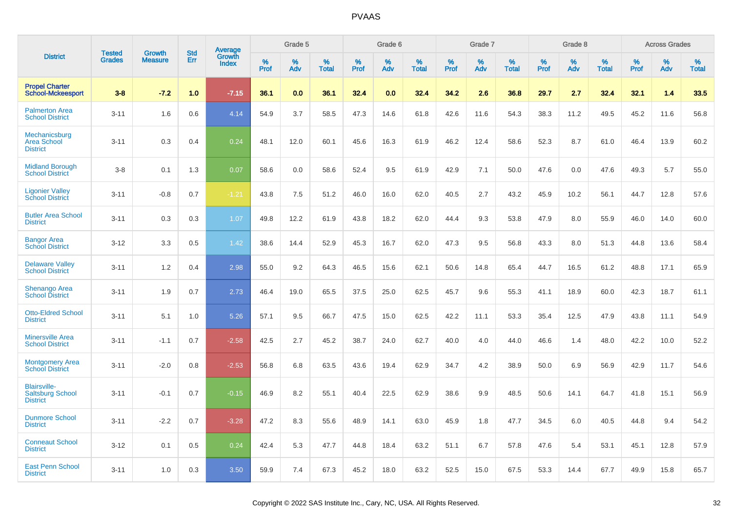# PVAAS

| District | Tested Grades | Growth Measure | Std Err | Average Growth Index | Grade 5 | | | Grade 6 | | | Grade 7 | | | Grade 8 | | | Across Grades | | |
|---|---|---|---|---|---|---|---|---|---|---|---|---|---|---|---|---|---|---|---|
| | | | | | % Prof | % Adv | % Total | % Prof | % Adv | % Total | % Prof | % Adv | % Total | % Prof | % Adv | % Total | % Prof | % Adv | % Total |
| **Propel Charter School-Mckeesport** | **3-8** | **-7.2** | **1.0** | **-7.15** | **36.1** | **0.0** | **36.1** | **32.4** | **0.0** | **32.4** | **34.2** | **2.6** | **36.8** | **29.7** | **2.7** | **32.4** | **32.1** | **1.4** | **33.5** |
| Palmerton Area School District | 3-11 | 1.6 | 0.6 | 4.14 | 54.9 | 3.7 | 58.5 | 47.3 | 14.6 | 61.8 | 42.6 | 11.6 | 54.3 | 38.3 | 11.2 | 49.5 | 45.2 | 11.6 | 56.8 |
| Mechanicsburg Area School District | 3-11 | 0.3 | 0.4 | 0.24 | 48.1 | 12.0 | 60.1 | 45.6 | 16.3 | 61.9 | 46.2 | 12.4 | 58.6 | 52.3 | 8.7 | 61.0 | 46.4 | 13.9 | 60.2 |
| Midland Borough School District | 3-8 | 0.1 | 1.3 | 0.07 | 58.6 | 0.0 | 58.6 | 52.4 | 9.5 | 61.9 | 42.9 | 7.1 | 50.0 | 47.6 | 0.0 | 47.6 | 49.3 | 5.7 | 55.0 |
| Ligonier Valley School District | 3-11 | -0.8 | 0.7 | -1.21 | 43.8 | 7.5 | 51.2 | 46.0 | 16.0 | 62.0 | 40.5 | 2.7 | 43.2 | 45.9 | 10.2 | 56.1 | 44.7 | 12.8 | 57.6 |
| Butler Area School District | 3-11 | 0.3 | 0.3 | 1.07 | 49.8 | 12.2 | 61.9 | 43.8 | 18.2 | 62.0 | 44.4 | 9.3 | 53.8 | 47.9 | 8.0 | 55.9 | 46.0 | 14.0 | 60.0 |
| Bangor Area School District | 3-12 | 3.3 | 0.5 | 1.42 | 38.6 | 14.4 | 52.9 | 45.3 | 16.7 | 62.0 | 47.3 | 9.5 | 56.8 | 43.3 | 8.0 | 51.3 | 44.8 | 13.6 | 58.4 |
| Delaware Valley School District | 3-11 | 1.2 | 0.4 | 2.98 | 55.0 | 9.2 | 64.3 | 46.5 | 15.6 | 62.1 | 50.6 | 14.8 | 65.4 | 44.7 | 16.5 | 61.2 | 48.8 | 17.1 | 65.9 |
| Shenango Area School District | 3-11 | 1.9 | 0.7 | 2.73 | 46.4 | 19.0 | 65.5 | 37.5 | 25.0 | 62.5 | 45.7 | 9.6 | 55.3 | 41.1 | 18.9 | 60.0 | 42.3 | 18.7 | 61.1 |
| Otto-Eldred School District | 3-11 | 5.1 | 1.0 | 5.26 | 57.1 | 9.5 | 66.7 | 47.5 | 15.0 | 62.5 | 42.2 | 11.1 | 53.3 | 35.4 | 12.5 | 47.9 | 43.8 | 11.1 | 54.9 |
| Minersville Area School District | 3-11 | -1.1 | 0.7 | -2.58 | 42.5 | 2.7 | 45.2 | 38.7 | 24.0 | 62.7 | 40.0 | 4.0 | 44.0 | 46.6 | 1.4 | 48.0 | 42.2 | 10.0 | 52.2 |
| Montgomery Area School District | 3-11 | -2.0 | 0.8 | -2.53 | 56.8 | 6.8 | 63.5 | 43.6 | 19.4 | 62.9 | 34.7 | 4.2 | 38.9 | 50.0 | 6.9 | 56.9 | 42.9 | 11.7 | 54.6 |
| Blairsville-Saltsburg School District | 3-11 | -0.1 | 0.7 | -0.15 | 46.9 | 8.2 | 55.1 | 40.4 | 22.5 | 62.9 | 38.6 | 9.9 | 48.5 | 50.6 | 14.1 | 64.7 | 41.8 | 15.1 | 56.9 |
| Dunmore School District | 3-11 | -2.2 | 0.7 | -3.28 | 47.2 | 8.3 | 55.6 | 48.9 | 14.1 | 63.0 | 45.9 | 1.8 | 47.7 | 34.5 | 6.0 | 40.5 | 44.8 | 9.4 | 54.2 |
| Conneaut School District | 3-12 | 0.1 | 0.5 | 0.24 | 42.4 | 5.3 | 47.7 | 44.8 | 18.4 | 63.2 | 51.1 | 6.7 | 57.8 | 47.6 | 5.4 | 53.1 | 45.1 | 12.8 | 57.9 |
| East Penn School District | 3-11 | 1.0 | 0.3 | 3.50 | 59.9 | 7.4 | 67.3 | 45.2 | 18.0 | 63.2 | 52.5 | 15.0 | 67.5 | 53.3 | 14.4 | 67.7 | 49.9 | 15.8 | 65.7 |

Copyright © 2022 SAS Institute Inc., Cary, NC, USA. All Rights Reserved.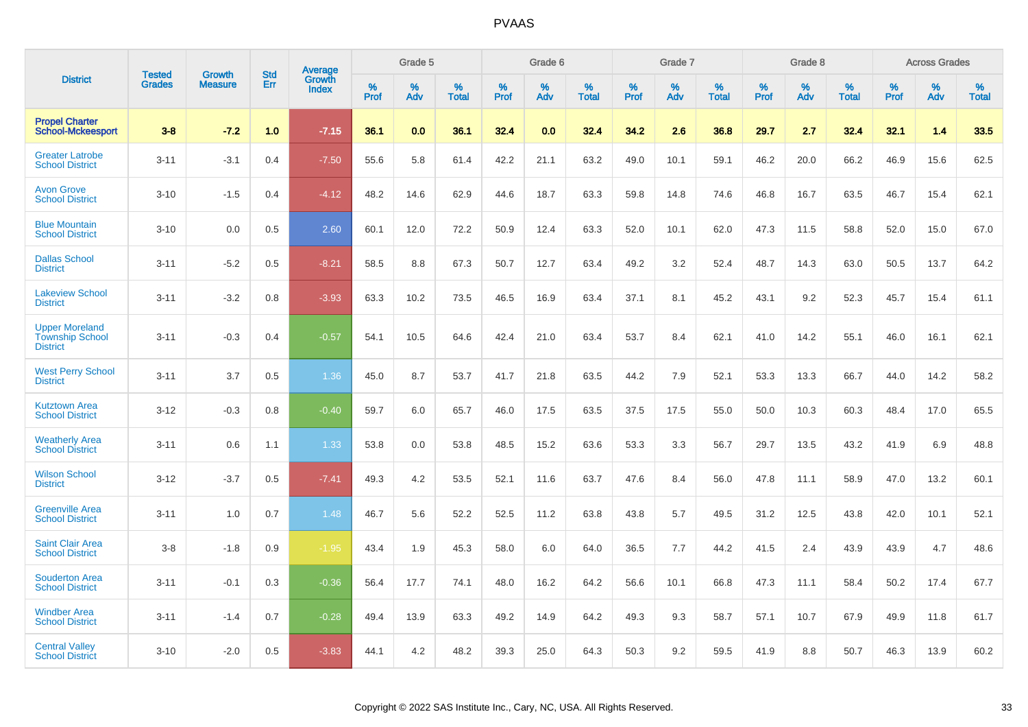| District | Tested Grades | Growth Measure | Std Err | Average Growth Index | Grade 5 | | | Grade 6 | | | Grade 7 | | | Grade 8 | | | Across Grades | | |
|---|---|---|---|---|---|---|---|---|---|---|---|---|---|---|---|---|---|---|---|
| | | | | | % Prof | % Adv | % Total | % Prof | % Adv | % Total | % Prof | % Adv | % Total | % Prof | % Adv | % Total | % Prof | % Adv | % Total |
| **Propel Charter School-Mckeesport** | **3-8** | **-7.2** | **1.0** | **-7.15** | **36.1** | **0.0** | **36.1** | **32.4** | **0.0** | **32.4** | **34.2** | **2.6** | **36.8** | **29.7** | **2.7** | **32.4** | **32.1** | **1.4** | **33.5** |
| Greater Latrobe School District | 3-11 | -3.1 | 0.4 | -7.50 | 55.6 | 5.8 | 61.4 | 42.2 | 21.1 | 63.2 | 49.0 | 10.1 | 59.1 | 46.2 | 20.0 | 66.2 | 46.9 | 15.6 | 62.5 |
| Avon Grove School District | 3-10 | -1.5 | 0.4 | -4.12 | 48.2 | 14.6 | 62.9 | 44.6 | 18.7 | 63.3 | 59.8 | 14.8 | 74.6 | 46.8 | 16.7 | 63.5 | 46.7 | 15.4 | 62.1 |
| Blue Mountain School District | 3-10 | 0.0 | 0.5 | 2.60 | 60.1 | 12.0 | 72.2 | 50.9 | 12.4 | 63.3 | 52.0 | 10.1 | 62.0 | 47.3 | 11.5 | 58.8 | 52.0 | 15.0 | 67.0 |
| Dallas School District | 3-11 | -5.2 | 0.5 | -8.21 | 58.5 | 8.8 | 67.3 | 50.7 | 12.7 | 63.4 | 49.2 | 3.2 | 52.4 | 48.7 | 14.3 | 63.0 | 50.5 | 13.7 | 64.2 |
| Lakeview School District | 3-11 | -3.2 | 0.8 | -3.93 | 63.3 | 10.2 | 73.5 | 46.5 | 16.9 | 63.4 | 37.1 | 8.1 | 45.2 | 43.1 | 9.2 | 52.3 | 45.7 | 15.4 | 61.1 |
| Upper Moreland Township School District | 3-11 | -0.3 | 0.4 | -0.57 | 54.1 | 10.5 | 64.6 | 42.4 | 21.0 | 63.4 | 53.7 | 8.4 | 62.1 | 41.0 | 14.2 | 55.1 | 46.0 | 16.1 | 62.1 |
| West Perry School District | 3-11 | 3.7 | 0.5 | 1.36 | 45.0 | 8.7 | 53.7 | 41.7 | 21.8 | 63.5 | 44.2 | 7.9 | 52.1 | 53.3 | 13.3 | 66.7 | 44.0 | 14.2 | 58.2 |
| Kutztown Area School District | 3-12 | -0.3 | 0.8 | -0.40 | 59.7 | 6.0 | 65.7 | 46.0 | 17.5 | 63.5 | 37.5 | 17.5 | 55.0 | 50.0 | 10.3 | 60.3 | 48.4 | 17.0 | 65.5 |
| Weatherly Area School District | 3-11 | 0.6 | 1.1 | 1.33 | 53.8 | 0.0 | 53.8 | 48.5 | 15.2 | 63.6 | 53.3 | 3.3 | 56.7 | 29.7 | 13.5 | 43.2 | 41.9 | 6.9 | 48.8 |
| Wilson School District | 3-12 | -3.7 | 0.5 | -7.41 | 49.3 | 4.2 | 53.5 | 52.1 | 11.6 | 63.7 | 47.6 | 8.4 | 56.0 | 47.8 | 11.1 | 58.9 | 47.0 | 13.2 | 60.1 |
| Greenville Area School District | 3-11 | 1.0 | 0.7 | 1.48 | 46.7 | 5.6 | 52.2 | 52.5 | 11.2 | 63.8 | 43.8 | 5.7 | 49.5 | 31.2 | 12.5 | 43.8 | 42.0 | 10.1 | 52.1 |
| Saint Clair Area School District | 3-8 | -1.8 | 0.9 | -1.95 | 43.4 | 1.9 | 45.3 | 58.0 | 6.0 | 64.0 | 36.5 | 7.7 | 44.2 | 41.5 | 2.4 | 43.9 | 43.9 | 4.7 | 48.6 |
| Souderton Area School District | 3-11 | -0.1 | 0.3 | -0.36 | 56.4 | 17.7 | 74.1 | 48.0 | 16.2 | 64.2 | 56.6 | 10.1 | 66.8 | 47.3 | 11.1 | 58.4 | 50.2 | 17.4 | 67.7 |
| Windber Area School District | 3-11 | -1.4 | 0.7 | -0.28 | 49.4 | 13.9 | 63.3 | 49.2 | 14.9 | 64.2 | 49.3 | 9.3 | 58.7 | 57.1 | 10.7 | 67.9 | 49.9 | 11.8 | 61.7 |
| Central Valley School District | 3-10 | -2.0 | 0.5 | -3.83 | 44.1 | 4.2 | 48.2 | 39.3 | 25.0 | 64.3 | 50.3 | 9.2 | 59.5 | 41.9 | 8.8 | 50.7 | 46.3 | 13.9 | 60.2 |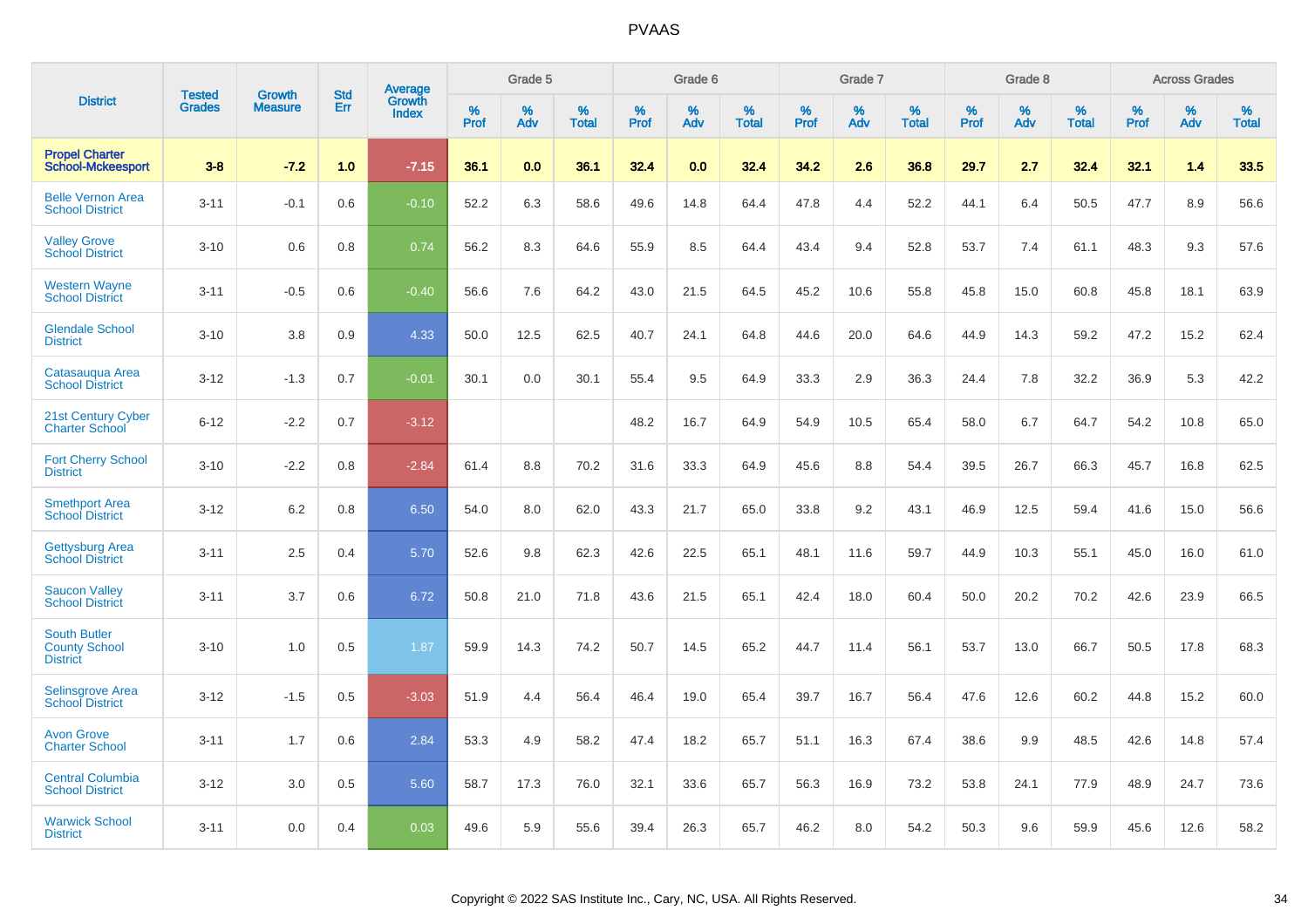# PVAAS

| District | Tested Grades | Growth Measure | Std Err | Average Growth Index | Grade 5 | | | Grade 6 | | | Grade 7 | | | Grade 8 | | | Across Grades | | |
|---|---|---|---|---|---|---|---|---|---|---|---|---|---|---|---|---|---|---|---|
| | | | | | % Prof | % Adv | % Total | % Prof | % Adv | % Total | % Prof | % Adv | % Total | % Prof | % Adv | % Total | % Prof | % Adv | % Total |
| **Propel Charter School-Mckeesport** | **3-8** | **-7.2** | **1.0** | **-7.15** | **36.1** | **0.0** | **36.1** | **32.4** | **0.0** | **32.4** | **34.2** | **2.6** | **36.8** | **29.7** | **2.7** | **32.4** | **32.1** | **1.4** | **33.5** |
| Belle Vernon Area School District | 3-11 | -0.1 | 0.6 | -0.10 | 52.2 | 6.3 | 58.6 | 49.6 | 14.8 | 64.4 | 47.8 | 4.4 | 52.2 | 44.1 | 6.4 | 50.5 | 47.7 | 8.9 | 56.6 |
| Valley Grove School District | 3-10 | 0.6 | 0.8 | 0.74 | 56.2 | 8.3 | 64.6 | 55.9 | 8.5 | 64.4 | 43.4 | 9.4 | 52.8 | 53.7 | 7.4 | 61.1 | 48.3 | 9.3 | 57.6 |
| Western Wayne School District | 3-11 | -0.5 | 0.6 | -0.40 | 56.6 | 7.6 | 64.2 | 43.0 | 21.5 | 64.5 | 45.2 | 10.6 | 55.8 | 45.8 | 15.0 | 60.8 | 45.8 | 18.1 | 63.9 |
| Glendale School District | 3-10 | 3.8 | 0.9 | 4.33 | 50.0 | 12.5 | 62.5 | 40.7 | 24.1 | 64.8 | 44.6 | 20.0 | 64.6 | 44.9 | 14.3 | 59.2 | 47.2 | 15.2 | 62.4 |
| Catasauqua Area School District | 3-12 | -1.3 | 0.7 | -0.01 | 30.1 | 0.0 | 30.1 | 55.4 | 9.5 | 64.9 | 33.3 | 2.9 | 36.3 | 24.4 | 7.8 | 32.2 | 36.9 | 5.3 | 42.2 |
| 21st Century Cyber Charter School | 6-12 | -2.2 | 0.7 | -3.12 | | | | 48.2 | 16.7 | 64.9 | 54.9 | 10.5 | 65.4 | 58.0 | 6.7 | 64.7 | 54.2 | 10.8 | 65.0 |
| Fort Cherry School District | 3-10 | -2.2 | 0.8 | -2.84 | 61.4 | 8.8 | 70.2 | 31.6 | 33.3 | 64.9 | 45.6 | 8.8 | 54.4 | 39.5 | 26.7 | 66.3 | 45.7 | 16.8 | 62.5 |
| Smethport Area School District | 3-12 | 6.2 | 0.8 | 6.50 | 54.0 | 8.0 | 62.0 | 43.3 | 21.7 | 65.0 | 33.8 | 9.2 | 43.1 | 46.9 | 12.5 | 59.4 | 41.6 | 15.0 | 56.6 |
| Gettysburg Area School District | 3-11 | 2.5 | 0.4 | 5.70 | 52.6 | 9.8 | 62.3 | 42.6 | 22.5 | 65.1 | 48.1 | 11.6 | 59.7 | 44.9 | 10.3 | 55.1 | 45.0 | 16.0 | 61.0 |
| Saucon Valley School District | 3-11 | 3.7 | 0.6 | 6.72 | 50.8 | 21.0 | 71.8 | 43.6 | 21.5 | 65.1 | 42.4 | 18.0 | 60.4 | 50.0 | 20.2 | 70.2 | 42.6 | 23.9 | 66.5 |
| South Butler County School District | 3-10 | 1.0 | 0.5 | 1.87 | 59.9 | 14.3 | 74.2 | 50.7 | 14.5 | 65.2 | 44.7 | 11.4 | 56.1 | 53.7 | 13.0 | 66.7 | 50.5 | 17.8 | 68.3 |
| Selinsgrove Area School District | 3-12 | -1.5 | 0.5 | -3.03 | 51.9 | 4.4 | 56.4 | 46.4 | 19.0 | 65.4 | 39.7 | 16.7 | 56.4 | 47.6 | 12.6 | 60.2 | 44.8 | 15.2 | 60.0 |
| Avon Grove Charter School | 3-11 | 1.7 | 0.6 | 2.84 | 53.3 | 4.9 | 58.2 | 47.4 | 18.2 | 65.7 | 51.1 | 16.3 | 67.4 | 38.6 | 9.9 | 48.5 | 42.6 | 14.8 | 57.4 |
| Central Columbia School District | 3-12 | 3.0 | 0.5 | 5.60 | 58.7 | 17.3 | 76.0 | 32.1 | 33.6 | 65.7 | 56.3 | 16.9 | 73.2 | 53.8 | 24.1 | 77.9 | 48.9 | 24.7 | 73.6 |
| Warwick School District | 3-11 | 0.0 | 0.4 | 0.03 | 49.6 | 5.9 | 55.6 | 39.4 | 26.3 | 65.7 | 46.2 | 8.0 | 54.2 | 50.3 | 9.6 | 59.9 | 45.6 | 12.6 | 58.2 |

Copyright © 2022 SAS Institute Inc., Cary, NC, USA. All Rights Reserved.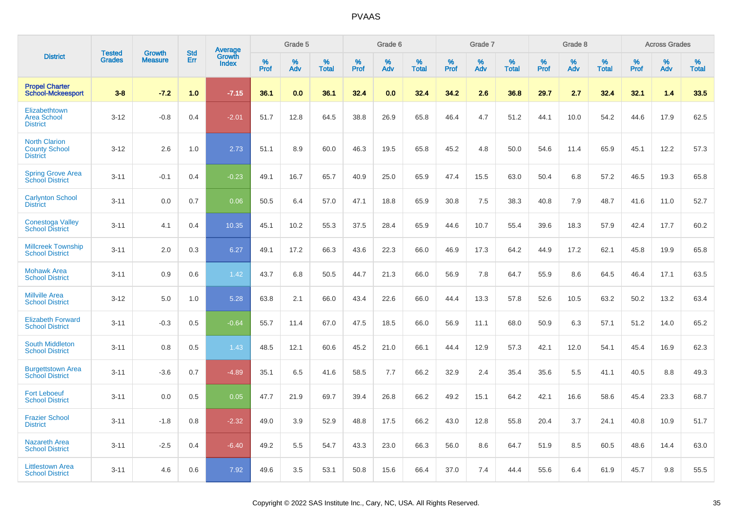# PVAAS

| District | Tested Grades | Growth Measure | Std Err | Average Growth Index | Grade 5 | | | Grade 6 | | | Grade 7 | | | Grade 8 | | | Across Grades | | |
|---|---|---|---|---|---|---|---|---|---|---|---|---|---|---|---|---|---|---|---|
| | | | | | % Prof | % Adv | % Total | % Prof | % Adv | % Total | % Prof | % Adv | % Total | % Prof | % Adv | % Total | % Prof | % Adv | % Total |
| **Propel Charter School-Mckeesport** | **3-8** | **-7.2** | **1.0** | **-7.15** | **36.1** | **0.0** | **36.1** | **32.4** | **0.0** | **32.4** | **34.2** | **2.6** | **36.8** | **29.7** | **2.7** | **32.4** | **32.1** | **1.4** | **33.5** |
| Elizabethtown Area School District | 3-12 | -0.8 | 0.4 | -2.01 | 51.7 | 12.8 | 64.5 | 38.8 | 26.9 | 65.8 | 46.4 | 4.7 | 51.2 | 44.1 | 10.0 | 54.2 | 44.6 | 17.9 | 62.5 |
| North Clarion County School District | 3-12 | 2.6 | 1.0 | 2.73 | 51.1 | 8.9 | 60.0 | 46.3 | 19.5 | 65.8 | 45.2 | 4.8 | 50.0 | 54.6 | 11.4 | 65.9 | 45.1 | 12.2 | 57.3 |
| Spring Grove Area School District | 3-11 | -0.1 | 0.4 | -0.23 | 49.1 | 16.7 | 65.7 | 40.9 | 25.0 | 65.9 | 47.4 | 15.5 | 63.0 | 50.4 | 6.8 | 57.2 | 46.5 | 19.3 | 65.8 |
| Carlynton School District | 3-11 | 0.0 | 0.7 | 0.06 | 50.5 | 6.4 | 57.0 | 47.1 | 18.8 | 65.9 | 30.8 | 7.5 | 38.3 | 40.8 | 7.9 | 48.7 | 41.6 | 11.0 | 52.7 |
| Conestoga Valley School District | 3-11 | 4.1 | 0.4 | 10.35 | 45.1 | 10.2 | 55.3 | 37.5 | 28.4 | 65.9 | 44.6 | 10.7 | 55.4 | 39.6 | 18.3 | 57.9 | 42.4 | 17.7 | 60.2 |
| Millcreek Township School District | 3-11 | 2.0 | 0.3 | 6.27 | 49.1 | 17.2 | 66.3 | 43.6 | 22.3 | 66.0 | 46.9 | 17.3 | 64.2 | 44.9 | 17.2 | 62.1 | 45.8 | 19.9 | 65.8 |
| Mohawk Area School District | 3-11 | 0.9 | 0.6 | 1.42 | 43.7 | 6.8 | 50.5 | 44.7 | 21.3 | 66.0 | 56.9 | 7.8 | 64.7 | 55.9 | 8.6 | 64.5 | 46.4 | 17.1 | 63.5 |
| Millville Area School District | 3-12 | 5.0 | 1.0 | 5.28 | 63.8 | 2.1 | 66.0 | 43.4 | 22.6 | 66.0 | 44.4 | 13.3 | 57.8 | 52.6 | 10.5 | 63.2 | 50.2 | 13.2 | 63.4 |
| Elizabeth Forward School District | 3-11 | -0.3 | 0.5 | -0.64 | 55.7 | 11.4 | 67.0 | 47.5 | 18.5 | 66.0 | 56.9 | 11.1 | 68.0 | 50.9 | 6.3 | 57.1 | 51.2 | 14.0 | 65.2 |
| South Middleton School District | 3-11 | 0.8 | 0.5 | 1.43 | 48.5 | 12.1 | 60.6 | 45.2 | 21.0 | 66.1 | 44.4 | 12.9 | 57.3 | 42.1 | 12.0 | 54.1 | 45.4 | 16.9 | 62.3 |
| Burgettstown Area School District | 3-11 | -3.6 | 0.7 | -4.89 | 35.1 | 6.5 | 41.6 | 58.5 | 7.7 | 66.2 | 32.9 | 2.4 | 35.4 | 35.6 | 5.5 | 41.1 | 40.5 | 8.8 | 49.3 |
| Fort Leboeuf School District | 3-11 | 0.0 | 0.5 | 0.05 | 47.7 | 21.9 | 69.7 | 39.4 | 26.8 | 66.2 | 49.2 | 15.1 | 64.2 | 42.1 | 16.6 | 58.6 | 45.4 | 23.3 | 68.7 |
| Frazier School District | 3-11 | -1.8 | 0.8 | -2.32 | 49.0 | 3.9 | 52.9 | 48.8 | 17.5 | 66.2 | 43.0 | 12.8 | 55.8 | 20.4 | 3.7 | 24.1 | 40.8 | 10.9 | 51.7 |
| Nazareth Area School District | 3-11 | -2.5 | 0.4 | -6.40 | 49.2 | 5.5 | 54.7 | 43.3 | 23.0 | 66.3 | 56.0 | 8.6 | 64.7 | 51.9 | 8.5 | 60.5 | 48.6 | 14.4 | 63.0 |
| Littlestown Area School District | 3-11 | 4.6 | 0.6 | 7.92 | 49.6 | 3.5 | 53.1 | 50.8 | 15.6 | 66.4 | 37.0 | 7.4 | 44.4 | 55.6 | 6.4 | 61.9 | 45.7 | 9.8 | 55.5 |

Copyright © 2022 SAS Institute Inc., Cary, NC, USA. All Rights Reserved.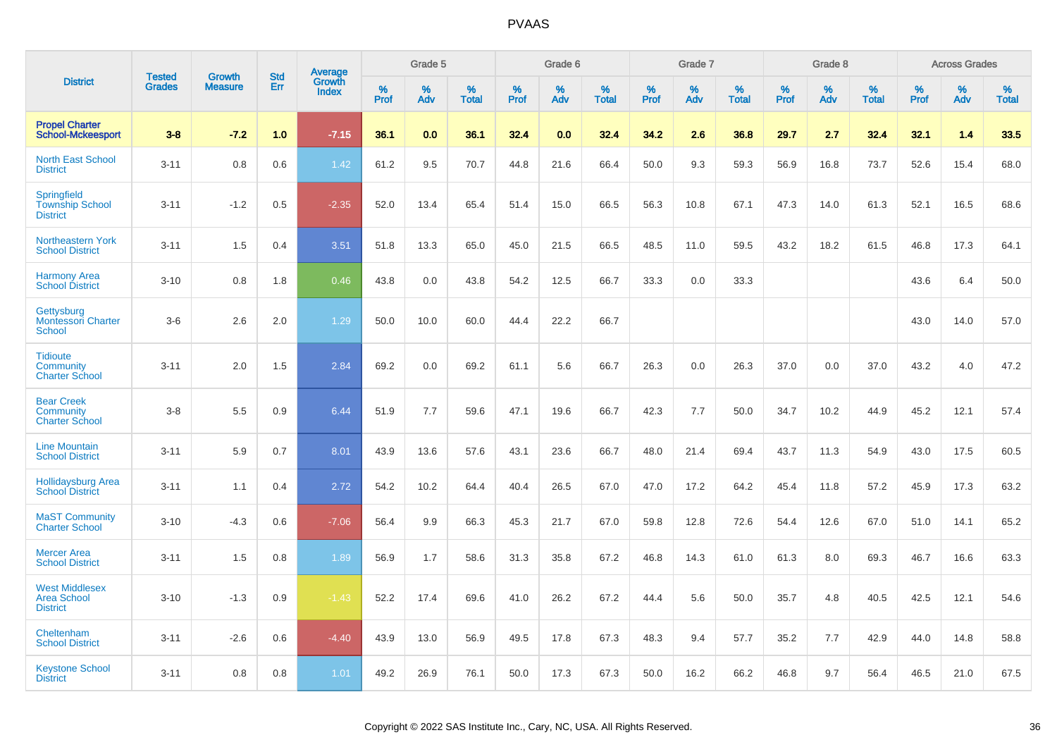PVAAS

| District | Tested Grades | Growth Measure | Std Err | Average Growth Index | Grade 5 | | | Grade 6 | | | Grade 7 | | | Grade 8 | | | Across Grades | | |
|---|---|---|---|---|---|---|---|---|---|---|---|---|---|---|---|---|---|---|---|
| | | | | | % Prof | % Adv | % Total | % Prof | % Adv | % Total | % Prof | % Adv | % Total | % Prof | % Adv | % Total | % Prof | % Adv | % Total |
| **Propel Charter School-Mckeesport** | **3-8** | **-7.2** | **1.0** | **-7.15** | **36.1** | **0.0** | **36.1** | **32.4** | **0.0** | **32.4** | **34.2** | **2.6** | **36.8** | **29.7** | **2.7** | **32.4** | **32.1** | **1.4** | **33.5** |
| North East School District | 3-11 | 0.8 | 0.6 | 1.42 | 61.2 | 9.5 | 70.7 | 44.8 | 21.6 | 66.4 | 50.0 | 9.3 | 59.3 | 56.9 | 16.8 | 73.7 | 52.6 | 15.4 | 68.0 |
| Springfield Township School District | 3-11 | -1.2 | 0.5 | -2.35 | 52.0 | 13.4 | 65.4 | 51.4 | 15.0 | 66.5 | 56.3 | 10.8 | 67.1 | 47.3 | 14.0 | 61.3 | 52.1 | 16.5 | 68.6 |
| Northeastern York School District | 3-11 | 1.5 | 0.4 | 3.51 | 51.8 | 13.3 | 65.0 | 45.0 | 21.5 | 66.5 | 48.5 | 11.0 | 59.5 | 43.2 | 18.2 | 61.5 | 46.8 | 17.3 | 64.1 |
| Harmony Area School District | 3-10 | 0.8 | 1.8 | 0.46 | 43.8 | 0.0 | 43.8 | 54.2 | 12.5 | 66.7 | 33.3 | 0.0 | 33.3 | | | | 43.6 | 6.4 | 50.0 |
| Gettysburg Montessori Charter School | 3-6 | 2.6 | 2.0 | 1.29 | 50.0 | 10.0 | 60.0 | 44.4 | 22.2 | 66.7 | | | | | | | 43.0 | 14.0 | 57.0 |
| Tidioute Community Charter School | 3-11 | 2.0 | 1.5 | 2.84 | 69.2 | 0.0 | 69.2 | 61.1 | 5.6 | 66.7 | 26.3 | 0.0 | 26.3 | 37.0 | 0.0 | 37.0 | 43.2 | 4.0 | 47.2 |
| Bear Creek Community Charter School | 3-8 | 5.5 | 0.9 | 6.44 | 51.9 | 7.7 | 59.6 | 47.1 | 19.6 | 66.7 | 42.3 | 7.7 | 50.0 | 34.7 | 10.2 | 44.9 | 45.2 | 12.1 | 57.4 |
| Line Mountain School District | 3-11 | 5.9 | 0.7 | 8.01 | 43.9 | 13.6 | 57.6 | 43.1 | 23.6 | 66.7 | 48.0 | 21.4 | 69.4 | 43.7 | 11.3 | 54.9 | 43.0 | 17.5 | 60.5 |
| Hollidaysburg Area School District | 3-11 | 1.1 | 0.4 | 2.72 | 54.2 | 10.2 | 64.4 | 40.4 | 26.5 | 67.0 | 47.0 | 17.2 | 64.2 | 45.4 | 11.8 | 57.2 | 45.9 | 17.3 | 63.2 |
| MaST Community Charter School | 3-10 | -4.3 | 0.6 | -7.06 | 56.4 | 9.9 | 66.3 | 45.3 | 21.7 | 67.0 | 59.8 | 12.8 | 72.6 | 54.4 | 12.6 | 67.0 | 51.0 | 14.1 | 65.2 |
| Mercer Area School District | 3-11 | 1.5 | 0.8 | 1.89 | 56.9 | 1.7 | 58.6 | 31.3 | 35.8 | 67.2 | 46.8 | 14.3 | 61.0 | 61.3 | 8.0 | 69.3 | 46.7 | 16.6 | 63.3 |
| West Middlesex Area School District | 3-10 | -1.3 | 0.9 | -1.43 | 52.2 | 17.4 | 69.6 | 41.0 | 26.2 | 67.2 | 44.4 | 5.6 | 50.0 | 35.7 | 4.8 | 40.5 | 42.5 | 12.1 | 54.6 |
| Cheltenham School District | 3-11 | -2.6 | 0.6 | -4.40 | 43.9 | 13.0 | 56.9 | 49.5 | 17.8 | 67.3 | 48.3 | 9.4 | 57.7 | 35.2 | 7.7 | 42.9 | 44.0 | 14.8 | 58.8 |
| Keystone School District | 3-11 | 0.8 | 0.8 | 1.01 | 49.2 | 26.9 | 76.1 | 50.0 | 17.3 | 67.3 | 50.0 | 16.2 | 66.2 | 46.8 | 9.7 | 56.4 | 46.5 | 21.0 | 67.5 |

Copyright © 2022 SAS Institute Inc., Cary, NC, USA. All Rights Reserved.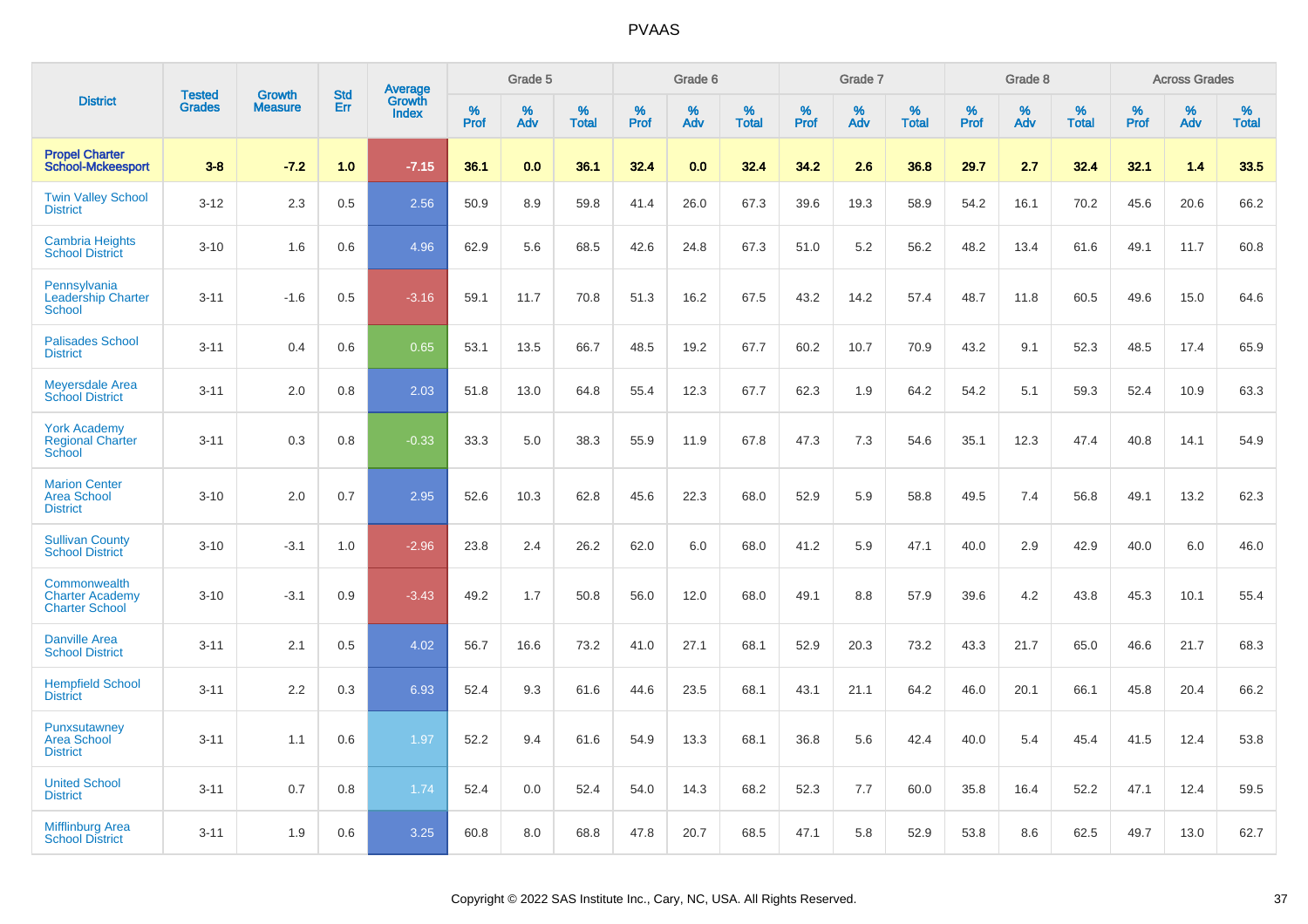| District | Tested Grades | Growth Measure | Std Err | Average Growth Index | Grade 5 | | | Grade 6 | | | Grade 7 | | | Grade 8 | | | Across Grades | | |
|---|---|---|---|---|---|---|---|---|---|---|---|---|---|---|---|---|---|---|---|
| | | | | | % Prof | % Adv | % Total | % Prof | % Adv | % Total | % Prof | % Adv | % Total | % Prof | % Adv | % Total | % Prof | % Adv | % Total |
| **Propel Charter School-Mckeesport** | **3-8** | **-7.2** | **1.0** | **-7.15** | **36.1** | **0.0** | **36.1** | **32.4** | **0.0** | **32.4** | **34.2** | **2.6** | **36.8** | **29.7** | **2.7** | **32.4** | **32.1** | **1.4** | **33.5** |
| Twin Valley School District | 3-12 | 2.3 | 0.5 | 2.56 | 50.9 | 8.9 | 59.8 | 41.4 | 26.0 | 67.3 | 39.6 | 19.3 | 58.9 | 54.2 | 16.1 | 70.2 | 45.6 | 20.6 | 66.2 |
| Cambria Heights School District | 3-10 | 1.6 | 0.6 | 4.96 | 62.9 | 5.6 | 68.5 | 42.6 | 24.8 | 67.3 | 51.0 | 5.2 | 56.2 | 48.2 | 13.4 | 61.6 | 49.1 | 11.7 | 60.8 |
| Pennsylvania Leadership Charter School | 3-11 | -1.6 | 0.5 | -3.16 | 59.1 | 11.7 | 70.8 | 51.3 | 16.2 | 67.5 | 43.2 | 14.2 | 57.4 | 48.7 | 11.8 | 60.5 | 49.6 | 15.0 | 64.6 |
| Palisades School District | 3-11 | 0.4 | 0.6 | 0.65 | 53.1 | 13.5 | 66.7 | 48.5 | 19.2 | 67.7 | 60.2 | 10.7 | 70.9 | 43.2 | 9.1 | 52.3 | 48.5 | 17.4 | 65.9 |
| Meyersdale Area School District | 3-11 | 2.0 | 0.8 | 2.03 | 51.8 | 13.0 | 64.8 | 55.4 | 12.3 | 67.7 | 62.3 | 1.9 | 64.2 | 54.2 | 5.1 | 59.3 | 52.4 | 10.9 | 63.3 |
| York Academy Regional Charter School | 3-11 | 0.3 | 0.8 | -0.33 | 33.3 | 5.0 | 38.3 | 55.9 | 11.9 | 67.8 | 47.3 | 7.3 | 54.6 | 35.1 | 12.3 | 47.4 | 40.8 | 14.1 | 54.9 |
| Marion Center Area School District | 3-10 | 2.0 | 0.7 | 2.95 | 52.6 | 10.3 | 62.8 | 45.6 | 22.3 | 68.0 | 52.9 | 5.9 | 58.8 | 49.5 | 7.4 | 56.8 | 49.1 | 13.2 | 62.3 |
| Sullivan County School District | 3-10 | -3.1 | 1.0 | -2.96 | 23.8 | 2.4 | 26.2 | 62.0 | 6.0 | 68.0 | 41.2 | 5.9 | 47.1 | 40.0 | 2.9 | 42.9 | 40.0 | 6.0 | 46.0 |
| Commonwealth Charter Academy Charter School | 3-10 | -3.1 | 0.9 | -3.43 | 49.2 | 1.7 | 50.8 | 56.0 | 12.0 | 68.0 | 49.1 | 8.8 | 57.9 | 39.6 | 4.2 | 43.8 | 45.3 | 10.1 | 55.4 |
| Danville Area School District | 3-11 | 2.1 | 0.5 | 4.02 | 56.7 | 16.6 | 73.2 | 41.0 | 27.1 | 68.1 | 52.9 | 20.3 | 73.2 | 43.3 | 21.7 | 65.0 | 46.6 | 21.7 | 68.3 |
| Hempfield School District | 3-11 | 2.2 | 0.3 | 6.93 | 52.4 | 9.3 | 61.6 | 44.6 | 23.5 | 68.1 | 43.1 | 21.1 | 64.2 | 46.0 | 20.1 | 66.1 | 45.8 | 20.4 | 66.2 |
| Punxsutawney Area School District | 3-11 | 1.1 | 0.6 | 1.97 | 52.2 | 9.4 | 61.6 | 54.9 | 13.3 | 68.1 | 36.8 | 5.6 | 42.4 | 40.0 | 5.4 | 45.4 | 41.5 | 12.4 | 53.8 |
| United School District | 3-11 | 0.7 | 0.8 | 1.74 | 52.4 | 0.0 | 52.4 | 54.0 | 14.3 | 68.2 | 52.3 | 7.7 | 60.0 | 35.8 | 16.4 | 52.2 | 47.1 | 12.4 | 59.5 |
| Mifflinburg Area School District | 3-11 | 1.9 | 0.6 | 3.25 | 60.8 | 8.0 | 68.8 | 47.8 | 20.7 | 68.5 | 47.1 | 5.8 | 52.9 | 53.8 | 8.6 | 62.5 | 49.7 | 13.0 | 62.7 |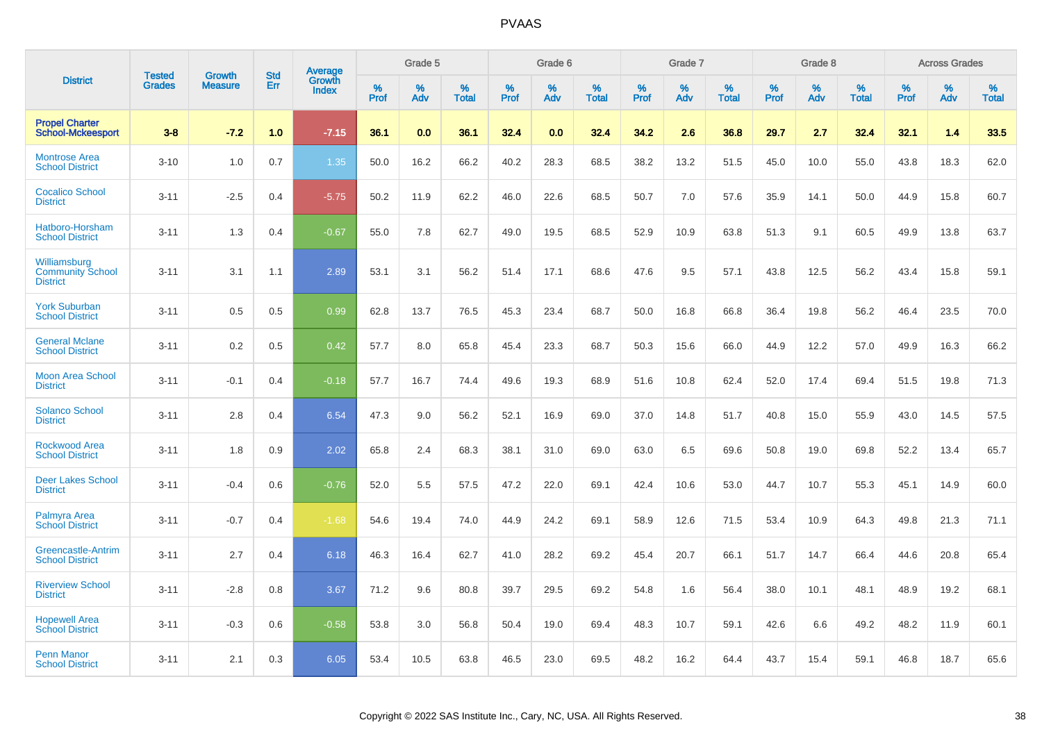| District | Tested Grades | Growth Measure | Std Err | Average Growth Index | Grade 5 | | | Grade 6 | | | Grade 7 | | | Grade 8 | | | Across Grades | | |
|---|---|---|---|---|---|---|---|---|---|---|---|---|---|---|---|---|---|---|---|
| | | | | | % Prof | % Adv | % Total | % Prof | % Adv | % Total | % Prof | % Adv | % Total | % Prof | % Adv | % Total | % Prof | % Adv | % Total |
| **Propel Charter School-Mckeesport** | **3-8** | **-7.2** | **1.0** | **-7.15** | **36.1** | **0.0** | **36.1** | **32.4** | **0.0** | **32.4** | **34.2** | **2.6** | **36.8** | **29.7** | **2.7** | **32.4** | **32.1** | **1.4** | **33.5** |
| Montrose Area School District | 3-10 | 1.0 | 0.7 | 1.35 | 50.0 | 16.2 | 66.2 | 40.2 | 28.3 | 68.5 | 38.2 | 13.2 | 51.5 | 45.0 | 10.0 | 55.0 | 43.8 | 18.3 | 62.0 |
| Cocalico School District | 3-11 | -2.5 | 0.4 | -5.75 | 50.2 | 11.9 | 62.2 | 46.0 | 22.6 | 68.5 | 50.7 | 7.0 | 57.6 | 35.9 | 14.1 | 50.0 | 44.9 | 15.8 | 60.7 |
| Hatboro-Horsham School District | 3-11 | 1.3 | 0.4 | -0.67 | 55.0 | 7.8 | 62.7 | 49.0 | 19.5 | 68.5 | 52.9 | 10.9 | 63.8 | 51.3 | 9.1 | 60.5 | 49.9 | 13.8 | 63.7 |
| Williamsburg Community School District | 3-11 | 3.1 | 1.1 | 2.89 | 53.1 | 3.1 | 56.2 | 51.4 | 17.1 | 68.6 | 47.6 | 9.5 | 57.1 | 43.8 | 12.5 | 56.2 | 43.4 | 15.8 | 59.1 |
| York Suburban School District | 3-11 | 0.5 | 0.5 | 0.99 | 62.8 | 13.7 | 76.5 | 45.3 | 23.4 | 68.7 | 50.0 | 16.8 | 66.8 | 36.4 | 19.8 | 56.2 | 46.4 | 23.5 | 70.0 |
| General Mclane School District | 3-11 | 0.2 | 0.5 | 0.42 | 57.7 | 8.0 | 65.8 | 45.4 | 23.3 | 68.7 | 50.3 | 15.6 | 66.0 | 44.9 | 12.2 | 57.0 | 49.9 | 16.3 | 66.2 |
| Moon Area School District | 3-11 | -0.1 | 0.4 | -0.18 | 57.7 | 16.7 | 74.4 | 49.6 | 19.3 | 68.9 | 51.6 | 10.8 | 62.4 | 52.0 | 17.4 | 69.4 | 51.5 | 19.8 | 71.3 |
| Solanco School District | 3-11 | 2.8 | 0.4 | 6.54 | 47.3 | 9.0 | 56.2 | 52.1 | 16.9 | 69.0 | 37.0 | 14.8 | 51.7 | 40.8 | 15.0 | 55.9 | 43.0 | 14.5 | 57.5 |
| Rockwood Area School District | 3-11 | 1.8 | 0.9 | 2.02 | 65.8 | 2.4 | 68.3 | 38.1 | 31.0 | 69.0 | 63.0 | 6.5 | 69.6 | 50.8 | 19.0 | 69.8 | 52.2 | 13.4 | 65.7 |
| Deer Lakes School District | 3-11 | -0.4 | 0.6 | -0.76 | 52.0 | 5.5 | 57.5 | 47.2 | 22.0 | 69.1 | 42.4 | 10.6 | 53.0 | 44.7 | 10.7 | 55.3 | 45.1 | 14.9 | 60.0 |
| Palmyra Area School District | 3-11 | -0.7 | 0.4 | -1.68 | 54.6 | 19.4 | 74.0 | 44.9 | 24.2 | 69.1 | 58.9 | 12.6 | 71.5 | 53.4 | 10.9 | 64.3 | 49.8 | 21.3 | 71.1 |
| Greencastle-Antrim School District | 3-11 | 2.7 | 0.4 | 6.18 | 46.3 | 16.4 | 62.7 | 41.0 | 28.2 | 69.2 | 45.4 | 20.7 | 66.1 | 51.7 | 14.7 | 66.4 | 44.6 | 20.8 | 65.4 |
| Riverview School District | 3-11 | -2.8 | 0.8 | 3.67 | 71.2 | 9.6 | 80.8 | 39.7 | 29.5 | 69.2 | 54.8 | 1.6 | 56.4 | 38.0 | 10.1 | 48.1 | 48.9 | 19.2 | 68.1 |
| Hopewell Area School District | 3-11 | -0.3 | 0.6 | -0.58 | 53.8 | 3.0 | 56.8 | 50.4 | 19.0 | 69.4 | 48.3 | 10.7 | 59.1 | 42.6 | 6.6 | 49.2 | 48.2 | 11.9 | 60.1 |
| Penn Manor School District | 3-11 | 2.1 | 0.3 | 6.05 | 53.4 | 10.5 | 63.8 | 46.5 | 23.0 | 69.5 | 48.2 | 16.2 | 64.4 | 43.7 | 15.4 | 59.1 | 46.8 | 18.7 | 65.6 |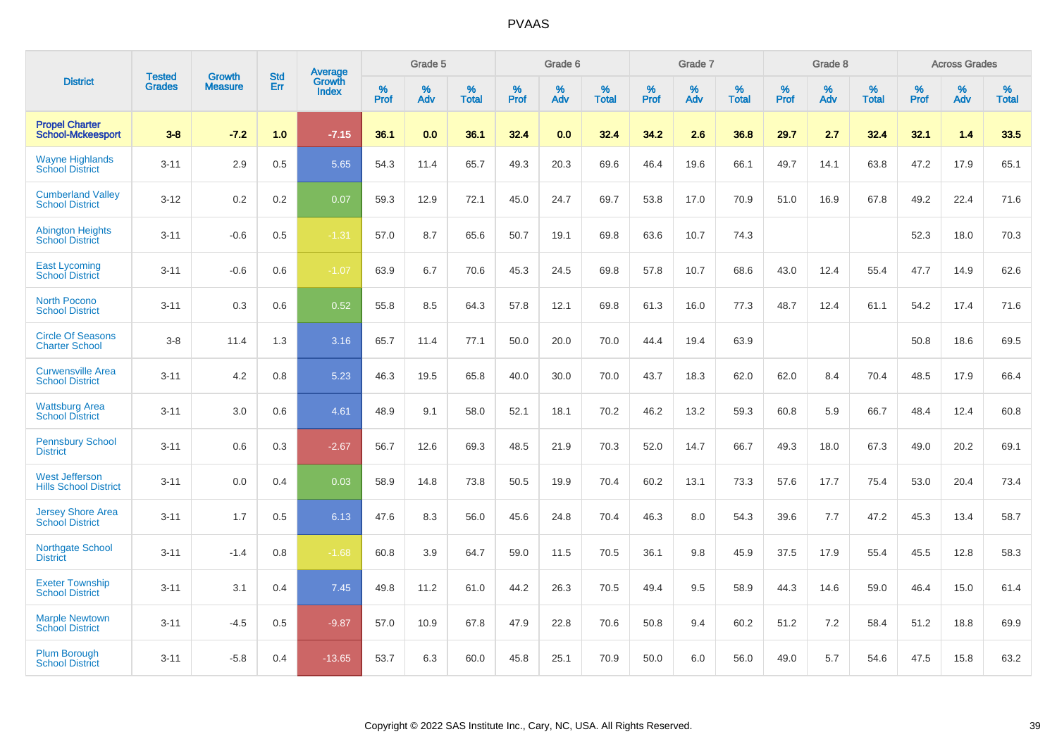# PVAAS

| District | Tested Grades | Growth Measure | Std Err | Average Growth Index | Grade 5 | | | Grade 6 | | | Grade 7 | | | Grade 8 | | | Across Grades | | |
|---|---|---|---|---|---|---|---|---|---|---|---|---|---|---|---|---|---|---|---|
| | | | | | % Prof | % Adv | % Total | % Prof | % Adv | % Total | % Prof | % Adv | % Total | % Prof | % Adv | % Total | % Prof | % Adv | % Total |
| **Propel Charter School-Mckeesport** | **3-8** | **-7.2** | **1.0** | **-7.15** | **36.1** | **0.0** | **36.1** | **32.4** | **0.0** | **32.4** | **34.2** | **2.6** | **36.8** | **29.7** | **2.7** | **32.4** | **32.1** | **1.4** | **33.5** |
| Wayne Highlands School District | 3-11 | 2.9 | 0.5 | 5.65 | 54.3 | 11.4 | 65.7 | 49.3 | 20.3 | 69.6 | 46.4 | 19.6 | 66.1 | 49.7 | 14.1 | 63.8 | 47.2 | 17.9 | 65.1 |
| Cumberland Valley School District | 3-12 | 0.2 | 0.2 | 0.07 | 59.3 | 12.9 | 72.1 | 45.0 | 24.7 | 69.7 | 53.8 | 17.0 | 70.9 | 51.0 | 16.9 | 67.8 | 49.2 | 22.4 | 71.6 |
| Abington Heights School District | 3-11 | -0.6 | 0.5 | -1.31 | 57.0 | 8.7 | 65.6 | 50.7 | 19.1 | 69.8 | 63.6 | 10.7 | 74.3 | | | | 52.3 | 18.0 | 70.3 |
| East Lycoming School District | 3-11 | -0.6 | 0.6 | -1.07 | 63.9 | 6.7 | 70.6 | 45.3 | 24.5 | 69.8 | 57.8 | 10.7 | 68.6 | 43.0 | 12.4 | 55.4 | 47.7 | 14.9 | 62.6 |
| North Pocono School District | 3-11 | 0.3 | 0.6 | 0.52 | 55.8 | 8.5 | 64.3 | 57.8 | 12.1 | 69.8 | 61.3 | 16.0 | 77.3 | 48.7 | 12.4 | 61.1 | 54.2 | 17.4 | 71.6 |
| Circle Of Seasons Charter School | 3-8 | 11.4 | 1.3 | 3.16 | 65.7 | 11.4 | 77.1 | 50.0 | 20.0 | 70.0 | 44.4 | 19.4 | 63.9 | | | | 50.8 | 18.6 | 69.5 |
| Curwensville Area School District | 3-11 | 4.2 | 0.8 | 5.23 | 46.3 | 19.5 | 65.8 | 40.0 | 30.0 | 70.0 | 43.7 | 18.3 | 62.0 | 62.0 | 8.4 | 70.4 | 48.5 | 17.9 | 66.4 |
| Wattsburg Area School District | 3-11 | 3.0 | 0.6 | 4.61 | 48.9 | 9.1 | 58.0 | 52.1 | 18.1 | 70.2 | 46.2 | 13.2 | 59.3 | 60.8 | 5.9 | 66.7 | 48.4 | 12.4 | 60.8 |
| Pennsbury School District | 3-11 | 0.6 | 0.3 | -2.67 | 56.7 | 12.6 | 69.3 | 48.5 | 21.9 | 70.3 | 52.0 | 14.7 | 66.7 | 49.3 | 18.0 | 67.3 | 49.0 | 20.2 | 69.1 |
| West Jefferson Hills School District | 3-11 | 0.0 | 0.4 | 0.03 | 58.9 | 14.8 | 73.8 | 50.5 | 19.9 | 70.4 | 60.2 | 13.1 | 73.3 | 57.6 | 17.7 | 75.4 | 53.0 | 20.4 | 73.4 |
| Jersey Shore Area School District | 3-11 | 1.7 | 0.5 | 6.13 | 47.6 | 8.3 | 56.0 | 45.6 | 24.8 | 70.4 | 46.3 | 8.0 | 54.3 | 39.6 | 7.7 | 47.2 | 45.3 | 13.4 | 58.7 |
| Northgate School District | 3-11 | -1.4 | 0.8 | -1.68 | 60.8 | 3.9 | 64.7 | 59.0 | 11.5 | 70.5 | 36.1 | 9.8 | 45.9 | 37.5 | 17.9 | 55.4 | 45.5 | 12.8 | 58.3 |
| Exeter Township School District | 3-11 | 3.1 | 0.4 | 7.45 | 49.8 | 11.2 | 61.0 | 44.2 | 26.3 | 70.5 | 49.4 | 9.5 | 58.9 | 44.3 | 14.6 | 59.0 | 46.4 | 15.0 | 61.4 |
| Marple Newtown School District | 3-11 | -4.5 | 0.5 | -9.87 | 57.0 | 10.9 | 67.8 | 47.9 | 22.8 | 70.6 | 50.8 | 9.4 | 60.2 | 51.2 | 7.2 | 58.4 | 51.2 | 18.8 | 69.9 |
| Plum Borough School District | 3-11 | -5.8 | 0.4 | -13.65 | 53.7 | 6.3 | 60.0 | 45.8 | 25.1 | 70.9 | 50.0 | 6.0 | 56.0 | 49.0 | 5.7 | 54.6 | 47.5 | 15.8 | 63.2 |

Copyright © 2022 SAS Institute Inc., Cary, NC, USA. All Rights Reserved.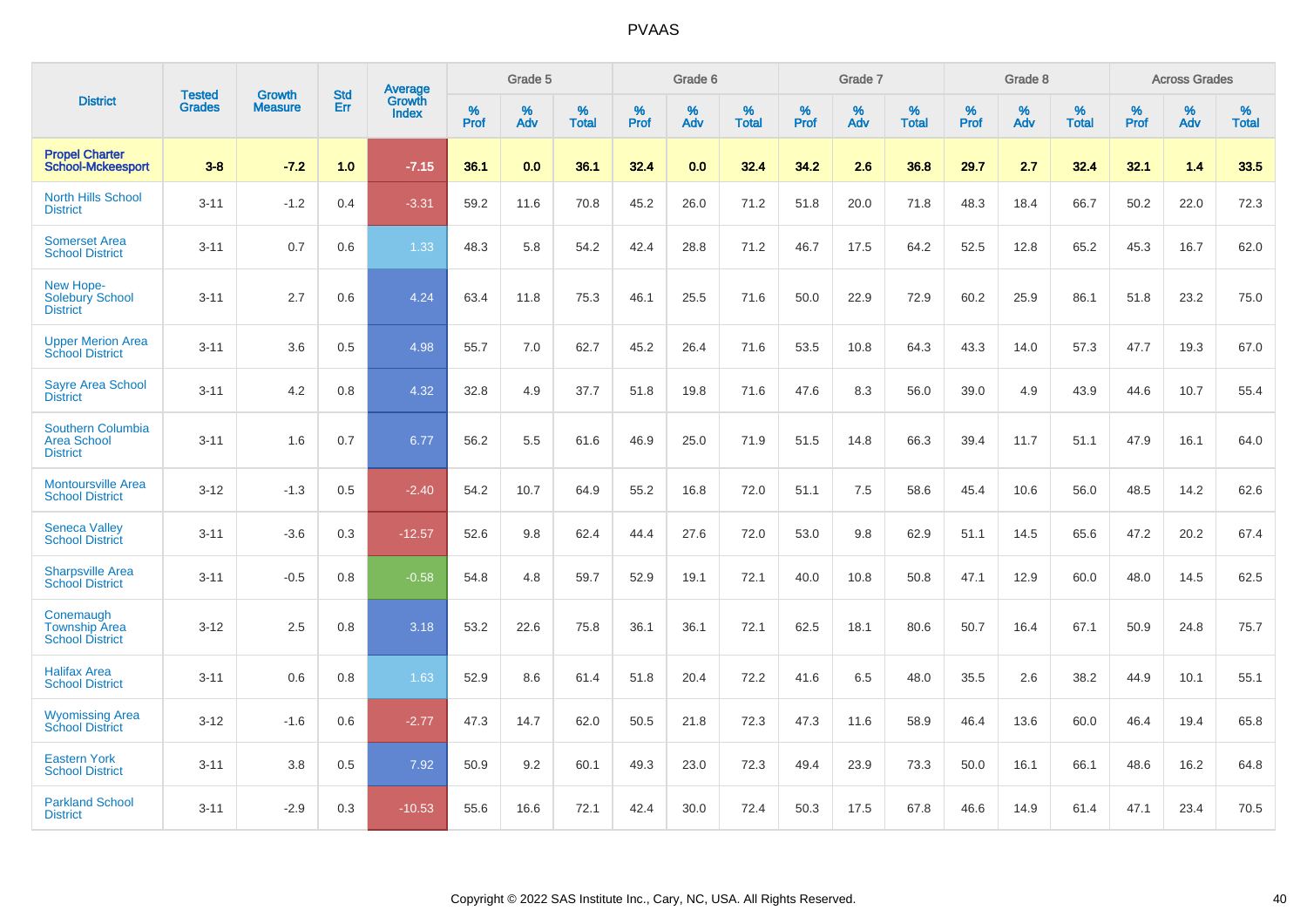# PVAAS

| District | Tested Grades | Growth Measure | Std Err | Average Growth Index | Grade 5 | | | Grade 6 | | | Grade 7 | | | Grade 8 | | | Across Grades | | |
|---|---|---|---|---|---|---|---|---|---|---|---|---|---|---|---|---|---|---|---|
| | | | | | % Prof | % Adv | % Total | % Prof | % Adv | % Total | % Prof | % Adv | % Total | % Prof | % Adv | % Total | % Prof | % Adv | % Total |
| **Propel Charter School-Mckeesport** | **3-8** | **-7.2** | **1.0** | **-7.15** | **36.1** | **0.0** | **36.1** | **32.4** | **0.0** | **32.4** | **34.2** | **2.6** | **36.8** | **29.7** | **2.7** | **32.4** | **32.1** | **1.4** | **33.5** |
| North Hills School District | 3-11 | -1.2 | 0.4 | -3.31 | 59.2 | 11.6 | 70.8 | 45.2 | 26.0 | 71.2 | 51.8 | 20.0 | 71.8 | 48.3 | 18.4 | 66.7 | 50.2 | 22.0 | 72.3 |
| Somerset Area School District | 3-11 | 0.7 | 0.6 | 1.33 | 48.3 | 5.8 | 54.2 | 42.4 | 28.8 | 71.2 | 46.7 | 17.5 | 64.2 | 52.5 | 12.8 | 65.2 | 45.3 | 16.7 | 62.0 |
| New Hope-Solebury School District | 3-11 | 2.7 | 0.6 | 4.24 | 63.4 | 11.8 | 75.3 | 46.1 | 25.5 | 71.6 | 50.0 | 22.9 | 72.9 | 60.2 | 25.9 | 86.1 | 51.8 | 23.2 | 75.0 |
| Upper Merion Area School District | 3-11 | 3.6 | 0.5 | 4.98 | 55.7 | 7.0 | 62.7 | 45.2 | 26.4 | 71.6 | 53.5 | 10.8 | 64.3 | 43.3 | 14.0 | 57.3 | 47.7 | 19.3 | 67.0 |
| Sayre Area School District | 3-11 | 4.2 | 0.8 | 4.32 | 32.8 | 4.9 | 37.7 | 51.8 | 19.8 | 71.6 | 47.6 | 8.3 | 56.0 | 39.0 | 4.9 | 43.9 | 44.6 | 10.7 | 55.4 |
| Southern Columbia Area School District | 3-11 | 1.6 | 0.7 | 6.77 | 56.2 | 5.5 | 61.6 | 46.9 | 25.0 | 71.9 | 51.5 | 14.8 | 66.3 | 39.4 | 11.7 | 51.1 | 47.9 | 16.1 | 64.0 |
| Montoursville Area School District | 3-12 | -1.3 | 0.5 | -2.40 | 54.2 | 10.7 | 64.9 | 55.2 | 16.8 | 72.0 | 51.1 | 7.5 | 58.6 | 45.4 | 10.6 | 56.0 | 48.5 | 14.2 | 62.6 |
| Seneca Valley School District | 3-11 | -3.6 | 0.3 | -12.57 | 52.6 | 9.8 | 62.4 | 44.4 | 27.6 | 72.0 | 53.0 | 9.8 | 62.9 | 51.1 | 14.5 | 65.6 | 47.2 | 20.2 | 67.4 |
| Sharpsville Area School District | 3-11 | -0.5 | 0.8 | -0.58 | 54.8 | 4.8 | 59.7 | 52.9 | 19.1 | 72.1 | 40.0 | 10.8 | 50.8 | 47.1 | 12.9 | 60.0 | 48.0 | 14.5 | 62.5 |
| Conemaugh Township Area School District | 3-12 | 2.5 | 0.8 | 3.18 | 53.2 | 22.6 | 75.8 | 36.1 | 36.1 | 72.1 | 62.5 | 18.1 | 80.6 | 50.7 | 16.4 | 67.1 | 50.9 | 24.8 | 75.7 |
| Halifax Area School District | 3-11 | 0.6 | 0.8 | 1.63 | 52.9 | 8.6 | 61.4 | 51.8 | 20.4 | 72.2 | 41.6 | 6.5 | 48.0 | 35.5 | 2.6 | 38.2 | 44.9 | 10.1 | 55.1 |
| Wyomissing Area School District | 3-12 | -1.6 | 0.6 | -2.77 | 47.3 | 14.7 | 62.0 | 50.5 | 21.8 | 72.3 | 47.3 | 11.6 | 58.9 | 46.4 | 13.6 | 60.0 | 46.4 | 19.4 | 65.8 |
| Eastern York School District | 3-11 | 3.8 | 0.5 | 7.92 | 50.9 | 9.2 | 60.1 | 49.3 | 23.0 | 72.3 | 49.4 | 23.9 | 73.3 | 50.0 | 16.1 | 66.1 | 48.6 | 16.2 | 64.8 |
| Parkland School District | 3-11 | -2.9 | 0.3 | -10.53 | 55.6 | 16.6 | 72.1 | 42.4 | 30.0 | 72.4 | 50.3 | 17.5 | 67.8 | 46.6 | 14.9 | 61.4 | 47.1 | 23.4 | 70.5 |

Copyright © 2022 SAS Institute Inc., Cary, NC, USA. All Rights Reserved.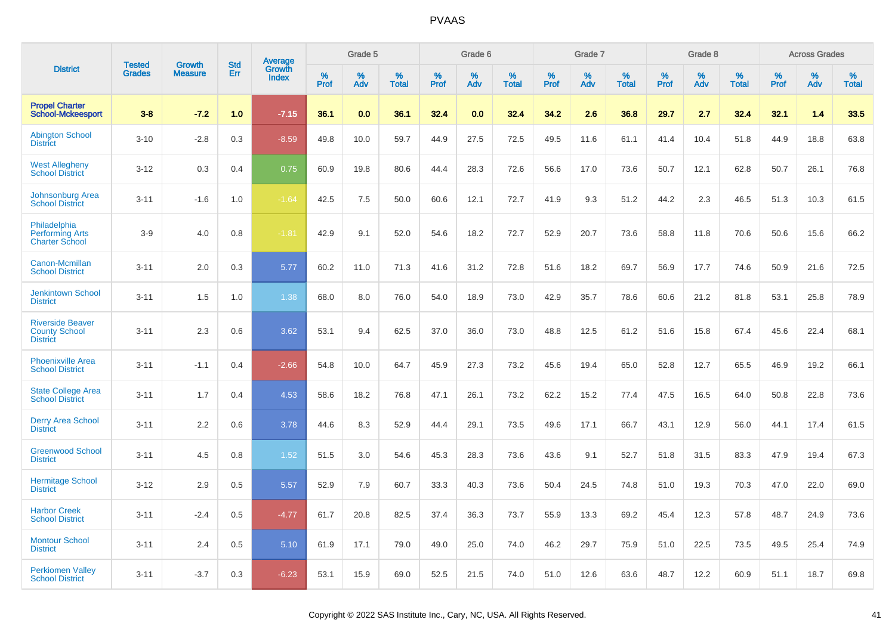# PVAAS

| District | Tested Grades | Growth Measure | Std Err | Average Growth Index | Grade 5 | | | Grade 6 | | | Grade 7 | | | Grade 8 | | | Across Grades | | |
|---|---|---|---|---|---|---|---|---|---|---|---|---|---|---|---|---|---|---|---|
| | | | | | % Prof | % Adv | % Total | % Prof | % Adv | % Total | % Prof | % Adv | % Total | % Prof | % Adv | % Total | % Prof | % Adv | % Total |
| **Propel Charter School-Mckeesport** | **3-8** | **-7.2** | **1.0** | **-7.15** | **36.1** | **0.0** | **36.1** | **32.4** | **0.0** | **32.4** | **34.2** | **2.6** | **36.8** | **29.7** | **2.7** | **32.4** | **32.1** | **1.4** | **33.5** |
| Abington School District | 3-10 | -2.8 | 0.3 | -8.59 | 49.8 | 10.0 | 59.7 | 44.9 | 27.5 | 72.5 | 49.5 | 11.6 | 61.1 | 41.4 | 10.4 | 51.8 | 44.9 | 18.8 | 63.8 |
| West Allegheny School District | 3-12 | 0.3 | 0.4 | 0.75 | 60.9 | 19.8 | 80.6 | 44.4 | 28.3 | 72.6 | 56.6 | 17.0 | 73.6 | 50.7 | 12.1 | 62.8 | 50.7 | 26.1 | 76.8 |
| Johnsonburg Area School District | 3-11 | -1.6 | 1.0 | -1.64 | 42.5 | 7.5 | 50.0 | 60.6 | 12.1 | 72.7 | 41.9 | 9.3 | 51.2 | 44.2 | 2.3 | 46.5 | 51.3 | 10.3 | 61.5 |
| Philadelphia Performing Arts Charter School | 3-9 | 4.0 | 0.8 | -1.81 | 42.9 | 9.1 | 52.0 | 54.6 | 18.2 | 72.7 | 52.9 | 20.7 | 73.6 | 58.8 | 11.8 | 70.6 | 50.6 | 15.6 | 66.2 |
| Canon-Mcmillan School District | 3-11 | 2.0 | 0.3 | 5.77 | 60.2 | 11.0 | 71.3 | 41.6 | 31.2 | 72.8 | 51.6 | 18.2 | 69.7 | 56.9 | 17.7 | 74.6 | 50.9 | 21.6 | 72.5 |
| Jenkintown School District | 3-11 | 1.5 | 1.0 | 1.38 | 68.0 | 8.0 | 76.0 | 54.0 | 18.9 | 73.0 | 42.9 | 35.7 | 78.6 | 60.6 | 21.2 | 81.8 | 53.1 | 25.8 | 78.9 |
| Riverside Beaver County School District | 3-11 | 2.3 | 0.6 | 3.62 | 53.1 | 9.4 | 62.5 | 37.0 | 36.0 | 73.0 | 48.8 | 12.5 | 61.2 | 51.6 | 15.8 | 67.4 | 45.6 | 22.4 | 68.1 |
| Phoenixville Area School District | 3-11 | -1.1 | 0.4 | -2.66 | 54.8 | 10.0 | 64.7 | 45.9 | 27.3 | 73.2 | 45.6 | 19.4 | 65.0 | 52.8 | 12.7 | 65.5 | 46.9 | 19.2 | 66.1 |
| State College Area School District | 3-11 | 1.7 | 0.4 | 4.53 | 58.6 | 18.2 | 76.8 | 47.1 | 26.1 | 73.2 | 62.2 | 15.2 | 77.4 | 47.5 | 16.5 | 64.0 | 50.8 | 22.8 | 73.6 |
| Derry Area School District | 3-11 | 2.2 | 0.6 | 3.78 | 44.6 | 8.3 | 52.9 | 44.4 | 29.1 | 73.5 | 49.6 | 17.1 | 66.7 | 43.1 | 12.9 | 56.0 | 44.1 | 17.4 | 61.5 |
| Greenwood School District | 3-11 | 4.5 | 0.8 | 1.52 | 51.5 | 3.0 | 54.6 | 45.3 | 28.3 | 73.6 | 43.6 | 9.1 | 52.7 | 51.8 | 31.5 | 83.3 | 47.9 | 19.4 | 67.3 |
| Hermitage School District | 3-12 | 2.9 | 0.5 | 5.57 | 52.9 | 7.9 | 60.7 | 33.3 | 40.3 | 73.6 | 50.4 | 24.5 | 74.8 | 51.0 | 19.3 | 70.3 | 47.0 | 22.0 | 69.0 |
| Harbor Creek School District | 3-11 | -2.4 | 0.5 | -4.77 | 61.7 | 20.8 | 82.5 | 37.4 | 36.3 | 73.7 | 55.9 | 13.3 | 69.2 | 45.4 | 12.3 | 57.8 | 48.7 | 24.9 | 73.6 |
| Montour School District | 3-11 | 2.4 | 0.5 | 5.10 | 61.9 | 17.1 | 79.0 | 49.0 | 25.0 | 74.0 | 46.2 | 29.7 | 75.9 | 51.0 | 22.5 | 73.5 | 49.5 | 25.4 | 74.9 |
| Perkiomen Valley School District | 3-11 | -3.7 | 0.3 | -6.23 | 53.1 | 15.9 | 69.0 | 52.5 | 21.5 | 74.0 | 51.0 | 12.6 | 63.6 | 48.7 | 12.2 | 60.9 | 51.1 | 18.7 | 69.8 |

Copyright © 2022 SAS Institute Inc., Cary, NC, USA. All Rights Reserved.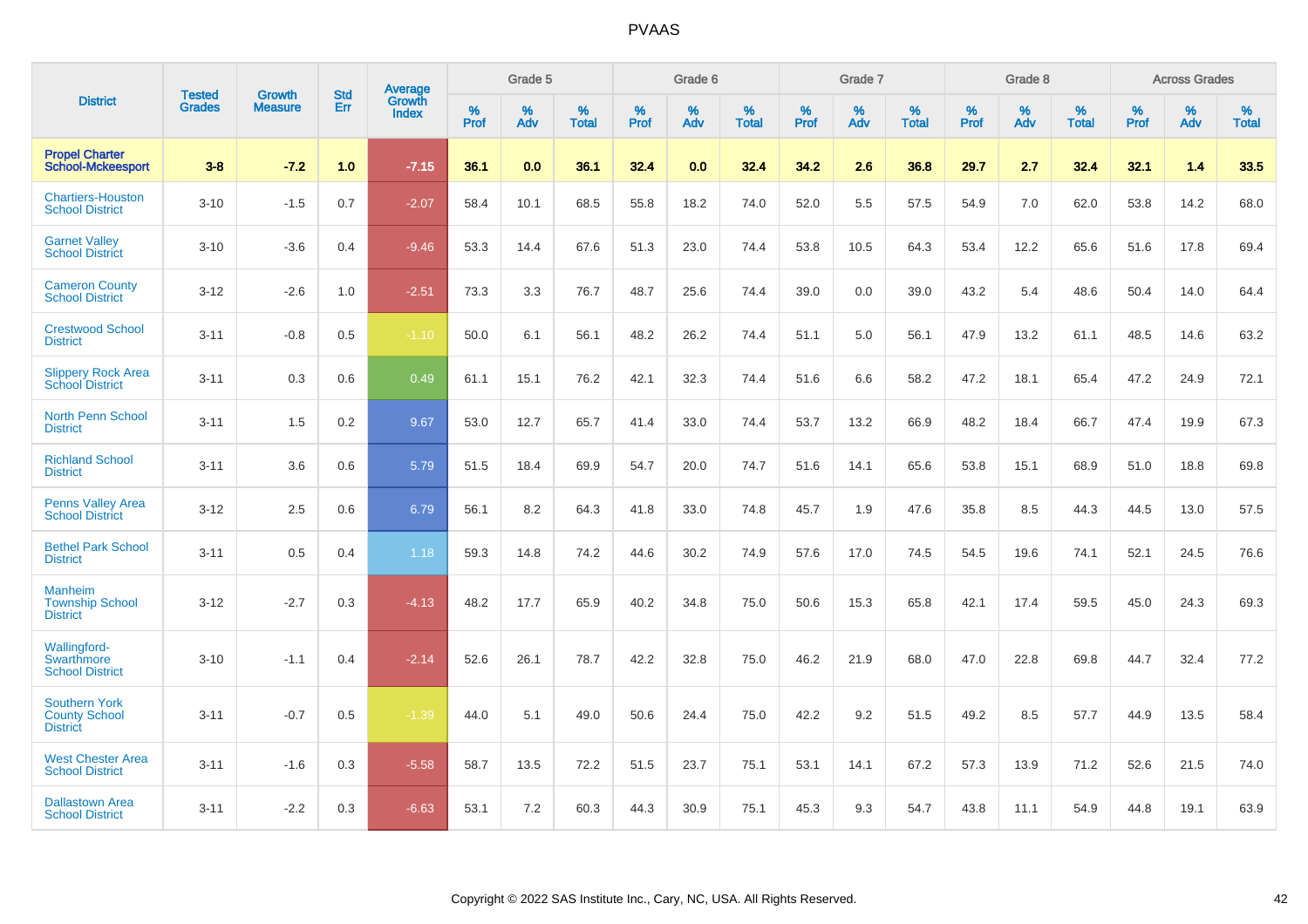PVAAS

| District | Tested Grades | Growth Measure | Std Err | Average Growth Index | Grade 5 | | | Grade 6 | | | Grade 7 | | | Grade 8 | | | Across Grades | | |
|---|---|---|---|---|---|---|---|---|---|---|---|---|---|---|---|---|---|---|---|
| | | | | | % Prof | % Adv | % Total | % Prof | % Adv | % Total | % Prof | % Adv | % Total | % Prof | % Adv | % Total | % Prof | % Adv | % Total |
| **Propel Charter School-Mckeesport** | **3-8** | **-7.2** | **1.0** | **-7.15** | **36.1** | **0.0** | **36.1** | **32.4** | **0.0** | **32.4** | **34.2** | **2.6** | **36.8** | **29.7** | **2.7** | **32.4** | **32.1** | **1.4** | **33.5** |
| Chartiers-Houston School District | 3-10 | -1.5 | 0.7 | -2.07 | 58.4 | 10.1 | 68.5 | 55.8 | 18.2 | 74.0 | 52.0 | 5.5 | 57.5 | 54.9 | 7.0 | 62.0 | 53.8 | 14.2 | 68.0 |
| Garnet Valley School District | 3-10 | -3.6 | 0.4 | -9.46 | 53.3 | 14.4 | 67.6 | 51.3 | 23.0 | 74.4 | 53.8 | 10.5 | 64.3 | 53.4 | 12.2 | 65.6 | 51.6 | 17.8 | 69.4 |
| Cameron County School District | 3-12 | -2.6 | 1.0 | -2.51 | 73.3 | 3.3 | 76.7 | 48.7 | 25.6 | 74.4 | 39.0 | 0.0 | 39.0 | 43.2 | 5.4 | 48.6 | 50.4 | 14.0 | 64.4 |
| Crestwood School District | 3-11 | -0.8 | 0.5 | -1.10 | 50.0 | 6.1 | 56.1 | 48.2 | 26.2 | 74.4 | 51.1 | 5.0 | 56.1 | 47.9 | 13.2 | 61.1 | 48.5 | 14.6 | 63.2 |
| Slippery Rock Area School District | 3-11 | 0.3 | 0.6 | 0.49 | 61.1 | 15.1 | 76.2 | 42.1 | 32.3 | 74.4 | 51.6 | 6.6 | 58.2 | 47.2 | 18.1 | 65.4 | 47.2 | 24.9 | 72.1 |
| North Penn School District | 3-11 | 1.5 | 0.2 | 9.67 | 53.0 | 12.7 | 65.7 | 41.4 | 33.0 | 74.4 | 53.7 | 13.2 | 66.9 | 48.2 | 18.4 | 66.7 | 47.4 | 19.9 | 67.3 |
| Richland School District | 3-11 | 3.6 | 0.6 | 5.79 | 51.5 | 18.4 | 69.9 | 54.7 | 20.0 | 74.7 | 51.6 | 14.1 | 65.6 | 53.8 | 15.1 | 68.9 | 51.0 | 18.8 | 69.8 |
| Penns Valley Area School District | 3-12 | 2.5 | 0.6 | 6.79 | 56.1 | 8.2 | 64.3 | 41.8 | 33.0 | 74.8 | 45.7 | 1.9 | 47.6 | 35.8 | 8.5 | 44.3 | 44.5 | 13.0 | 57.5 |
| Bethel Park School District | 3-11 | 0.5 | 0.4 | 1.18 | 59.3 | 14.8 | 74.2 | 44.6 | 30.2 | 74.9 | 57.6 | 17.0 | 74.5 | 54.5 | 19.6 | 74.1 | 52.1 | 24.5 | 76.6 |
| Manheim Township School District | 3-12 | -2.7 | 0.3 | -4.13 | 48.2 | 17.7 | 65.9 | 40.2 | 34.8 | 75.0 | 50.6 | 15.3 | 65.8 | 42.1 | 17.4 | 59.5 | 45.0 | 24.3 | 69.3 |
| Wallingford-Swarthmore School District | 3-10 | -1.1 | 0.4 | -2.14 | 52.6 | 26.1 | 78.7 | 42.2 | 32.8 | 75.0 | 46.2 | 21.9 | 68.0 | 47.0 | 22.8 | 69.8 | 44.7 | 32.4 | 77.2 |
| Southern York County School District | 3-11 | -0.7 | 0.5 | -1.39 | 44.0 | 5.1 | 49.0 | 50.6 | 24.4 | 75.0 | 42.2 | 9.2 | 51.5 | 49.2 | 8.5 | 57.7 | 44.9 | 13.5 | 58.4 |
| West Chester Area School District | 3-11 | -1.6 | 0.3 | -5.58 | 58.7 | 13.5 | 72.2 | 51.5 | 23.7 | 75.1 | 53.1 | 14.1 | 67.2 | 57.3 | 13.9 | 71.2 | 52.6 | 21.5 | 74.0 |
| Dallastown Area School District | 3-11 | -2.2 | 0.3 | -6.63 | 53.1 | 7.2 | 60.3 | 44.3 | 30.9 | 75.1 | 45.3 | 9.3 | 54.7 | 43.8 | 11.1 | 54.9 | 44.8 | 19.1 | 63.9 |

Copyright © 2022 SAS Institute Inc., Cary, NC, USA. All Rights Reserved.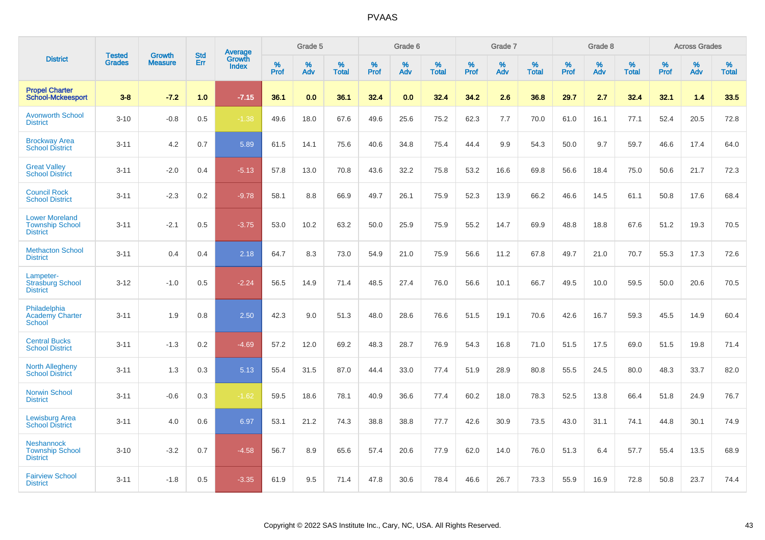| District | Tested Grades | Growth Measure | Std Err | Average Growth Index | Grade 5 | | | Grade 6 | | | Grade 7 | | | Grade 8 | | | Across Grades | | |
|---|---|---|---|---|---|---|---|---|---|---|---|---|---|---|---|---|---|---|---|
| | | | | | % Prof | % Adv | % Total | % Prof | % Adv | % Total | % Prof | % Adv | % Total | % Prof | % Adv | % Total | % Prof | % Adv | % Total |
| **Propel Charter School-Mckeesport** | **3-8** | **-7.2** | **1.0** | **-7.15** | **36.1** | **0.0** | **36.1** | **32.4** | **0.0** | **32.4** | **34.2** | **2.6** | **36.8** | **29.7** | **2.7** | **32.4** | **32.1** | **1.4** | **33.5** |
| Avonworth School District | 3-10 | -0.8 | 0.5 | -1.38 | 49.6 | 18.0 | 67.6 | 49.6 | 25.6 | 75.2 | 62.3 | 7.7 | 70.0 | 61.0 | 16.1 | 77.1 | 52.4 | 20.5 | 72.8 |
| Brockway Area School District | 3-11 | 4.2 | 0.7 | 5.89 | 61.5 | 14.1 | 75.6 | 40.6 | 34.8 | 75.4 | 44.4 | 9.9 | 54.3 | 50.0 | 9.7 | 59.7 | 46.6 | 17.4 | 64.0 |
| Great Valley School District | 3-11 | -2.0 | 0.4 | -5.13 | 57.8 | 13.0 | 70.8 | 43.6 | 32.2 | 75.8 | 53.2 | 16.6 | 69.8 | 56.6 | 18.4 | 75.0 | 50.6 | 21.7 | 72.3 |
| Council Rock School District | 3-11 | -2.3 | 0.2 | -9.78 | 58.1 | 8.8 | 66.9 | 49.7 | 26.1 | 75.9 | 52.3 | 13.9 | 66.2 | 46.6 | 14.5 | 61.1 | 50.8 | 17.6 | 68.4 |
| Lower Moreland Township School District | 3-11 | -2.1 | 0.5 | -3.75 | 53.0 | 10.2 | 63.2 | 50.0 | 25.9 | 75.9 | 55.2 | 14.7 | 69.9 | 48.8 | 18.8 | 67.6 | 51.2 | 19.3 | 70.5 |
| Methacton School District | 3-11 | 0.4 | 0.4 | 2.18 | 64.7 | 8.3 | 73.0 | 54.9 | 21.0 | 75.9 | 56.6 | 11.2 | 67.8 | 49.7 | 21.0 | 70.7 | 55.3 | 17.3 | 72.6 |
| Lampeter-Strasburg School District | 3-12 | -1.0 | 0.5 | -2.24 | 56.5 | 14.9 | 71.4 | 48.5 | 27.4 | 76.0 | 56.6 | 10.1 | 66.7 | 49.5 | 10.0 | 59.5 | 50.0 | 20.6 | 70.5 |
| Philadelphia Academy Charter School | 3-11 | 1.9 | 0.8 | 2.50 | 42.3 | 9.0 | 51.3 | 48.0 | 28.6 | 76.6 | 51.5 | 19.1 | 70.6 | 42.6 | 16.7 | 59.3 | 45.5 | 14.9 | 60.4 |
| Central Bucks School District | 3-11 | -1.3 | 0.2 | -4.69 | 57.2 | 12.0 | 69.2 | 48.3 | 28.7 | 76.9 | 54.3 | 16.8 | 71.0 | 51.5 | 17.5 | 69.0 | 51.5 | 19.8 | 71.4 |
| North Allegheny School District | 3-11 | 1.3 | 0.3 | 5.13 | 55.4 | 31.5 | 87.0 | 44.4 | 33.0 | 77.4 | 51.9 | 28.9 | 80.8 | 55.5 | 24.5 | 80.0 | 48.3 | 33.7 | 82.0 |
| Norwin School District | 3-11 | -0.6 | 0.3 | -1.62 | 59.5 | 18.6 | 78.1 | 40.9 | 36.6 | 77.4 | 60.2 | 18.0 | 78.3 | 52.5 | 13.8 | 66.4 | 51.8 | 24.9 | 76.7 |
| Lewisburg Area School District | 3-11 | 4.0 | 0.6 | 6.97 | 53.1 | 21.2 | 74.3 | 38.8 | 38.8 | 77.7 | 42.6 | 30.9 | 73.5 | 43.0 | 31.1 | 74.1 | 44.8 | 30.1 | 74.9 |
| Neshannock Township School District | 3-10 | -3.2 | 0.7 | -4.58 | 56.7 | 8.9 | 65.6 | 57.4 | 20.6 | 77.9 | 62.0 | 14.0 | 76.0 | 51.3 | 6.4 | 57.7 | 55.4 | 13.5 | 68.9 |
| Fairview School District | 3-11 | -1.8 | 0.5 | -3.35 | 61.9 | 9.5 | 71.4 | 47.8 | 30.6 | 78.4 | 46.6 | 26.7 | 73.3 | 55.9 | 16.9 | 72.8 | 50.8 | 23.7 | 74.4 |

Copyright © 2022 SAS Institute Inc., Cary, NC, USA. All Rights Reserved.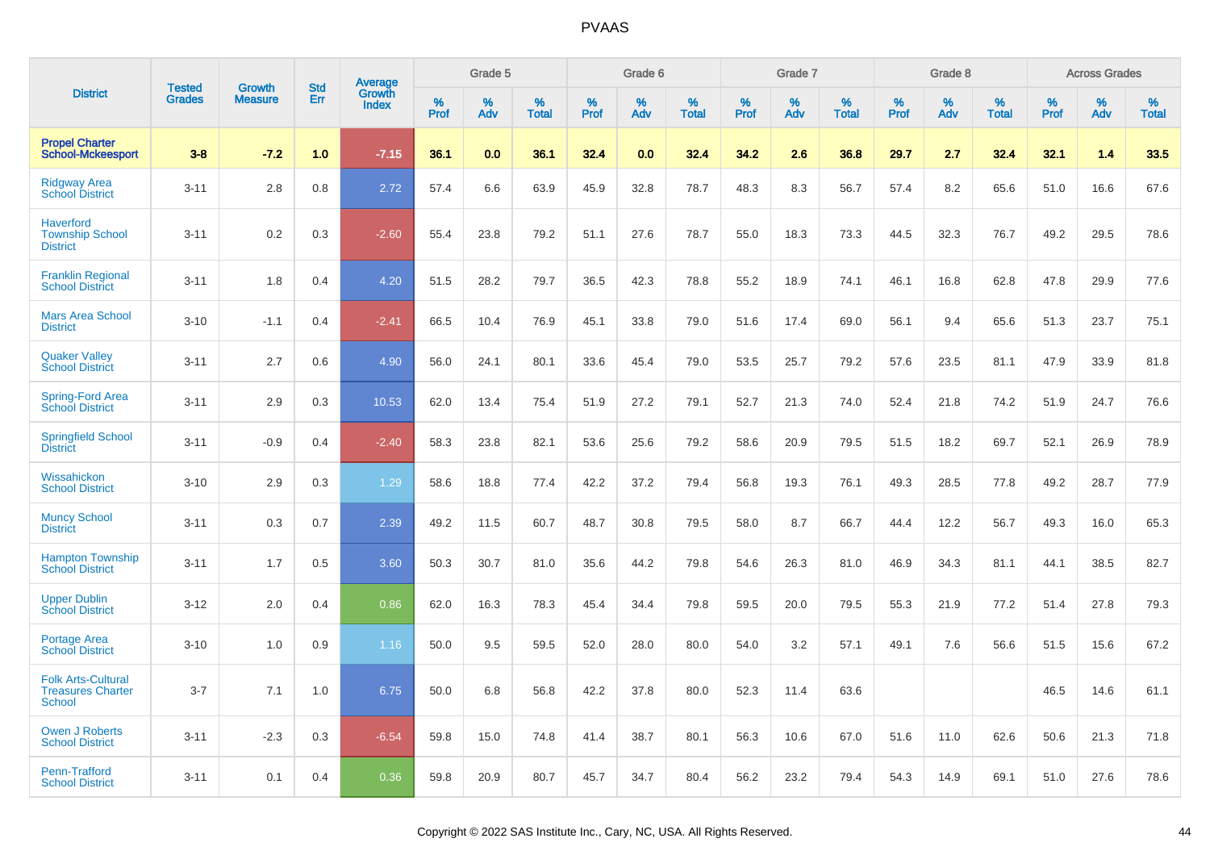| District | Tested Grades | Growth Measure | Std Err | Average Growth Index | Grade 5 | | | Grade 6 | | | Grade 7 | | | Grade 8 | | | Across Grades | | |
|---|---|---|---|---|---|---|---|---|---|---|---|---|---|---|---|---|---|---|---|
| | | | | | % Prof | % Adv | % Total | % Prof | % Adv | % Total | % Prof | % Adv | % Total | % Prof | % Adv | % Total | % Prof | % Adv | % Total |
| **Propel Charter School-Mckeesport** | **3-8** | **-7.2** | **1.0** | **-7.15** | **36.1** | **0.0** | **36.1** | **32.4** | **0.0** | **32.4** | **34.2** | **2.6** | **36.8** | **29.7** | **2.7** | **32.4** | **32.1** | **1.4** | **33.5** |
| Ridgway Area School District | 3-11 | 2.8 | 0.8 | 2.72 | 57.4 | 6.6 | 63.9 | 45.9 | 32.8 | 78.7 | 48.3 | 8.3 | 56.7 | 57.4 | 8.2 | 65.6 | 51.0 | 16.6 | 67.6 |
| Haverford Township School District | 3-11 | 0.2 | 0.3 | -2.60 | 55.4 | 23.8 | 79.2 | 51.1 | 27.6 | 78.7 | 55.0 | 18.3 | 73.3 | 44.5 | 32.3 | 76.7 | 49.2 | 29.5 | 78.6 |
| Franklin Regional School District | 3-11 | 1.8 | 0.4 | 4.20 | 51.5 | 28.2 | 79.7 | 36.5 | 42.3 | 78.8 | 55.2 | 18.9 | 74.1 | 46.1 | 16.8 | 62.8 | 47.8 | 29.9 | 77.6 |
| Mars Area School District | 3-10 | -1.1 | 0.4 | -2.41 | 66.5 | 10.4 | 76.9 | 45.1 | 33.8 | 79.0 | 51.6 | 17.4 | 69.0 | 56.1 | 9.4 | 65.6 | 51.3 | 23.7 | 75.1 |
| Quaker Valley School District | 3-11 | 2.7 | 0.6 | 4.90 | 56.0 | 24.1 | 80.1 | 33.6 | 45.4 | 79.0 | 53.5 | 25.7 | 79.2 | 57.6 | 23.5 | 81.1 | 47.9 | 33.9 | 81.8 |
| Spring-Ford Area School District | 3-11 | 2.9 | 0.3 | 10.53 | 62.0 | 13.4 | 75.4 | 51.9 | 27.2 | 79.1 | 52.7 | 21.3 | 74.0 | 52.4 | 21.8 | 74.2 | 51.9 | 24.7 | 76.6 |
| Springfield School District | 3-11 | -0.9 | 0.4 | -2.40 | 58.3 | 23.8 | 82.1 | 53.6 | 25.6 | 79.2 | 58.6 | 20.9 | 79.5 | 51.5 | 18.2 | 69.7 | 52.1 | 26.9 | 78.9 |
| Wissahickon School District | 3-10 | 2.9 | 0.3 | 1.29 | 58.6 | 18.8 | 77.4 | 42.2 | 37.2 | 79.4 | 56.8 | 19.3 | 76.1 | 49.3 | 28.5 | 77.8 | 49.2 | 28.7 | 77.9 |
| Muncy School District | 3-11 | 0.3 | 0.7 | 2.39 | 49.2 | 11.5 | 60.7 | 48.7 | 30.8 | 79.5 | 58.0 | 8.7 | 66.7 | 44.4 | 12.2 | 56.7 | 49.3 | 16.0 | 65.3 |
| Hampton Township School District | 3-11 | 1.7 | 0.5 | 3.60 | 50.3 | 30.7 | 81.0 | 35.6 | 44.2 | 79.8 | 54.6 | 26.3 | 81.0 | 46.9 | 34.3 | 81.1 | 44.1 | 38.5 | 82.7 |
| Upper Dublin School District | 3-12 | 2.0 | 0.4 | 0.86 | 62.0 | 16.3 | 78.3 | 45.4 | 34.4 | 79.8 | 59.5 | 20.0 | 79.5 | 55.3 | 21.9 | 77.2 | 51.4 | 27.8 | 79.3 |
| Portage Area School District | 3-10 | 1.0 | 0.9 | 1.16 | 50.0 | 9.5 | 59.5 | 52.0 | 28.0 | 80.0 | 54.0 | 3.2 | 57.1 | 49.1 | 7.6 | 56.6 | 51.5 | 15.6 | 67.2 |
| Folk Arts-Cultural Treasures Charter School | 3-7 | 7.1 | 1.0 | 6.75 | 50.0 | 6.8 | 56.8 | 42.2 | 37.8 | 80.0 | 52.3 | 11.4 | 63.6 | | | | 46.5 | 14.6 | 61.1 |
| Owen J Roberts School District | 3-11 | -2.3 | 0.3 | -6.54 | 59.8 | 15.0 | 74.8 | 41.4 | 38.7 | 80.1 | 56.3 | 10.6 | 67.0 | 51.6 | 11.0 | 62.6 | 50.6 | 21.3 | 71.8 |
| Penn-Trafford School District | 3-11 | 0.1 | 0.4 | 0.36 | 59.8 | 20.9 | 80.7 | 45.7 | 34.7 | 80.4 | 56.2 | 23.2 | 79.4 | 54.3 | 14.9 | 69.1 | 51.0 | 27.6 | 78.6 |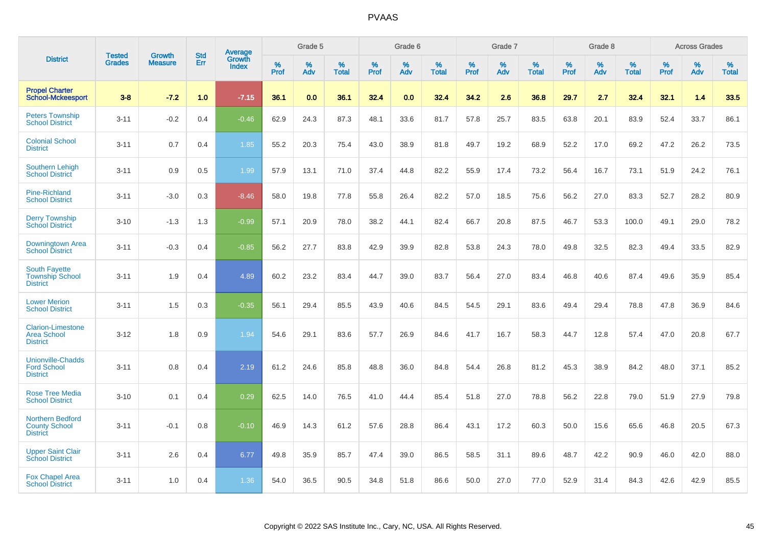| District | Tested Grades | Growth Measure | Std Err | Average Growth Index | Grade 5 | | | Grade 6 | | | Grade 7 | | | Grade 8 | | | Across Grades | | |
|---|---|---|---|---|---|---|---|---|---|---|---|---|---|---|---|---|---|---|---|
| | | | | | % Prof | % Adv | % Total | % Prof | % Adv | % Total | % Prof | % Adv | % Total | % Prof | % Adv | % Total | % Prof | % Adv | % Total |
| **Propel Charter School-Mckeesport** | **3-8** | **-7.2** | **1.0** | **-7.15** | **36.1** | **0.0** | **36.1** | **32.4** | **0.0** | **32.4** | **34.2** | **2.6** | **36.8** | **29.7** | **2.7** | **32.4** | **32.1** | **1.4** | **33.5** |
| Peters Township School District | 3-11 | -0.2 | 0.4 | -0.46 | 62.9 | 24.3 | 87.3 | 48.1 | 33.6 | 81.7 | 57.8 | 25.7 | 83.5 | 63.8 | 20.1 | 83.9 | 52.4 | 33.7 | 86.1 |
| Colonial School District | 3-11 | 0.7 | 0.4 | 1.85 | 55.2 | 20.3 | 75.4 | 43.0 | 38.9 | 81.8 | 49.7 | 19.2 | 68.9 | 52.2 | 17.0 | 69.2 | 47.2 | 26.2 | 73.5 |
| Southern Lehigh School District | 3-11 | 0.9 | 0.5 | 1.99 | 57.9 | 13.1 | 71.0 | 37.4 | 44.8 | 82.2 | 55.9 | 17.4 | 73.2 | 56.4 | 16.7 | 73.1 | 51.9 | 24.2 | 76.1 |
| Pine-Richland School District | 3-11 | -3.0 | 0.3 | -8.46 | 58.0 | 19.8 | 77.8 | 55.8 | 26.4 | 82.2 | 57.0 | 18.5 | 75.6 | 56.2 | 27.0 | 83.3 | 52.7 | 28.2 | 80.9 |
| Derry Township School District | 3-10 | -1.3 | 1.3 | -0.99 | 57.1 | 20.9 | 78.0 | 38.2 | 44.1 | 82.4 | 66.7 | 20.8 | 87.5 | 46.7 | 53.3 | 100.0 | 49.1 | 29.0 | 78.2 |
| Downingtown Area School District | 3-11 | -0.3 | 0.4 | -0.85 | 56.2 | 27.7 | 83.8 | 42.9 | 39.9 | 82.8 | 53.8 | 24.3 | 78.0 | 49.8 | 32.5 | 82.3 | 49.4 | 33.5 | 82.9 |
| South Fayette Township School District | 3-11 | 1.9 | 0.4 | 4.89 | 60.2 | 23.2 | 83.4 | 44.7 | 39.0 | 83.7 | 56.4 | 27.0 | 83.4 | 46.8 | 40.6 | 87.4 | 49.6 | 35.9 | 85.4 |
| Lower Merion School District | 3-11 | 1.5 | 0.3 | -0.35 | 56.1 | 29.4 | 85.5 | 43.9 | 40.6 | 84.5 | 54.5 | 29.1 | 83.6 | 49.4 | 29.4 | 78.8 | 47.8 | 36.9 | 84.6 |
| Clarion-Limestone Area School District | 3-12 | 1.8 | 0.9 | 1.94 | 54.6 | 29.1 | 83.6 | 57.7 | 26.9 | 84.6 | 41.7 | 16.7 | 58.3 | 44.7 | 12.8 | 57.4 | 47.0 | 20.8 | 67.7 |
| Unionville-Chadds Ford School District | 3-11 | 0.8 | 0.4 | 2.19 | 61.2 | 24.6 | 85.8 | 48.8 | 36.0 | 84.8 | 54.4 | 26.8 | 81.2 | 45.3 | 38.9 | 84.2 | 48.0 | 37.1 | 85.2 |
| Rose Tree Media School District | 3-10 | 0.1 | 0.4 | 0.29 | 62.5 | 14.0 | 76.5 | 41.0 | 44.4 | 85.4 | 51.8 | 27.0 | 78.8 | 56.2 | 22.8 | 79.0 | 51.9 | 27.9 | 79.8 |
| Northern Bedford County School District | 3-11 | -0.1 | 0.8 | -0.10 | 46.9 | 14.3 | 61.2 | 57.6 | 28.8 | 86.4 | 43.1 | 17.2 | 60.3 | 50.0 | 15.6 | 65.6 | 46.8 | 20.5 | 67.3 |
| Upper Saint Clair School District | 3-11 | 2.6 | 0.4 | 6.77 | 49.8 | 35.9 | 85.7 | 47.4 | 39.0 | 86.5 | 58.5 | 31.1 | 89.6 | 48.7 | 42.2 | 90.9 | 46.0 | 42.0 | 88.0 |
| Fox Chapel Area School District | 3-11 | 1.0 | 0.4 | 1.36 | 54.0 | 36.5 | 90.5 | 34.8 | 51.8 | 86.6 | 50.0 | 27.0 | 77.0 | 52.9 | 31.4 | 84.3 | 42.6 | 42.9 | 85.5 |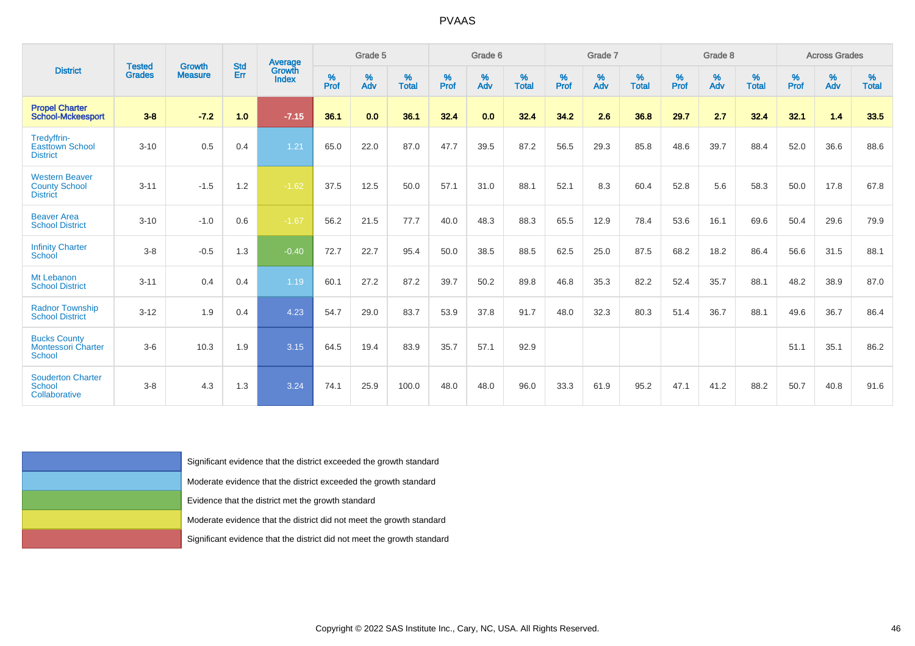# PVAAS

| District | Tested Grades | Growth Measure | Std Err | Average Growth Index | Grade 5 | | | Grade 6 | | | Grade 7 | | | Grade 8 | | | Across Grades | | |
|---|---|---|---|---|---|---|---|---|---|---|---|---|---|---|---|---|---|---|---|
| | | | | | % Prof | % Adv | % Total | % Prof | % Adv | % Total | % Prof | % Adv | % Total | % Prof | % Adv | % Total | % Prof | % Adv | % Total |
| **Propel Charter School-Mckeesport** | **3-8** | **-7.2** | **1.0** | **-7.15** | **36.1** | **0.0** | **36.1** | **32.4** | **0.0** | **32.4** | **34.2** | **2.6** | **36.8** | **29.7** | **2.7** | **32.4** | **32.1** | **1.4** | **33.5** |
| Tredyffrin-Easttown School District | 3-10 | 0.5 | 0.4 | 1.21 | 65.0 | 22.0 | 87.0 | 47.7 | 39.5 | 87.2 | 56.5 | 29.3 | 85.8 | 48.6 | 39.7 | 88.4 | 52.0 | 36.6 | 88.6 |
| Western Beaver County School District | 3-11 | -1.5 | 1.2 | -1.62 | 37.5 | 12.5 | 50.0 | 57.1 | 31.0 | 88.1 | 52.1 | 8.3 | 60.4 | 52.8 | 5.6 | 58.3 | 50.0 | 17.8 | 67.8 |
| Beaver Area School District | 3-10 | -1.0 | 0.6 | -1.67 | 56.2 | 21.5 | 77.7 | 40.0 | 48.3 | 88.3 | 65.5 | 12.9 | 78.4 | 53.6 | 16.1 | 69.6 | 50.4 | 29.6 | 79.9 |
| Infinity Charter School | 3-8 | -0.5 | 1.3 | -0.40 | 72.7 | 22.7 | 95.4 | 50.0 | 38.5 | 88.5 | 62.5 | 25.0 | 87.5 | 68.2 | 18.2 | 86.4 | 56.6 | 31.5 | 88.1 |
| Mt Lebanon School District | 3-11 | 0.4 | 0.4 | 1.19 | 60.1 | 27.2 | 87.2 | 39.7 | 50.2 | 89.8 | 46.8 | 35.3 | 82.2 | 52.4 | 35.7 | 88.1 | 48.2 | 38.9 | 87.0 |
| Radnor Township School District | 3-12 | 1.9 | 0.4 | 4.23 | 54.7 | 29.0 | 83.7 | 53.9 | 37.8 | 91.7 | 48.0 | 32.3 | 80.3 | 51.4 | 36.7 | 88.1 | 49.6 | 36.7 | 86.4 |
| Bucks County Montessori Charter School | 3-6 | 10.3 | 1.9 | 3.15 | 64.5 | 19.4 | 83.9 | 35.7 | 57.1 | 92.9 | | | | | | | 51.1 | 35.1 | 86.2 |
| Souderton Charter School Collaborative | 3-8 | 4.3 | 1.3 | 3.24 | 74.1 | 25.9 | 100.0 | 48.0 | 48.0 | 96.0 | 33.3 | 61.9 | 95.2 | 47.1 | 41.2 | 88.2 | 50.7 | 40.8 | 91.6 |

- Significant evidence that the district exceeded the growth standard
- Moderate evidence that the district exceeded the growth standard
- Evidence that the district met the growth standard
- Moderate evidence that the district did not meet the growth standard
- Significant evidence that the district did not meet the growth standard

Copyright © 2022 SAS Institute Inc., Cary, NC, USA. All Rights Reserved.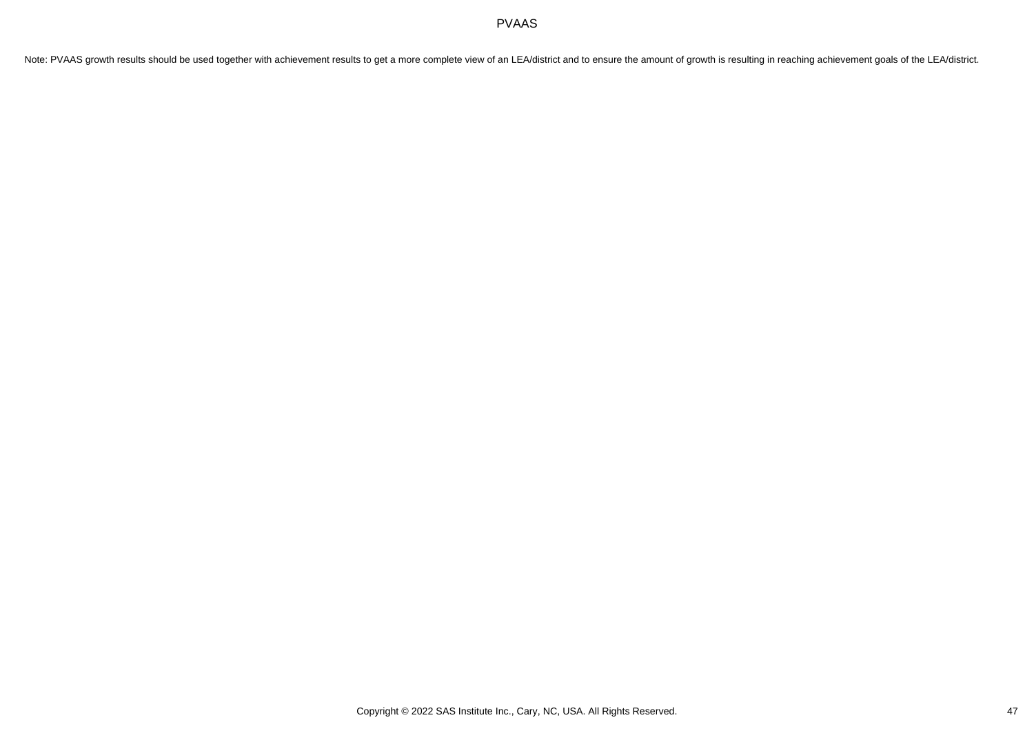Note: PVAAS growth results should be used together with achievement results to get a more complete view of an LEA/district and to ensure the amount of growth is resulting in reaching achievement goals of the LEA/district.